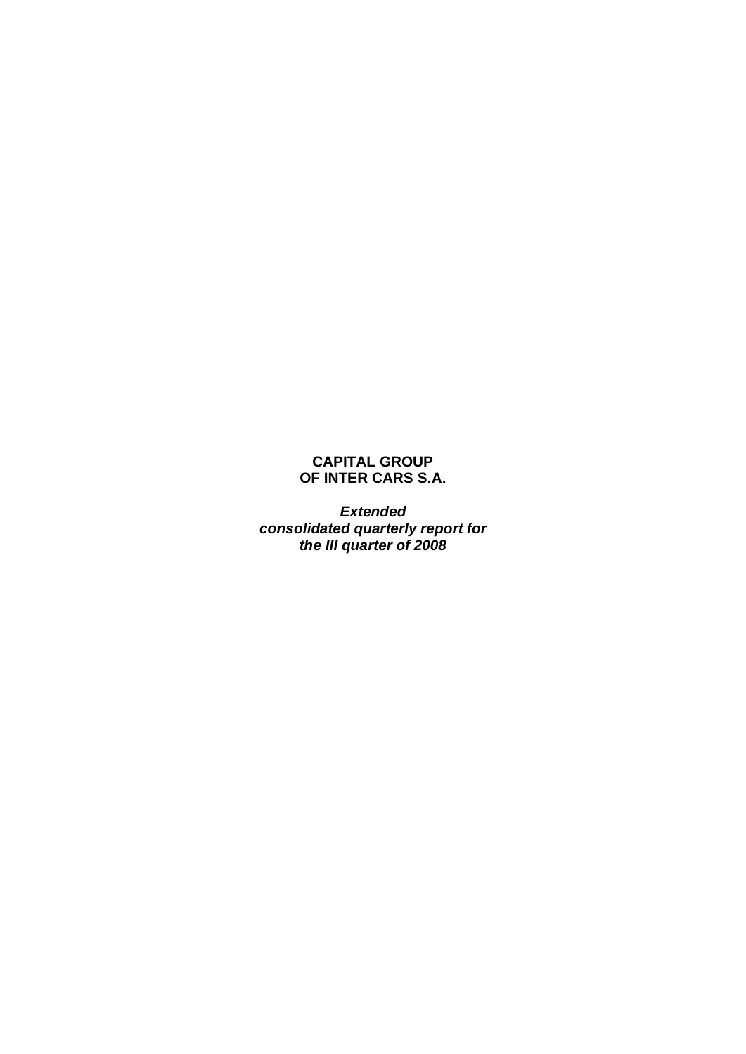**CAPITAL GROUP**
**OF INTER CARS S.A.**

***Extended***
***consolidated quarterly report for***
***the III quarter of 2008***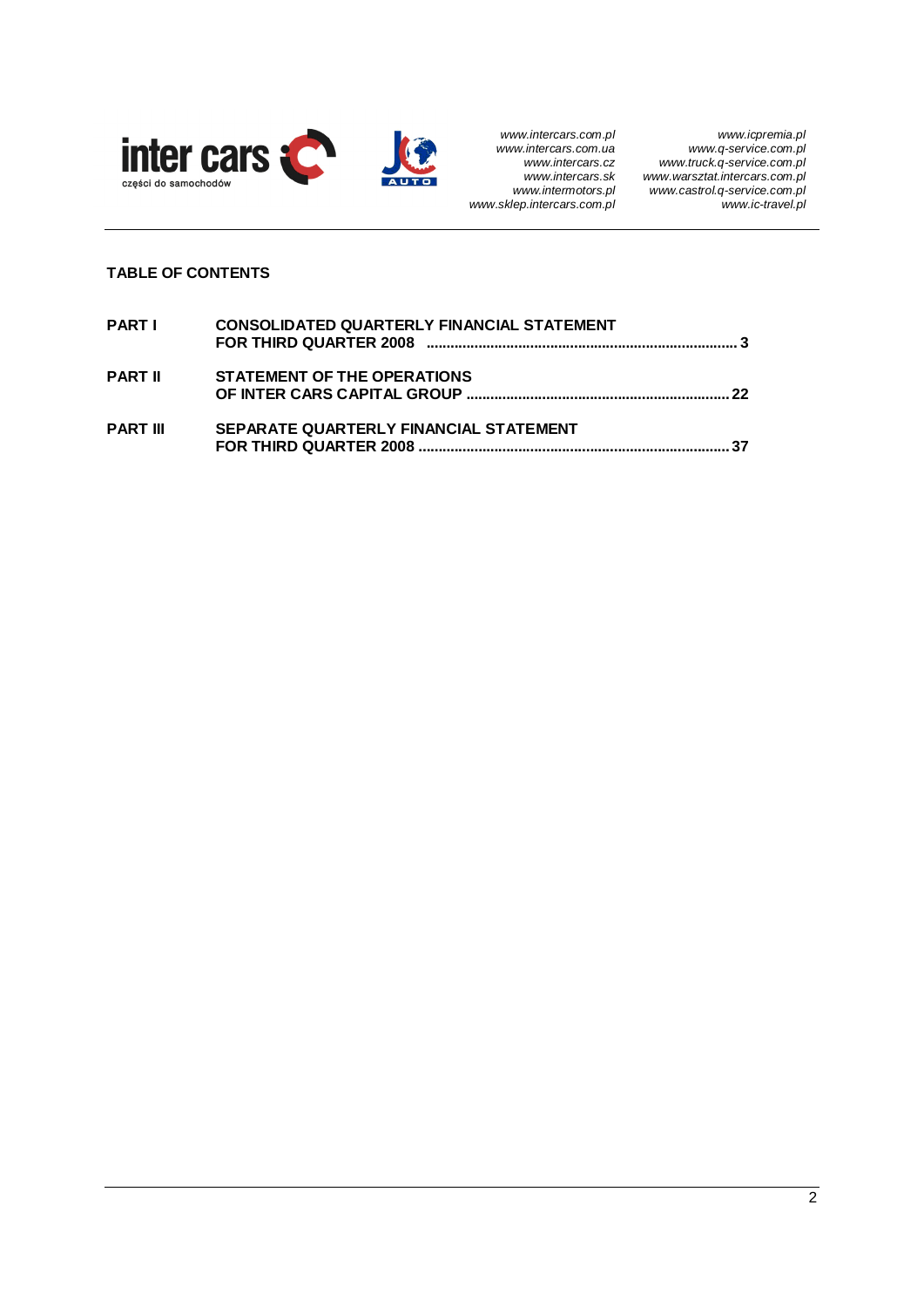**TABLE OF CONTENTS**

| | | |
|---|---|---|
| **PART I** | **CONSOLIDATED QUARTERLY FINANCIAL STATEMENT FOR THIRD QUARTER 2008** | **3** |
| **PART II** | **STATEMENT OF THE OPERATIONS OF INTER CARS CAPITAL GROUP** | **22** |
| **PART III** | **SEPARATE QUARTERLY FINANCIAL STATEMENT FOR THIRD QUARTER 2008** | **37** |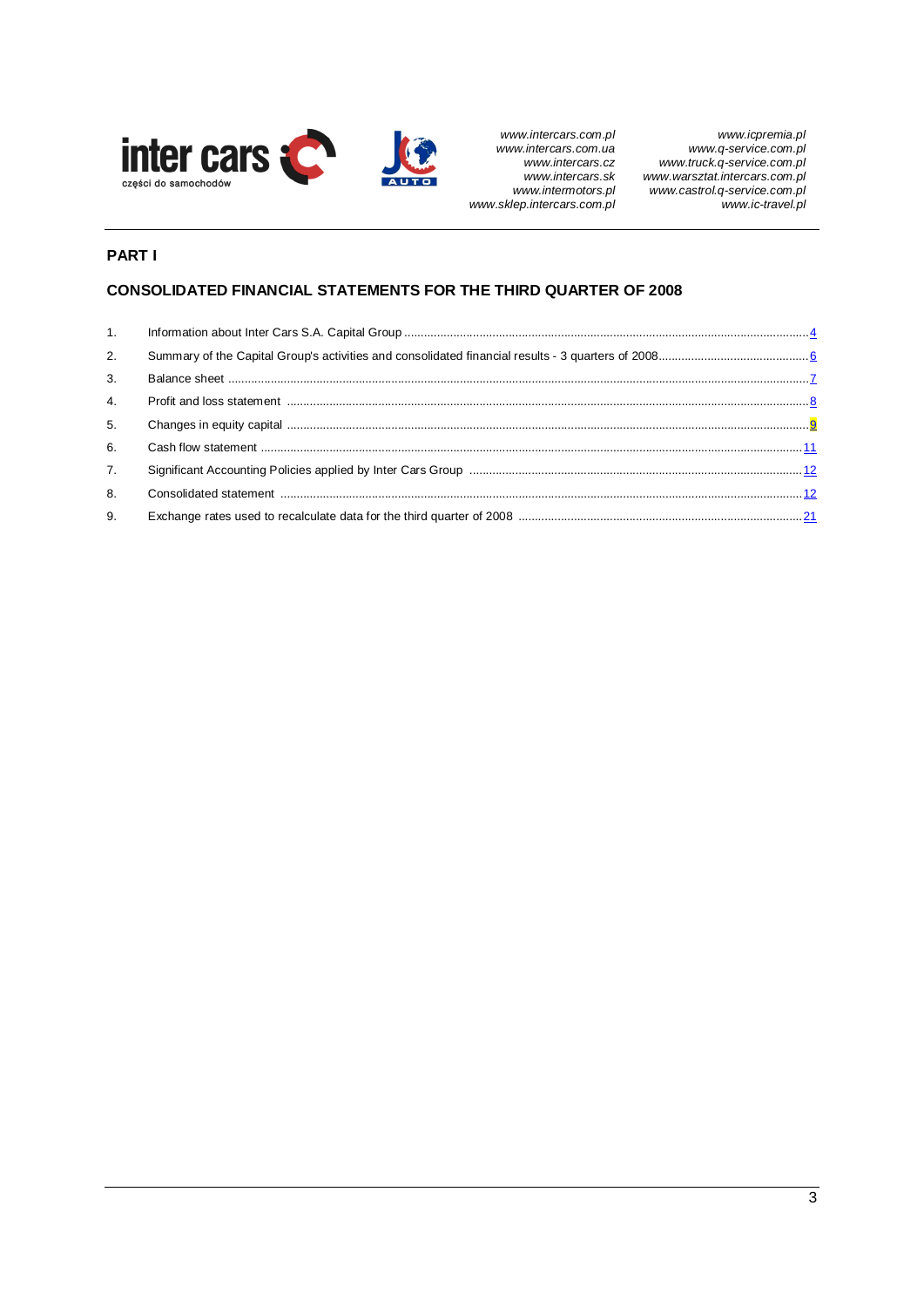## PART I

## CONSOLIDATED FINANCIAL STATEMENTS FOR THE THIRD QUARTER OF 2008

1. Information about Inter Cars S.A. Capital Group ........ 4
2. Summary of the Capital Group's activities and consolidated financial results - 3 quarters of 2008 ........ 6
3. Balance sheet ........ 7
4. Profit and loss statement ........ 8
5. Changes in equity capital ........ 9
6. Cash flow statement ........ 11
7. Significant Accounting Policies applied by Inter Cars Group ........ 12
8. Consolidated statement ........ 12
9. Exchange rates used to recalculate data for the third quarter of 2008 ........ 21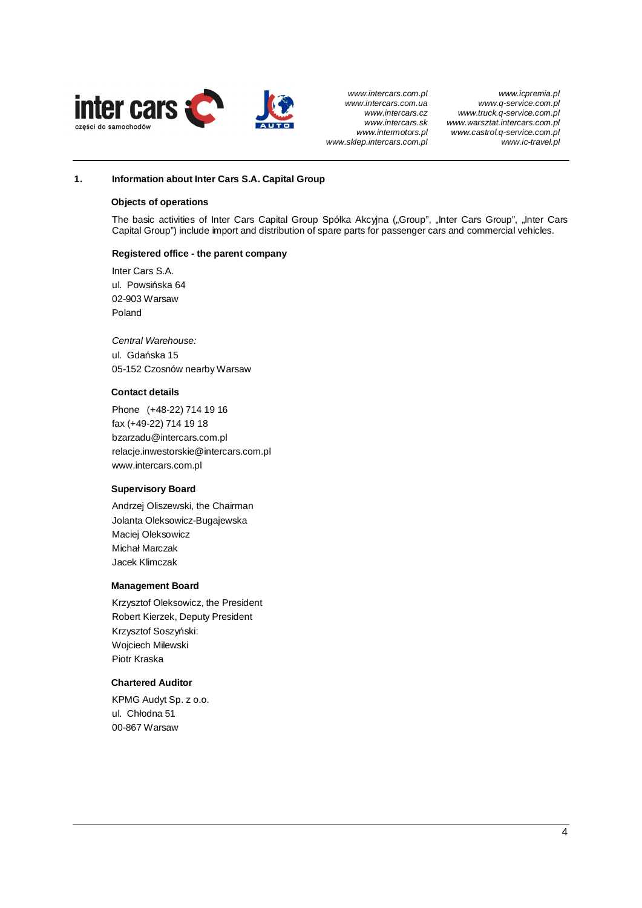## 1. Information about Inter Cars S.A. Capital Group

### Objects of operations

The basic activities of Inter Cars Capital Group Spółka Akcyjna („Group", „Inter Cars Group", „Inter Cars Capital Group") include import and distribution of spare parts for passenger cars and commercial vehicles.

### Registered office - the parent company

Inter Cars S.A.
ul. Powsińska 64
02-903 Warsaw
Poland

*Central Warehouse:*
ul. Gdańska 15
05-152 Czosnów nearby Warsaw

### Contact details

Phone (+48-22) 714 19 16
fax (+49-22) 714 19 18
bzarzadu@intercars.com.pl
relacje.inwestorskie@intercars.com.pl
www.intercars.com.pl

### Supervisory Board

Andrzej Oliszewski, the Chairman
Jolanta Oleksowicz-Bugajewska
Maciej Oleksowicz
Michał Marczak
Jacek Klimczak

### Management Board

Krzysztof Oleksowicz, the President
Robert Kierzek, Deputy President
Krzysztof Soszyński:
Wojciech Milewski
Piotr Kraska

### Chartered Auditor

KPMG Audyt Sp. z o.o.
ul. Chłodna 51
00-867 Warsaw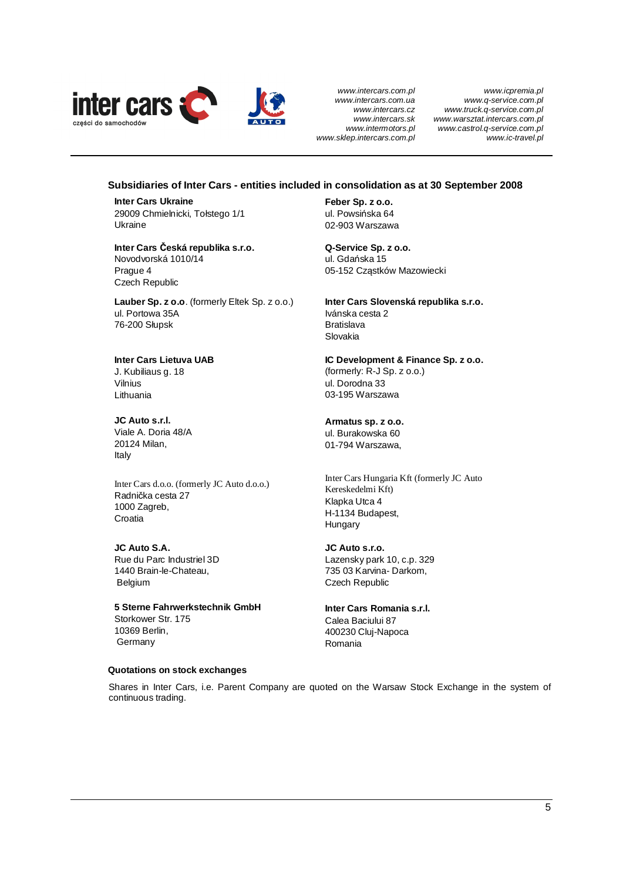## Subsidiaries of Inter Cars - entities included in consolidation as at 30 September 2008

**Inter Cars Ukraine**
29009 Chmielnicki, Tołstego 1/1
Ukraine

**Inter Cars Česká republika s.r.o.**
Novodvorská 1010/14
Prague 4
Czech Republic

**Lauber Sp. z o.o**. (formerly Eltek Sp. z o.o.)
ul. Portowa 35A
76-200 Słupsk

**Inter Cars Lietuva UAB**
J. Kubiliaus g. 18
Vilnius
Lithuania

**JC Auto s.r.l.**
Viale A. Doria 48/A
20124 Milan,
Italy

Inter Cars d.o.o. (formerly JC Auto d.o.o.)
Radnička cesta 27
1000 Zagreb,
Croatia

**JC Auto S.A.**
Rue du Parc Industriel 3D
1440 Brain-le-Chateau,
Belgium

**5 Sterne Fahrwerkstechnik GmbH**
Storkower Str. 175
10369 Berlin,
Germany

**Feber Sp. z o.o.**
ul. Powsińska 64
02-903 Warszawa

**Q-Service Sp. z o.o.**
ul. Gdańska 15
05-152 Cząstków Mazowiecki

**Inter Cars Slovenská republika s.r.o.**
Ivánska cesta 2
Bratislava
Slovakia

**IC Development & Finance Sp. z o.o.**
(formerly: R-J Sp. z o.o.)
ul. Dorodna 33
03-195 Warszawa

**Armatus sp. z o.o.**
ul. Burakowska 60
01-794 Warszawa,

Inter Cars Hungaria Kft (formerly JC Auto Kereskedelmi Kft)
Klapka Utca 4
H-1134 Budapest,
Hungary

**JC Auto s.r.o.**
Lazensky park 10, c.p. 329
735 03 Karvina- Darkom,
Czech Republic

**Inter Cars Romania s.r.l.**
Calea Baciului 87
400230 Cluj-Napoca
Romania

### Quotations on stock exchanges

Shares in Inter Cars, i.e. Parent Company are quoted on the Warsaw Stock Exchange in the system of continuous trading.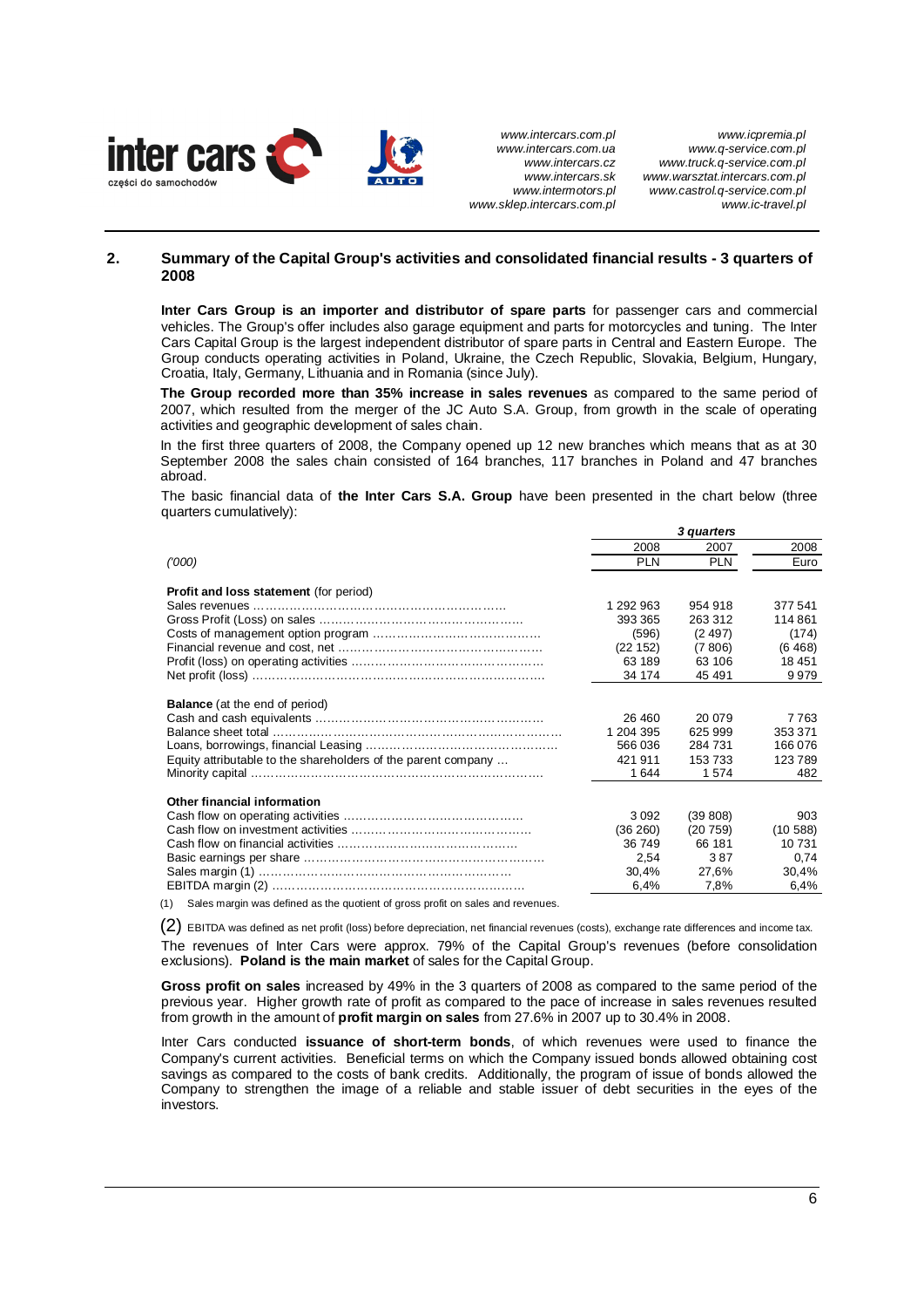## 2. Summary of the Capital Group's activities and consolidated financial results - 3 quarters of 2008

**Inter Cars Group is an importer and distributor of spare parts** for passenger cars and commercial vehicles. The Group's offer includes also garage equipment and parts for motorcycles and tuning. The Inter Cars Capital Group is the largest independent distributor of spare parts in Central and Eastern Europe. The Group conducts operating activities in Poland, Ukraine, the Czech Republic, Slovakia, Belgium, Hungary, Croatia, Italy, Germany, Lithuania and in Romania (since July).

**The Group recorded more than 35% increase in sales revenues** as compared to the same period of 2007, which resulted from the merger of the JC Auto S.A. Group, from growth in the scale of operating activities and geographic development of sales chain.

In the first three quarters of 2008, the Company opened up 12 new branches which means that as at 30 September 2008 the sales chain consisted of 164 branches, 117 branches in Poland and 47 branches abroad.

The basic financial data of **the Inter Cars S.A. Group** have been presented in the chart below (three quarters cumulatively):

| | 3 quarters | | |
|---|---|---|---|
| | 2008 | 2007 | 2008 |
| *('000)* | PLN | PLN | Euro |
| **Profit and loss statement** (for period) | | | |
| Sales revenues | 1 292 963 | 954 918 | 377 541 |
| Gross Profit (Loss) on sales | 393 365 | 263 312 | 114 861 |
| Costs of management option program | (596) | (2 497) | (174) |
| Financial revenue and cost, net | (22 152) | (7 806) | (6 468) |
| Profit (loss) on operating activities | 63 189 | 63 106 | 18 451 |
| Net profit (loss) | 34 174 | 45 491 | 9 979 |
| **Balance** (at the end of period) | | | |
| Cash and cash equivalents | 26 460 | 20 079 | 7 763 |
| Balance sheet total | 1 204 395 | 625 999 | 353 371 |
| Loans, borrowings, financial Leasing | 566 036 | 284 731 | 166 076 |
| Equity attributable to the shareholders of the parent company | 421 911 | 153 733 | 123 789 |
| Minority capital | 1 644 | 1 574 | 482 |
| **Other financial information** | | | |
| Cash flow on operating activities | 3 092 | (39 808) | 903 |
| Cash flow on investment activities | (36 260) | (20 759) | (10 588) |
| Cash flow on financial activities | 36 749 | 66 181 | 10 731 |
| Basic earnings per share | 2,54 | 3 87 | 0,74 |
| Sales margin (1) | 30,4% | 27,6% | 30,4% |
| EBITDA margin (2) | 6,4% | 7,8% | 6,4% |

(1) Sales margin was defined as the quotient of gross profit on sales and revenues.

(2) EBITDA was defined as net profit (loss) before depreciation, net financial revenues (costs), exchange rate differences and income tax.

The revenues of Inter Cars were approx. 79% of the Capital Group's revenues (before consolidation exclusions). **Poland is the main market** of sales for the Capital Group.

**Gross profit on sales** increased by 49% in the 3 quarters of 2008 as compared to the same period of the previous year. Higher growth rate of profit as compared to the pace of increase in sales revenues resulted from growth in the amount of **profit margin on sales** from 27.6% in 2007 up to 30.4% in 2008.

Inter Cars conducted **issuance of short-term bonds**, of which revenues were used to finance the Company's current activities. Beneficial terms on which the Company issued bonds allowed obtaining cost savings as compared to the costs of bank credits. Additionally, the program of issue of bonds allowed the Company to strengthen the image of a reliable and stable issuer of debt securities in the eyes of the investors.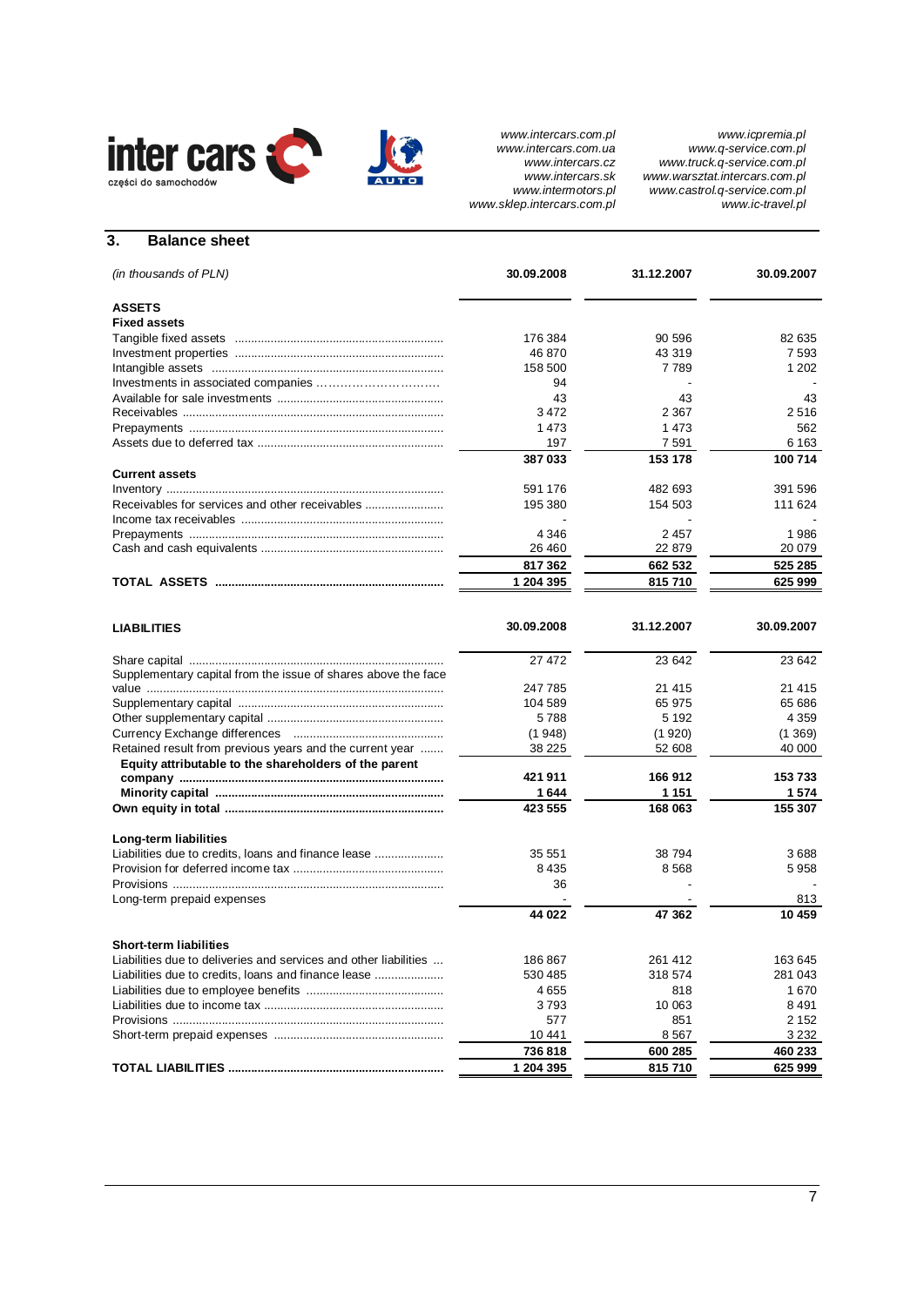## 3. Balance sheet

| *(in thousands of PLN)* | 30.09.2008 | 31.12.2007 | 30.09.2007 |
|---|---|---|---|
| **ASSETS** | | | |
| **Fixed assets** | | | |
| Tangible fixed assets | 176 384 | 90 596 | 82 635 |
| Investment properties | 46 870 | 43 319 | 7 593 |
| Intangible assets | 158 500 | 7 789 | 1 202 |
| Investments in associated companies | 94 | - | - |
| Available for sale investments | 43 | 43 | 43 |
| Receivables | 3 472 | 2 367 | 2 516 |
| Prepayments | 1 473 | 1 473 | 562 |
| Assets due to deferred tax | 197 | 7 591 | 6 163 |
| | **387 033** | **153 178** | **100 714** |
| **Current assets** | | | |
| Inventory | 591 176 | 482 693 | 391 596 |
| Receivables for services and other receivables | 195 380 | 154 503 | 111 624 |
| Income tax receivables | - | - | - |
| Prepayments | 4 346 | 2 457 | 1 986 |
| Cash and cash equivalents | 26 460 | 22 879 | 20 079 |
| | **817 362** | **662 532** | **525 285** |
| **TOTAL ASSETS** | **1 204 395** | **815 710** | **625 999** |

| **LIABILITIES** | 30.09.2008 | 31.12.2007 | 30.09.2007 |
|---|---|---|---|
| Share capital | 27 472 | 23 642 | 23 642 |
| Supplementary capital from the issue of shares above the face value | 247 785 | 21 415 | 21 415 |
| Supplementary capital | 104 589 | 65 975 | 65 686 |
| Other supplementary capital | 5 788 | 5 192 | 4 359 |
| Currency Exchange differences | (1 948) | (1 920) | (1 369) |
| Retained result from previous years and the current year | 38 225 | 52 608 | 40 000 |
| **Equity attributable to the shareholders of the parent company** | **421 911** | **166 912** | **153 733** |
| **Minority capital** | **1 644** | **1 151** | **1 574** |
| **Own equity in total** | **423 555** | **168 063** | **155 307** |
| **Long-term liabilities** | | | |
| Liabilities due to credits, loans and finance lease | 35 551 | 38 794 | 3 688 |
| Provision for deferred income tax | 8 435 | 8 568 | 5 958 |
| Provisions | 36 | - | - |
| Long-term prepaid expenses | - | - | 813 |
| | **44 022** | **47 362** | **10 459** |
| **Short-term liabilities** | | | |
| Liabilities due to deliveries and services and other liabilities | 186 867 | 261 412 | 163 645 |
| Liabilities due to credits, loans and finance lease | 530 485 | 318 574 | 281 043 |
| Liabilities due to employee benefits | 4 655 | 818 | 1 670 |
| Liabilities due to income tax | 3 793 | 10 063 | 8 491 |
| Provisions | 577 | 851 | 2 152 |
| Short-term prepaid expenses | 10 441 | 8 567 | 3 232 |
| | **736 818** | **600 285** | **460 233** |
| **TOTAL LIABILITIES** | **1 204 395** | **815 710** | **625 999** |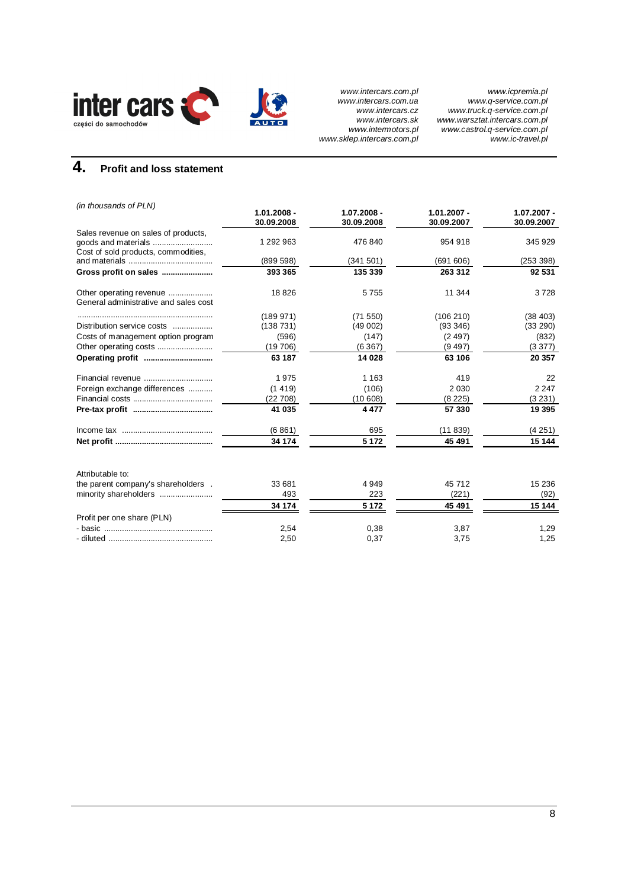## 4. Profit and loss statement

*(in thousands of PLN)*

| | 1.01.2008 - 30.09.2008 | 1.07.2008 - 30.09.2008 | 1.01.2007 - 30.09.2007 | 1.07.2007 - 30.09.2007 |
|---|---|---|---|---|
| Sales revenue on sales of products, goods and materials | 1 292 963 | 476 840 | 954 918 | 345 929 |
| Cost of sold products, commodities, and materials | (899 598) | (341 501) | (691 606) | (253 398) |
| **Gross profit on sales** | **393 365** | **135 339** | **263 312** | **92 531** |
| Other operating revenue | 18 826 | 5 755 | 11 344 | 3 728 |
| General administrative and sales cost | (189 971) | (71 550) | (106 210) | (38 403) |
| Distribution service costs | (138 731) | (49 002) | (93 346) | (33 290) |
| Costs of management option program | (596) | (147) | (2 497) | (832) |
| Other operating costs | (19 706) | (6 367) | (9 497) | (3 377) |
| **Operating profit** | **63 187** | **14 028** | **63 106** | **20 357** |
| Financial revenue | 1 975 | 1 163 | 419 | 22 |
| Foreign exchange differences | (1 419) | (106) | 2 030 | 2 247 |
| Financial costs | (22 708) | (10 608) | (8 225) | (3 231) |
| **Pre-tax profit** | **41 035** | **4 477** | **57 330** | **19 395** |
| Income tax | (6 861) | 695 | (11 839) | (4 251) |
| **Net profit** | **34 174** | **5 172** | **45 491** | **15 144** |
| Attributable to: | | | | |
| the parent company's shareholders | 33 681 | 4 949 | 45 712 | 15 236 |
| minority shareholders | 493 | 223 | (221) | (92) |
| | **34 174** | **5 172** | **45 491** | **15 144** |
| Profit per one share (PLN) | | | | |
| - basic | 2,54 | 0,38 | 3,87 | 1,29 |
| - diluted | 2,50 | 0,37 | 3,75 | 1,25 |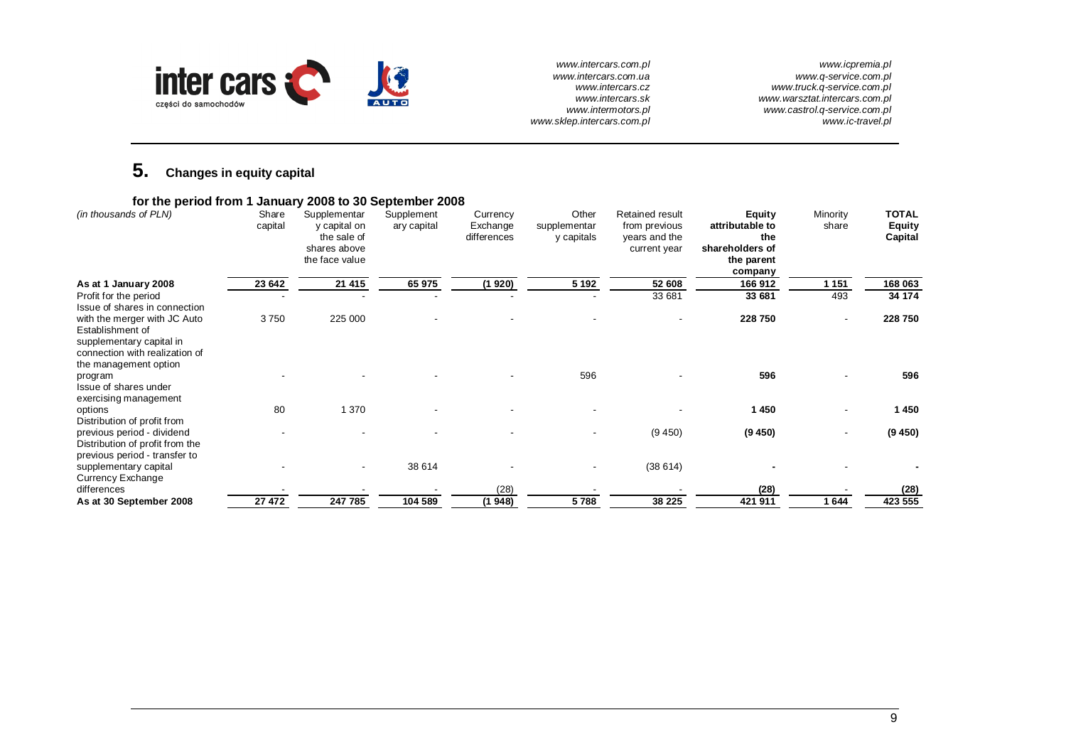## 5. Changes in equity capital

### for the period from 1 January 2008 to 30 September 2008

| *(in thousands of PLN)* | Share capital | Supplementary capital on the sale of shares above the face value | Supplementary capital | Currency Exchange differences | Other supplementary capitals | Retained result from previous years and the current year | **Equity attributable to the shareholders of the parent company** | Minority share | **TOTAL Equity Capital** |
|---|---|---|---|---|---|---|---|---|---|
| **As at 1 January 2008** | **23 642** | **21 415** | **65 975** | **(1 920)** | **5 192** | **52 608** | **166 912** | **1 151** | **168 063** |
| Profit for the period | - | - | - | - | - | 33 681 | **33 681** | 493 | **34 174** |
| Issue of shares in connection with the merger with JC Auto | 3 750 | 225 000 | - | - | - | - | **228 750** | - | **228 750** |
| Establishment of supplementary capital in connection with realization of the management option program | - | - | - | - | 596 | - | **596** | - | **596** |
| Issue of shares under exercising management options | 80 | 1 370 | - | - | - | - | **1 450** | - | **1 450** |
| Distribution of profit from previous period - dividend | - | - | - | - | - | (9 450) | **(9 450)** | - | **(9 450)** |
| Distribution of profit from the previous period - transfer to supplementary capital | - | - | 38 614 | - | - | (38 614) | **-** | - | **-** |
| Currency Exchange differences | - | - | - | (28) | - | - | **(28)** | - | **(28)** |
| **As at 30 September 2008** | **27 472** | **247 785** | **104 589** | **(1 948)** | **5 788** | **38 225** | **421 911** | **1 644** | **423 555** |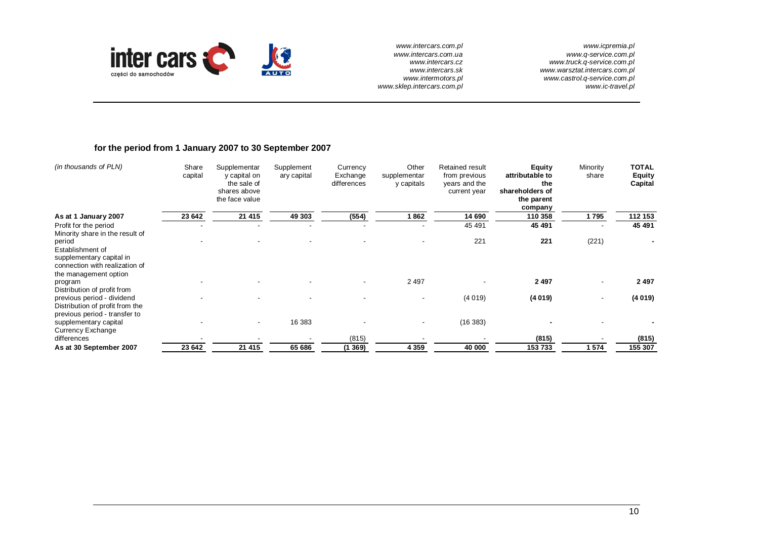**for the period from 1 January 2007 to 30 September 2007**

| *(in thousands of PLN)* | Share capital | Supplementary capital on the sale of shares above the face value | Supplementary capital | Currency Exchange differences | Other supplementary capitals | Retained result from previous years and the current year | **Equity attributable to the shareholders of the parent company** | Minority share | **TOTAL Equity Capital** |
|---|---|---|---|---|---|---|---|---|---|
| **As at 1 January 2007** | **23 642** | **21 415** | **49 303** | **(554)** | **1 862** | **14 690** | **110 358** | **1 795** | **112 153** |
| Profit for the period | - | - | - | - | - | 45 491 | **45 491** | - | **45 491** |
| Minority share in the result of period | - | - | - | - | - | 221 | **221** | (221) | **-** |
| Establishment of supplementary capital in connection with realization of the management option program | - | - | - | - | 2 497 | - | **2 497** | - | **2 497** |
| Distribution of profit from previous period - dividend | - | - | - | - | - | (4 019) | **(4 019)** | - | **(4 019)** |
| Distribution of profit from the previous period - transfer to supplementary capital | - | - | 16 383 | - | - | (16 383) | **-** | - | **-** |
| Currency Exchange differences | - | - | - | (815) | - | - | **(815)** | - | **(815)** |
| **As at 30 September 2007** | **23 642** | **21 415** | **65 686** | **(1 369)** | **4 359** | **40 000** | **153 733** | **1 574** | **155 307** |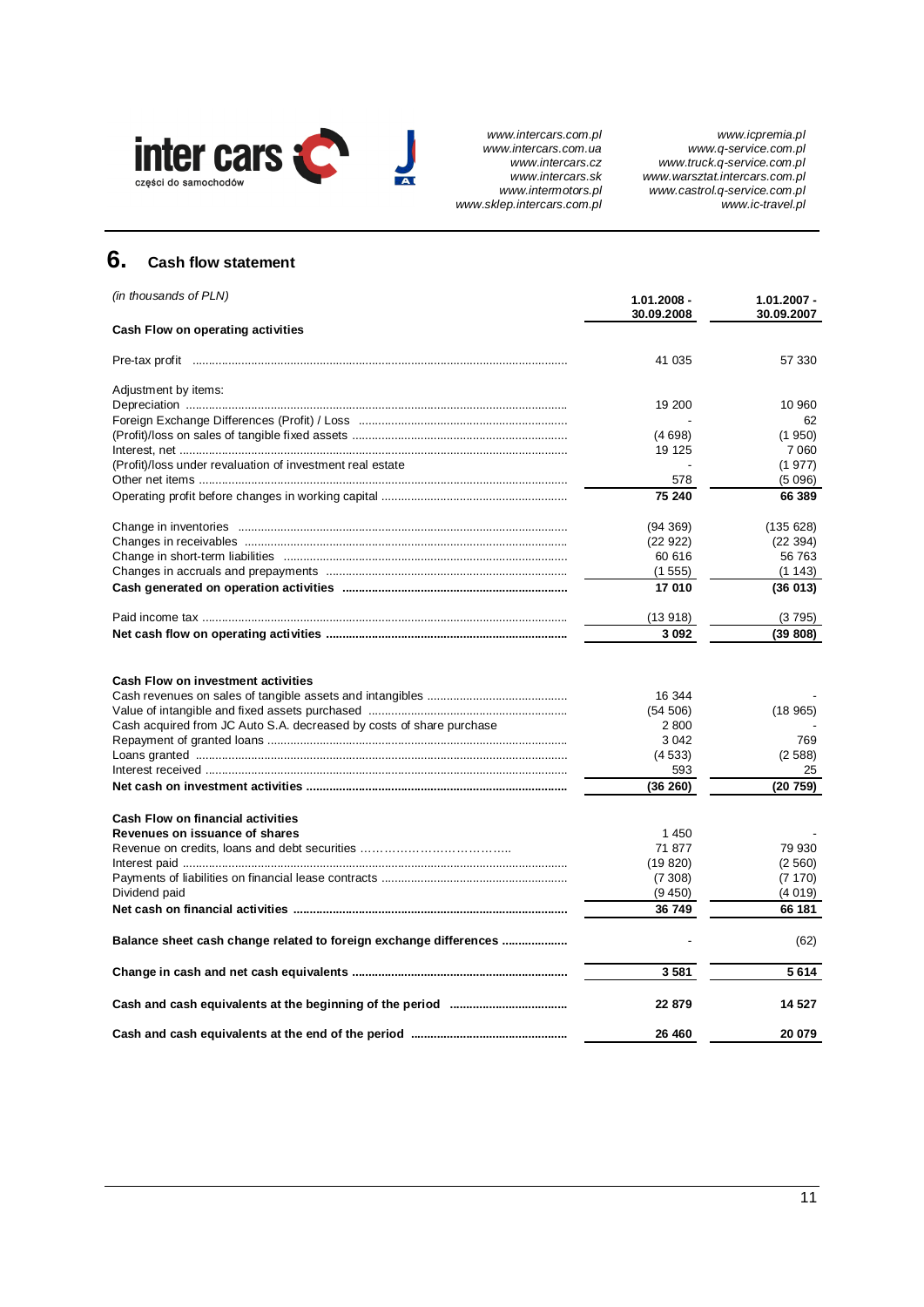## 6. Cash flow statement

| *(in thousands of PLN)* | 1.01.2008 - 30.09.2008 | 1.01.2007 - 30.09.2007 |
|---|---|---|
| **Cash Flow on operating activities** | | |
| Pre-tax profit | 41 035 | 57 330 |
| Adjustment by items: | | |
| Depreciation | 19 200 | 10 960 |
| Foreign Exchange Differences (Profit) / Loss | - | 62 |
| (Profit)/loss on sales of tangible fixed assets | (4 698) | (1 950) |
| Interest, net | 19 125 | 7 060 |
| (Profit)/loss under revaluation of investment real estate | - | (1 977) |
| Other net items | 578 | (5 096) |
| Operating profit before changes in working capital | **75 240** | **66 389** |
| Change in inventories | (94 369) | (135 628) |
| Changes in receivables | (22 922) | (22 394) |
| Change in short-term liabilities | 60 616 | 56 763 |
| Changes in accruals and prepayments | (1 555) | (1 143) |
| **Cash generated on operation activities** | **17 010** | **(36 013)** |
| Paid income tax | (13 918) | (3 795) |
| **Net cash flow on operating activities** | **3 092** | **(39 808)** |
| **Cash Flow on investment activities** | | |
| Cash revenues on sales of tangible assets and intangibles | 16 344 | - |
| Value of intangible and fixed assets purchased | (54 506) | (18 965) |
| Cash acquired from JC Auto S.A. decreased by costs of share purchase | 2 800 | - |
| Repayment of granted loans | 3 042 | 769 |
| Loans granted | (4 533) | (2 588) |
| Interest received | 593 | 25 |
| **Net cash on investment activities** | **(36 260)** | **(20 759)** |
| **Cash Flow on financial activities** | | |
| **Revenues on issuance of shares** | 1 450 | - |
| Revenue on credits, loans and debt securities | 71 877 | 79 930 |
| Interest paid | (19 820) | (2 560) |
| Payments of liabilities on financial lease contracts | (7 308) | (7 170) |
| Dividend paid | (9 450) | (4 019) |
| **Net cash on financial activities** | **36 749** | **66 181** |
| **Balance sheet cash change related to foreign exchange differences** | - | (62) |
| **Change in cash and net cash equivalents** | **3 581** | **5 614** |
| **Cash and cash equivalents at the beginning of the period** | **22 879** | **14 527** |
| **Cash and cash equivalents at the end of the period** | **26 460** | **20 079** |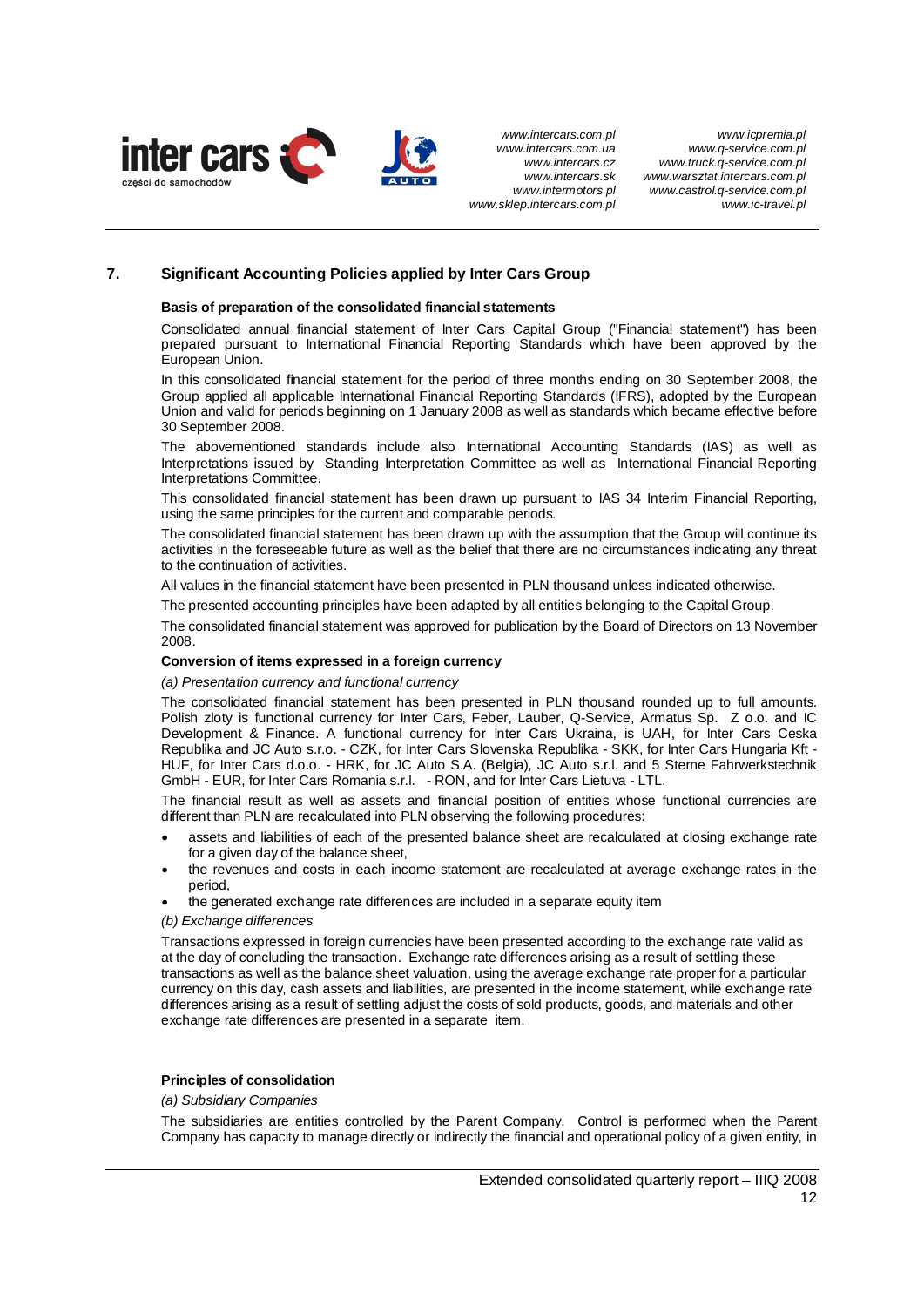## 7. Significant Accounting Policies applied by Inter Cars Group

**Basis of preparation of the consolidated financial statements**

Consolidated annual financial statement of Inter Cars Capital Group ("Financial statement") has been prepared pursuant to International Financial Reporting Standards which have been approved by the European Union.

In this consolidated financial statement for the period of three months ending on 30 September 2008, the Group applied all applicable International Financial Reporting Standards (IFRS), adopted by the European Union and valid for periods beginning on 1 January 2008 as well as standards which became effective before 30 September 2008.

The abovementioned standards include also International Accounting Standards (IAS) as well as Interpretations issued by Standing Interpretation Committee as well as International Financial Reporting Interpretations Committee.

This consolidated financial statement has been drawn up pursuant to IAS 34 Interim Financial Reporting, using the same principles for the current and comparable periods.

The consolidated financial statement has been drawn up with the assumption that the Group will continue its activities in the foreseeable future as well as the belief that there are no circumstances indicating any threat to the continuation of activities.

All values in the financial statement have been presented in PLN thousand unless indicated otherwise.

The presented accounting principles have been adapted by all entities belonging to the Capital Group.

The consolidated financial statement was approved for publication by the Board of Directors on 13 November 2008.

**Conversion of items expressed in a foreign currency**

*(a) Presentation currency and functional currency*

The consolidated financial statement has been presented in PLN thousand rounded up to full amounts. Polish zloty is functional currency for Inter Cars, Feber, Lauber, Q-Service, Armatus Sp. Z o.o. and IC Development & Finance. A functional currency for Inter Cars Ukraina, is UAH, for Inter Cars Ceska Republika and JC Auto s.r.o. - CZK, for Inter Cars Slovenska Republika - SKK, for Inter Cars Hungaria Kft - HUF, for Inter Cars d.o.o. - HRK, for JC Auto S.A. (Belgia), JC Auto s.r.l. and 5 Sterne Fahrwerkstechnik GmbH - EUR, for Inter Cars Romania s.r.l. - RON, and for Inter Cars Lietuva - LTL.

The financial result as well as assets and financial position of entities whose functional currencies are different than PLN are recalculated into PLN observing the following procedures:

- assets and liabilities of each of the presented balance sheet are recalculated at closing exchange rate for a given day of the balance sheet,
- the revenues and costs in each income statement are recalculated at average exchange rates in the period,
- the generated exchange rate differences are included in a separate equity item

*(b) Exchange differences*

Transactions expressed in foreign currencies have been presented according to the exchange rate valid as at the day of concluding the transaction. Exchange rate differences arising as a result of settling these transactions as well as the balance sheet valuation, using the average exchange rate proper for a particular currency on this day, cash assets and liabilities, are presented in the income statement, while exchange rate differences arising as a result of settling adjust the costs of sold products, goods, and materials and other exchange rate differences are presented in a separate item.

**Principles of consolidation**

*(a) Subsidiary Companies*

The subsidiaries are entities controlled by the Parent Company. Control is performed when the Parent Company has capacity to manage directly or indirectly the financial and operational policy of a given entity, in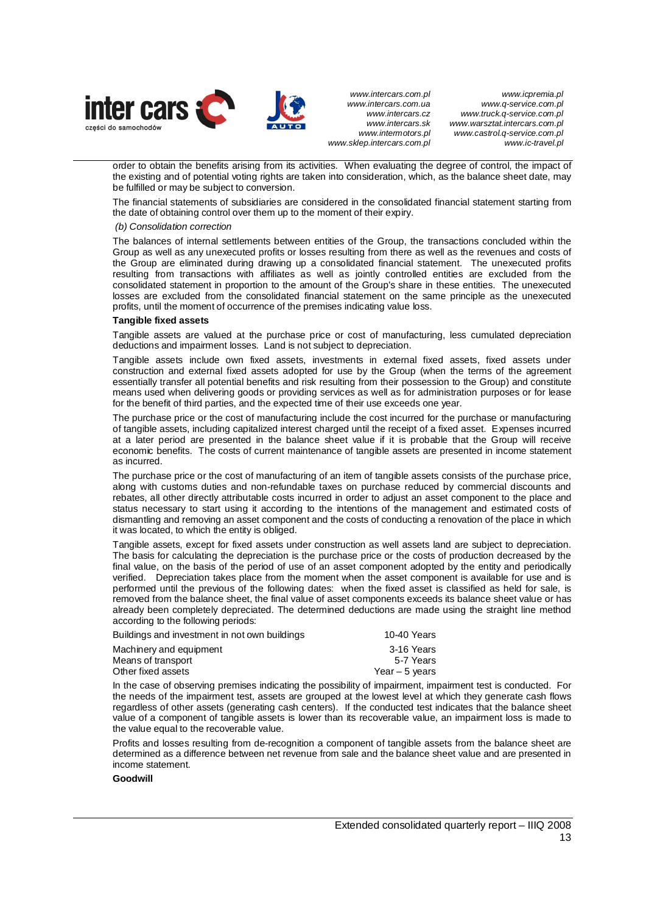order to obtain the benefits arising from its activities. When evaluating the degree of control, the impact of the existing and of potential voting rights are taken into consideration, which, as the balance sheet date, may be fulfilled or may be subject to conversion.

The financial statements of subsidiaries are considered in the consolidated financial statement starting from the date of obtaining control over them up to the moment of their expiry.

*(b) Consolidation correction*

The balances of internal settlements between entities of the Group, the transactions concluded within the Group as well as any unexecuted profits or losses resulting from there as well as the revenues and costs of the Group are eliminated during drawing up a consolidated financial statement. The unexecuted profits resulting from transactions with affiliates as well as jointly controlled entities are excluded from the consolidated statement in proportion to the amount of the Group's share in these entities. The unexecuted losses are excluded from the consolidated financial statement on the same principle as the unexecuted profits, until the moment of occurrence of the premises indicating value loss.

**Tangible fixed assets**

Tangible assets are valued at the purchase price or cost of manufacturing, less cumulated depreciation deductions and impairment losses. Land is not subject to depreciation.

Tangible assets include own fixed assets, investments in external fixed assets, fixed assets under construction and external fixed assets adopted for use by the Group (when the terms of the agreement essentially transfer all potential benefits and risk resulting from their possession to the Group) and constitute means used when delivering goods or providing services as well as for administration purposes or for lease for the benefit of third parties, and the expected time of their use exceeds one year.

The purchase price or the cost of manufacturing include the cost incurred for the purchase or manufacturing of tangible assets, including capitalized interest charged until the receipt of a fixed asset. Expenses incurred at a later period are presented in the balance sheet value if it is probable that the Group will receive economic benefits. The costs of current maintenance of tangible assets are presented in income statement as incurred.

The purchase price or the cost of manufacturing of an item of tangible assets consists of the purchase price, along with customs duties and non-refundable taxes on purchase reduced by commercial discounts and rebates, all other directly attributable costs incurred in order to adjust an asset component to the place and status necessary to start using it according to the intentions of the management and estimated costs of dismantling and removing an asset component and the costs of conducting a renovation of the place in which it was located, to which the entity is obliged.

Tangible assets, except for fixed assets under construction as well assets land are subject to depreciation. The basis for calculating the depreciation is the purchase price or the costs of production decreased by the final value, on the basis of the period of use of an asset component adopted by the entity and periodically verified. Depreciation takes place from the moment when the asset component is available for use and is performed until the previous of the following dates: when the fixed asset is classified as held for sale, is removed from the balance sheet, the final value of asset components exceeds its balance sheet value or has already been completely depreciated. The determined deductions are made using the straight line method according to the following periods:

| | |
|---|---|
| Buildings and investment in not own buildings | 10-40 Years |
| Machinery and equipment | 3-16 Years |
| Means of transport | 5-7 Years |
| Other fixed assets | Year – 5 years |

In the case of observing premises indicating the possibility of impairment, impairment test is conducted. For the needs of the impairment test, assets are grouped at the lowest level at which they generate cash flows regardless of other assets (generating cash centers). If the conducted test indicates that the balance sheet value of a component of tangible assets is lower than its recoverable value, an impairment loss is made to the value equal to the recoverable value.

Profits and losses resulting from de-recognition a component of tangible assets from the balance sheet are determined as a difference between net revenue from sale and the balance sheet value and are presented in income statement.

**Goodwill**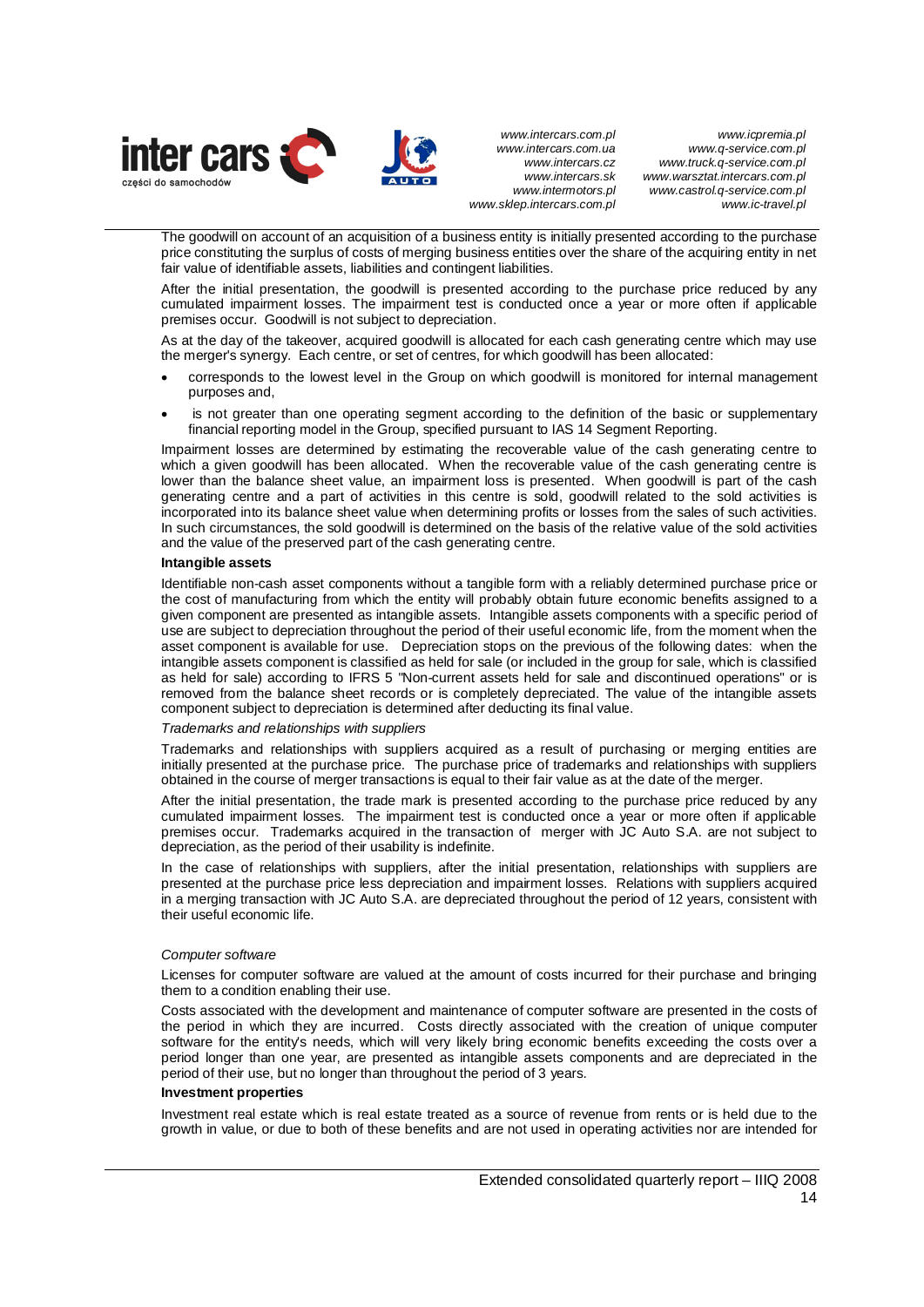The goodwill on account of an acquisition of a business entity is initially presented according to the purchase price constituting the surplus of costs of merging business entities over the share of the acquiring entity in net fair value of identifiable assets, liabilities and contingent liabilities.

After the initial presentation, the goodwill is presented according to the purchase price reduced by any cumulated impairment losses. The impairment test is conducted once a year or more often if applicable premises occur. Goodwill is not subject to depreciation.

As at the day of the takeover, acquired goodwill is allocated for each cash generating centre which may use the merger's synergy. Each centre, or set of centres, for which goodwill has been allocated:

- corresponds to the lowest level in the Group on which goodwill is monitored for internal management purposes and,
- is not greater than one operating segment according to the definition of the basic or supplementary financial reporting model in the Group, specified pursuant to IAS 14 Segment Reporting.

Impairment losses are determined by estimating the recoverable value of the cash generating centre to which a given goodwill has been allocated. When the recoverable value of the cash generating centre is lower than the balance sheet value, an impairment loss is presented. When goodwill is part of the cash generating centre and a part of activities in this centre is sold, goodwill related to the sold activities is incorporated into its balance sheet value when determining profits or losses from the sales of such activities. In such circumstances, the sold goodwill is determined on the basis of the relative value of the sold activities and the value of the preserved part of the cash generating centre.

**Intangible assets**

Identifiable non-cash asset components without a tangible form with a reliably determined purchase price or the cost of manufacturing from which the entity will probably obtain future economic benefits assigned to a given component are presented as intangible assets. Intangible assets components with a specific period of use are subject to depreciation throughout the period of their useful economic life, from the moment when the asset component is available for use. Depreciation stops on the previous of the following dates: when the intangible assets component is classified as held for sale (or included in the group for sale, which is classified as held for sale) according to IFRS 5 "Non-current assets held for sale and discontinued operations" or is removed from the balance sheet records or is completely depreciated. The value of the intangible assets component subject to depreciation is determined after deducting its final value.

*Trademarks and relationships with suppliers*

Trademarks and relationships with suppliers acquired as a result of purchasing or merging entities are initially presented at the purchase price. The purchase price of trademarks and relationships with suppliers obtained in the course of merger transactions is equal to their fair value as at the date of the merger.

After the initial presentation, the trade mark is presented according to the purchase price reduced by any cumulated impairment losses. The impairment test is conducted once a year or more often if applicable premises occur. Trademarks acquired in the transaction of merger with JC Auto S.A. are not subject to depreciation, as the period of their usability is indefinite.

In the case of relationships with suppliers, after the initial presentation, relationships with suppliers are presented at the purchase price less depreciation and impairment losses. Relations with suppliers acquired in a merging transaction with JC Auto S.A. are depreciated throughout the period of 12 years, consistent with their useful economic life.

*Computer software*

Licenses for computer software are valued at the amount of costs incurred for their purchase and bringing them to a condition enabling their use.

Costs associated with the development and maintenance of computer software are presented in the costs of the period in which they are incurred. Costs directly associated with the creation of unique computer software for the entity's needs, which will very likely bring economic benefits exceeding the costs over a period longer than one year, are presented as intangible assets components and are depreciated in the period of their use, but no longer than throughout the period of 3 years.

**Investment properties**

Investment real estate which is real estate treated as a source of revenue from rents or is held due to the growth in value, or due to both of these benefits and are not used in operating activities nor are intended for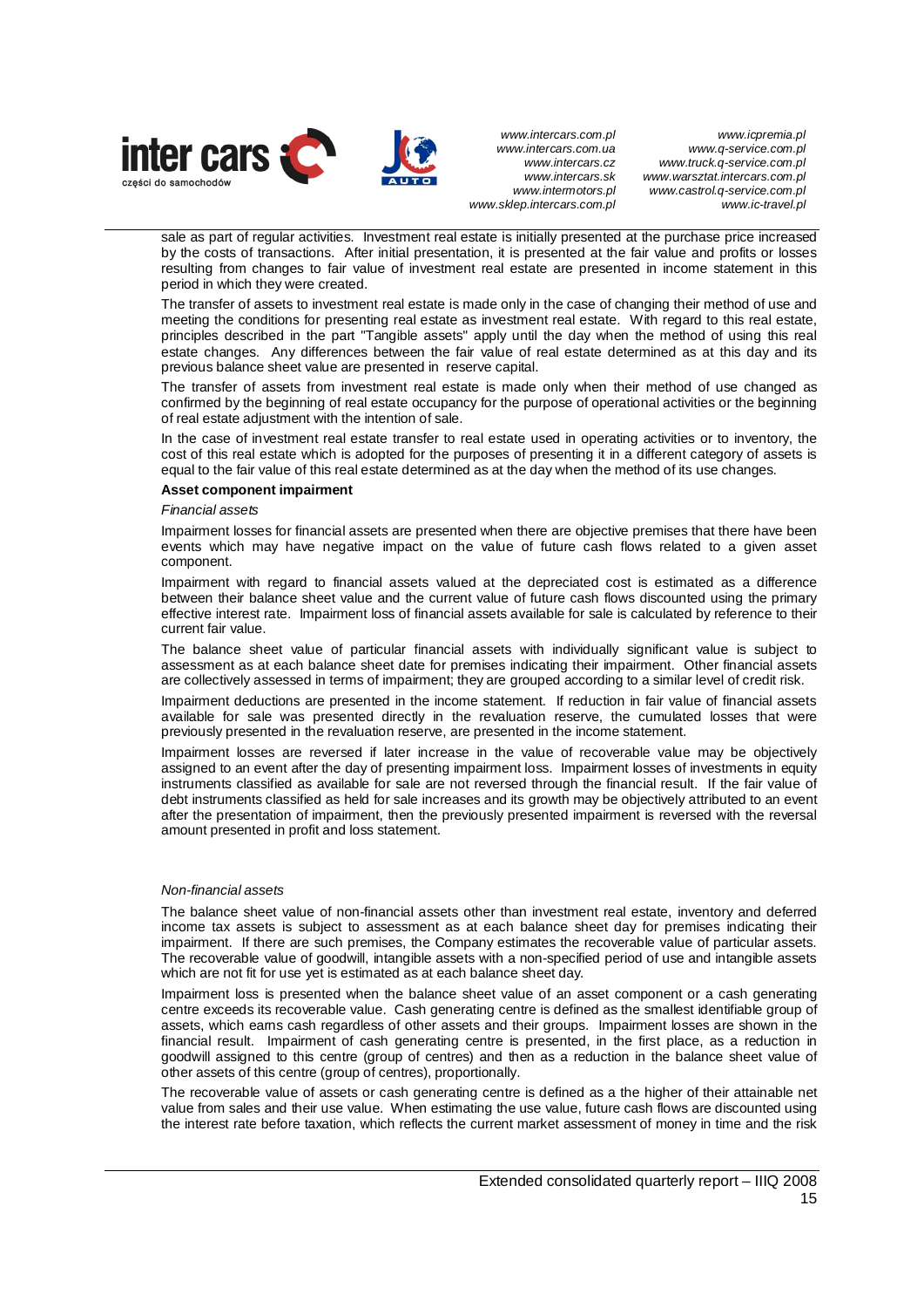sale as part of regular activities. Investment real estate is initially presented at the purchase price increased by the costs of transactions. After initial presentation, it is presented at the fair value and profits or losses resulting from changes to fair value of investment real estate are presented in income statement in this period in which they were created.

The transfer of assets to investment real estate is made only in the case of changing their method of use and meeting the conditions for presenting real estate as investment real estate. With regard to this real estate, principles described in the part "Tangible assets" apply until the day when the method of using this real estate changes. Any differences between the fair value of real estate determined as at this day and its previous balance sheet value are presented in reserve capital.

The transfer of assets from investment real estate is made only when their method of use changed as confirmed by the beginning of real estate occupancy for the purpose of operational activities or the beginning of real estate adjustment with the intention of sale.

In the case of investment real estate transfer to real estate used in operating activities or to inventory, the cost of this real estate which is adopted for the purposes of presenting it in a different category of assets is equal to the fair value of this real estate determined as at the day when the method of its use changes.

**Asset component impairment**

*Financial assets*

Impairment losses for financial assets are presented when there are objective premises that there have been events which may have negative impact on the value of future cash flows related to a given asset component.

Impairment with regard to financial assets valued at the depreciated cost is estimated as a difference between their balance sheet value and the current value of future cash flows discounted using the primary effective interest rate. Impairment loss of financial assets available for sale is calculated by reference to their current fair value.

The balance sheet value of particular financial assets with individually significant value is subject to assessment as at each balance sheet date for premises indicating their impairment. Other financial assets are collectively assessed in terms of impairment; they are grouped according to a similar level of credit risk.

Impairment deductions are presented in the income statement. If reduction in fair value of financial assets available for sale was presented directly in the revaluation reserve, the cumulated losses that were previously presented in the revaluation reserve, are presented in the income statement.

Impairment losses are reversed if later increase in the value of recoverable value may be objectively assigned to an event after the day of presenting impairment loss. Impairment losses of investments in equity instruments classified as available for sale are not reversed through the financial result. If the fair value of debt instruments classified as held for sale increases and its growth may be objectively attributed to an event after the presentation of impairment, then the previously presented impairment is reversed with the reversal amount presented in profit and loss statement.

*Non-financial assets*

The balance sheet value of non-financial assets other than investment real estate, inventory and deferred income tax assets is subject to assessment as at each balance sheet day for premises indicating their impairment. If there are such premises, the Company estimates the recoverable value of particular assets. The recoverable value of goodwill, intangible assets with a non-specified period of use and intangible assets which are not fit for use yet is estimated as at each balance sheet day.

Impairment loss is presented when the balance sheet value of an asset component or a cash generating centre exceeds its recoverable value. Cash generating centre is defined as the smallest identifiable group of assets, which earns cash regardless of other assets and their groups. Impairment losses are shown in the financial result. Impairment of cash generating centre is presented, in the first place, as a reduction in goodwill assigned to this centre (group of centres) and then as a reduction in the balance sheet value of other assets of this centre (group of centres), proportionally.

The recoverable value of assets or cash generating centre is defined as a the higher of their attainable net value from sales and their use value. When estimating the use value, future cash flows are discounted using the interest rate before taxation, which reflects the current market assessment of money in time and the risk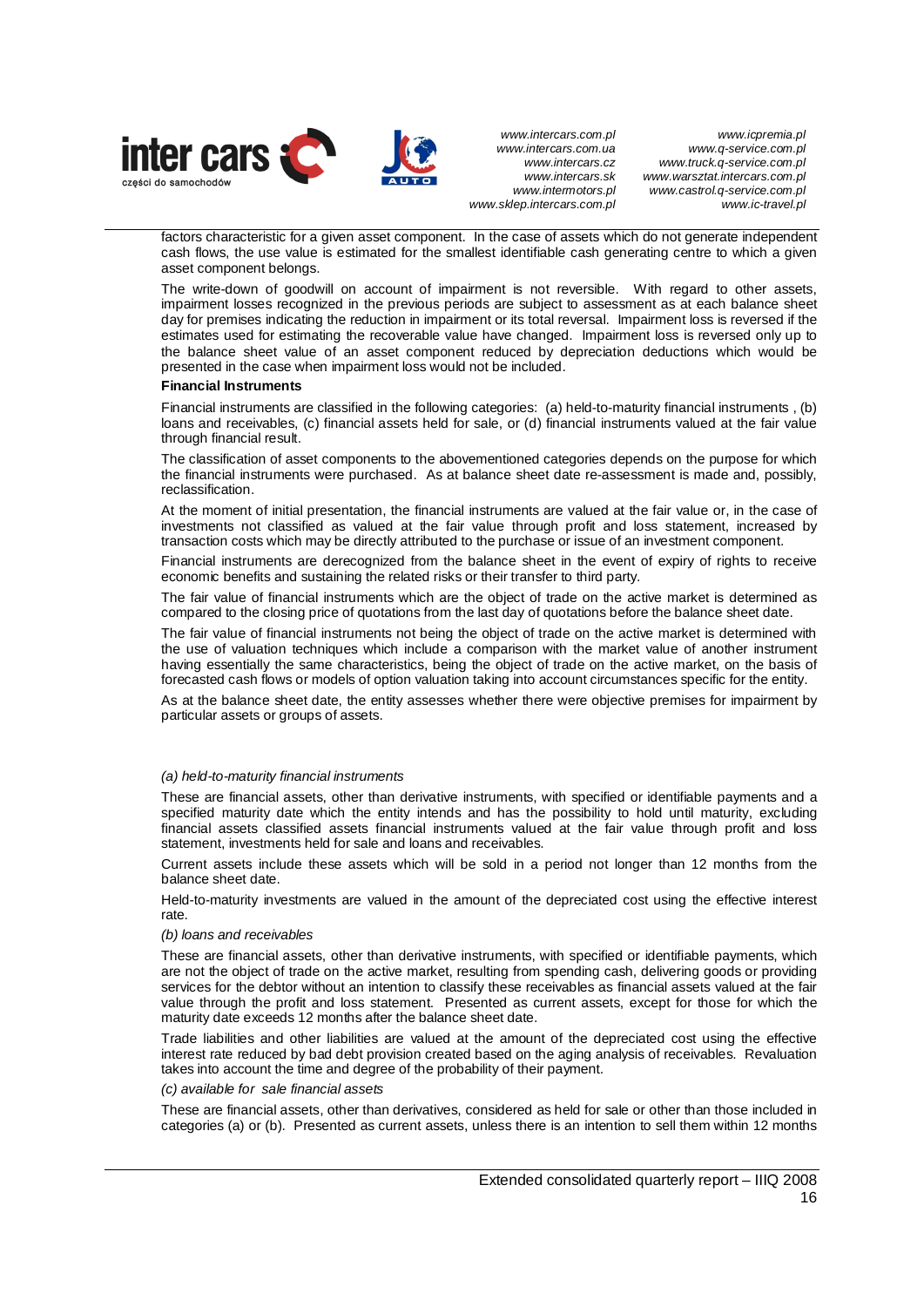factors characteristic for a given asset component. In the case of assets which do not generate independent cash flows, the use value is estimated for the smallest identifiable cash generating centre to which a given asset component belongs.

The write-down of goodwill on account of impairment is not reversible. With regard to other assets, impairment losses recognized in the previous periods are subject to assessment as at each balance sheet day for premises indicating the reduction in impairment or its total reversal. Impairment loss is reversed if the estimates used for estimating the recoverable value have changed. Impairment loss is reversed only up to the balance sheet value of an asset component reduced by depreciation deductions which would be presented in the case when impairment loss would not be included.

**Financial Instruments**

Financial instruments are classified in the following categories: (a) held-to-maturity financial instruments , (b) loans and receivables, (c) financial assets held for sale, or (d) financial instruments valued at the fair value through financial result.

The classification of asset components to the abovementioned categories depends on the purpose for which the financial instruments were purchased. As at balance sheet date re-assessment is made and, possibly, reclassification.

At the moment of initial presentation, the financial instruments are valued at the fair value or, in the case of investments not classified as valued at the fair value through profit and loss statement, increased by transaction costs which may be directly attributed to the purchase or issue of an investment component.

Financial instruments are derecognized from the balance sheet in the event of expiry of rights to receive economic benefits and sustaining the related risks or their transfer to third party.

The fair value of financial instruments which are the object of trade on the active market is determined as compared to the closing price of quotations from the last day of quotations before the balance sheet date.

The fair value of financial instruments not being the object of trade on the active market is determined with the use of valuation techniques which include a comparison with the market value of another instrument having essentially the same characteristics, being the object of trade on the active market, on the basis of forecasted cash flows or models of option valuation taking into account circumstances specific for the entity.

As at the balance sheet date, the entity assesses whether there were objective premises for impairment by particular assets or groups of assets.

*(a) held-to-maturity financial instruments*

These are financial assets, other than derivative instruments, with specified or identifiable payments and a specified maturity date which the entity intends and has the possibility to hold until maturity, excluding financial assets classified assets financial instruments valued at the fair value through profit and loss statement, investments held for sale and loans and receivables.

Current assets include these assets which will be sold in a period not longer than 12 months from the balance sheet date.

Held-to-maturity investments are valued in the amount of the depreciated cost using the effective interest rate.

*(b) loans and receivables*

These are financial assets, other than derivative instruments, with specified or identifiable payments, which are not the object of trade on the active market, resulting from spending cash, delivering goods or providing services for the debtor without an intention to classify these receivables as financial assets valued at the fair value through the profit and loss statement. Presented as current assets, except for those for which the maturity date exceeds 12 months after the balance sheet date.

Trade liabilities and other liabilities are valued at the amount of the depreciated cost using the effective interest rate reduced by bad debt provision created based on the aging analysis of receivables. Revaluation takes into account the time and degree of the probability of their payment.

*(c) available for sale financial assets*

These are financial assets, other than derivatives, considered as held for sale or other than those included in categories (a) or (b). Presented as current assets, unless there is an intention to sell them within 12 months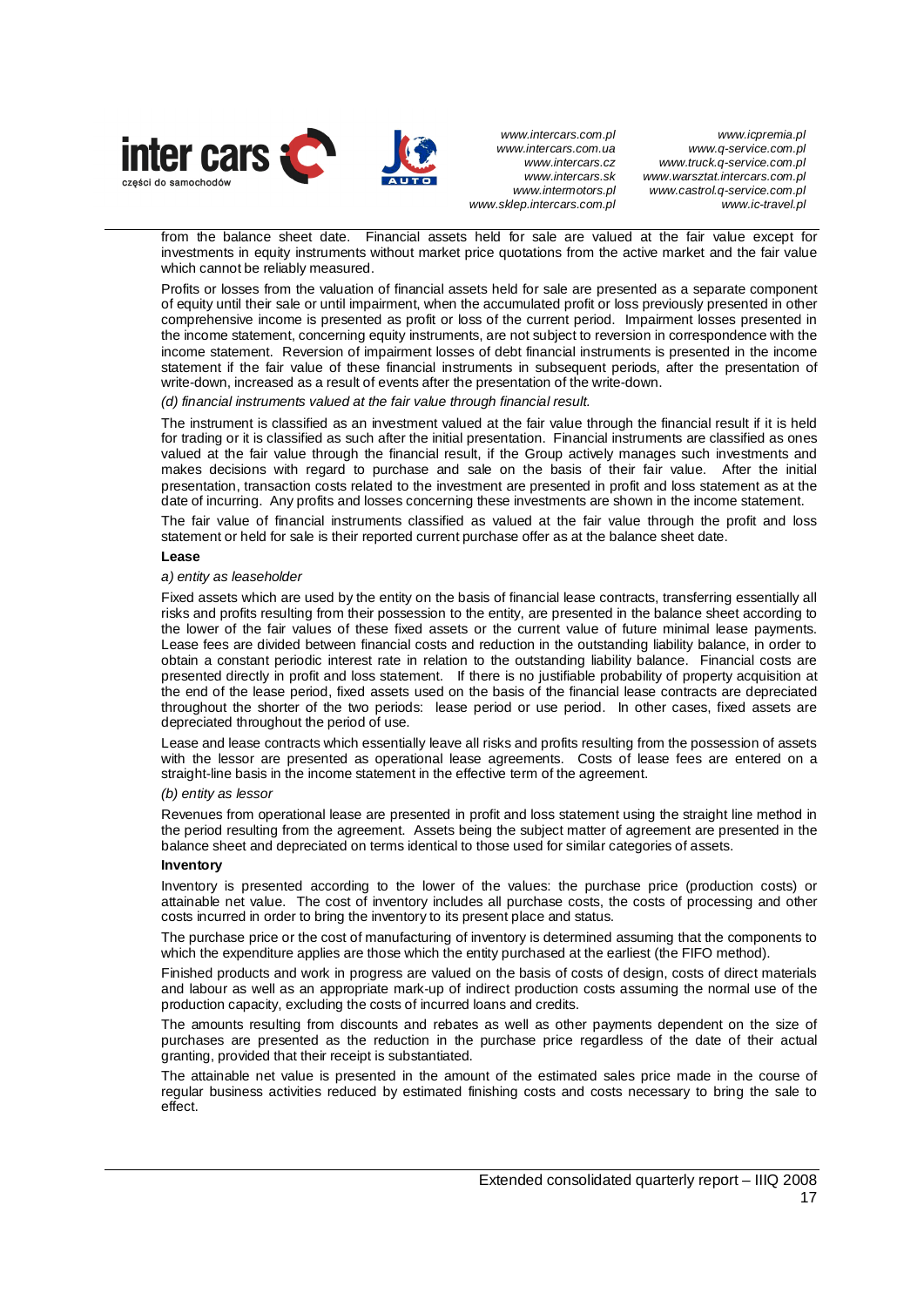from the balance sheet date. Financial assets held for sale are valued at the fair value except for investments in equity instruments without market price quotations from the active market and the fair value which cannot be reliably measured.

Profits or losses from the valuation of financial assets held for sale are presented as a separate component of equity until their sale or until impairment, when the accumulated profit or loss previously presented in other comprehensive income is presented as profit or loss of the current period. Impairment losses presented in the income statement, concerning equity instruments, are not subject to reversion in correspondence with the income statement. Reversion of impairment losses of debt financial instruments is presented in the income statement if the fair value of these financial instruments in subsequent periods, after the presentation of write-down, increased as a result of events after the presentation of the write-down.

*(d) financial instruments valued at the fair value through financial result.*

The instrument is classified as an investment valued at the fair value through the financial result if it is held for trading or it is classified as such after the initial presentation. Financial instruments are classified as ones valued at the fair value through the financial result, if the Group actively manages such investments and makes decisions with regard to purchase and sale on the basis of their fair value. After the initial presentation, transaction costs related to the investment are presented in profit and loss statement as at the date of incurring. Any profits and losses concerning these investments are shown in the income statement.

The fair value of financial instruments classified as valued at the fair value through the profit and loss statement or held for sale is their reported current purchase offer as at the balance sheet date.

**Lease**

*a) entity as leaseholder*

Fixed assets which are used by the entity on the basis of financial lease contracts, transferring essentially all risks and profits resulting from their possession to the entity, are presented in the balance sheet according to the lower of the fair values of these fixed assets or the current value of future minimal lease payments. Lease fees are divided between financial costs and reduction in the outstanding liability balance, in order to obtain a constant periodic interest rate in relation to the outstanding liability balance. Financial costs are presented directly in profit and loss statement. If there is no justifiable probability of property acquisition at the end of the lease period, fixed assets used on the basis of the financial lease contracts are depreciated throughout the shorter of the two periods: lease period or use period. In other cases, fixed assets are depreciated throughout the period of use.

Lease and lease contracts which essentially leave all risks and profits resulting from the possession of assets with the lessor are presented as operational lease agreements. Costs of lease fees are entered on a straight-line basis in the income statement in the effective term of the agreement.

*(b) entity as lessor*

Revenues from operational lease are presented in profit and loss statement using the straight line method in the period resulting from the agreement. Assets being the subject matter of agreement are presented in the balance sheet and depreciated on terms identical to those used for similar categories of assets.

**Inventory**

Inventory is presented according to the lower of the values: the purchase price (production costs) or attainable net value. The cost of inventory includes all purchase costs, the costs of processing and other costs incurred in order to bring the inventory to its present place and status.

The purchase price or the cost of manufacturing of inventory is determined assuming that the components to which the expenditure applies are those which the entity purchased at the earliest (the FIFO method).

Finished products and work in progress are valued on the basis of costs of design, costs of direct materials and labour as well as an appropriate mark-up of indirect production costs assuming the normal use of the production capacity, excluding the costs of incurred loans and credits.

The amounts resulting from discounts and rebates as well as other payments dependent on the size of purchases are presented as the reduction in the purchase price regardless of the date of their actual granting, provided that their receipt is substantiated.

The attainable net value is presented in the amount of the estimated sales price made in the course of regular business activities reduced by estimated finishing costs and costs necessary to bring the sale to effect.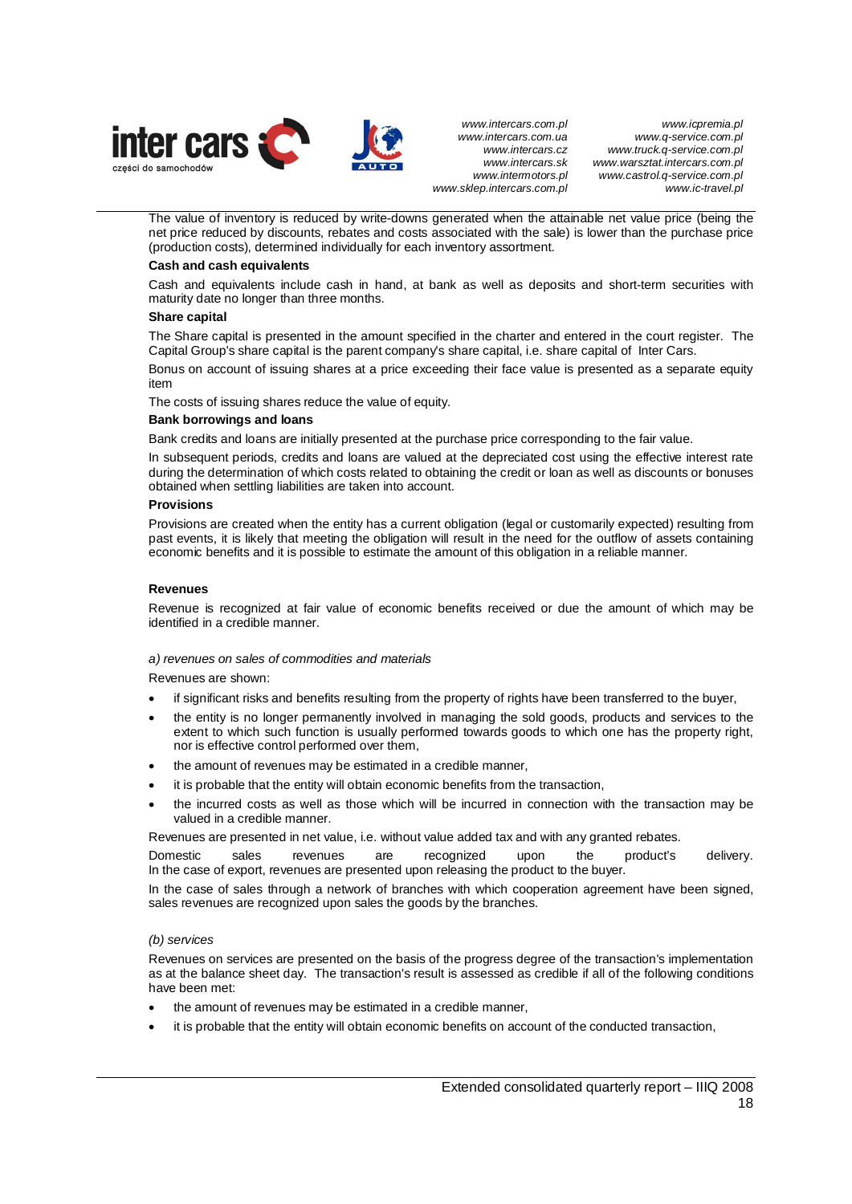The value of inventory is reduced by write-downs generated when the attainable net value price (being the net price reduced by discounts, rebates and costs associated with the sale) is lower than the purchase price (production costs), determined individually for each inventory assortment.

**Cash and cash equivalents**

Cash and equivalents include cash in hand, at bank as well as deposits and short-term securities with maturity date no longer than three months.

**Share capital**

The Share capital is presented in the amount specified in the charter and entered in the court register. The Capital Group's share capital is the parent company's share capital, i.e. share capital of Inter Cars.

Bonus on account of issuing shares at a price exceeding their face value is presented as a separate equity item

The costs of issuing shares reduce the value of equity.

**Bank borrowings and loans**

Bank credits and loans are initially presented at the purchase price corresponding to the fair value.

In subsequent periods, credits and loans are valued at the depreciated cost using the effective interest rate during the determination of which costs related to obtaining the credit or loan as well as discounts or bonuses obtained when settling liabilities are taken into account.

**Provisions**

Provisions are created when the entity has a current obligation (legal or customarily expected) resulting from past events, it is likely that meeting the obligation will result in the need for the outflow of assets containing economic benefits and it is possible to estimate the amount of this obligation in a reliable manner.

**Revenues**

Revenue is recognized at fair value of economic benefits received or due the amount of which may be identified in a credible manner.

*a) revenues on sales of commodities and materials*

Revenues are shown:

- if significant risks and benefits resulting from the property of rights have been transferred to the buyer,
- the entity is no longer permanently involved in managing the sold goods, products and services to the extent to which such function is usually performed towards goods to which one has the property right, nor is effective control performed over them,
- the amount of revenues may be estimated in a credible manner,
- it is probable that the entity will obtain economic benefits from the transaction,
- the incurred costs as well as those which will be incurred in connection with the transaction may be valued in a credible manner.

Revenues are presented in net value, i.e. without value added tax and with any granted rebates.

Domestic sales revenues are recognized upon the product's delivery. In the case of export, revenues are presented upon releasing the product to the buyer.

In the case of sales through a network of branches with which cooperation agreement have been signed, sales revenues are recognized upon sales the goods by the branches.

*(b) services*

Revenues on services are presented on the basis of the progress degree of the transaction's implementation as at the balance sheet day. The transaction's result is assessed as credible if all of the following conditions have been met:

- the amount of revenues may be estimated in a credible manner,
- it is probable that the entity will obtain economic benefits on account of the conducted transaction,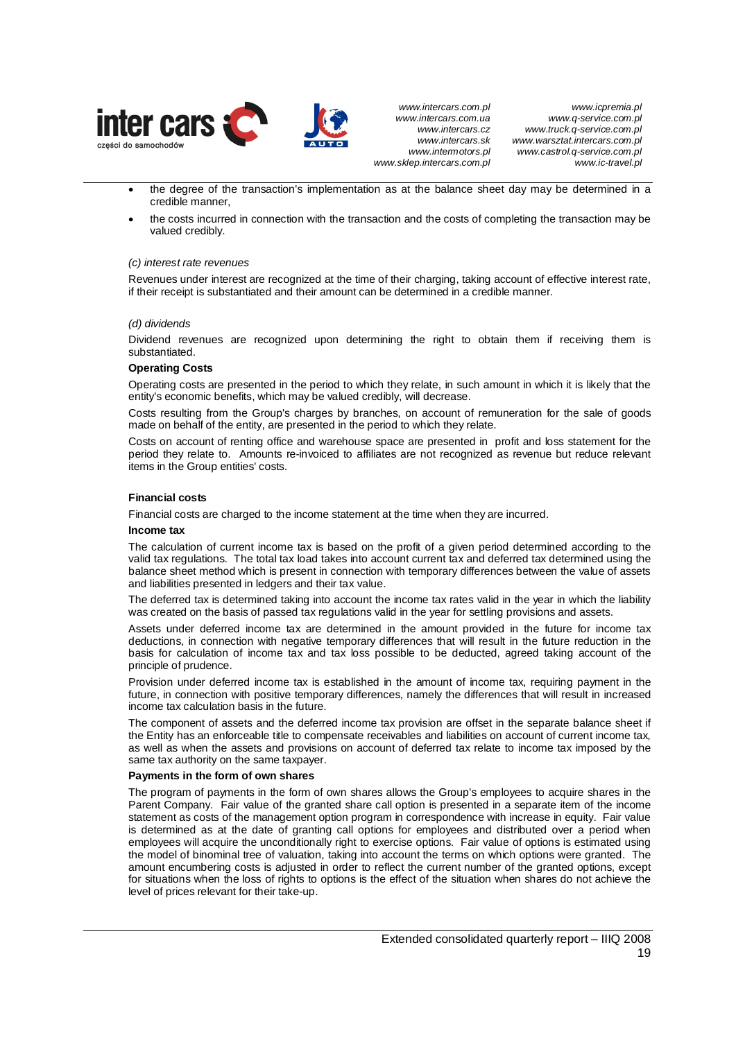- the degree of the transaction's implementation as at the balance sheet day may be determined in a credible manner,
- the costs incurred in connection with the transaction and the costs of completing the transaction may be valued credibly.

*(c) interest rate revenues*

Revenues under interest are recognized at the time of their charging, taking account of effective interest rate, if their receipt is substantiated and their amount can be determined in a credible manner.

*(d) dividends*

Dividend revenues are recognized upon determining the right to obtain them if receiving them is substantiated.

**Operating Costs**

Operating costs are presented in the period to which they relate, in such amount in which it is likely that the entity's economic benefits, which may be valued credibly, will decrease.

Costs resulting from the Group's charges by branches, on account of remuneration for the sale of goods made on behalf of the entity, are presented in the period to which they relate.

Costs on account of renting office and warehouse space are presented in profit and loss statement for the period they relate to. Amounts re-invoiced to affiliates are not recognized as revenue but reduce relevant items in the Group entities' costs.

**Financial costs**

Financial costs are charged to the income statement at the time when they are incurred.

**Income tax**

The calculation of current income tax is based on the profit of a given period determined according to the valid tax regulations. The total tax load takes into account current tax and deferred tax determined using the balance sheet method which is present in connection with temporary differences between the value of assets and liabilities presented in ledgers and their tax value.

The deferred tax is determined taking into account the income tax rates valid in the year in which the liability was created on the basis of passed tax regulations valid in the year for settling provisions and assets.

Assets under deferred income tax are determined in the amount provided in the future for income tax deductions, in connection with negative temporary differences that will result in the future reduction in the basis for calculation of income tax and tax loss possible to be deducted, agreed taking account of the principle of prudence.

Provision under deferred income tax is established in the amount of income tax, requiring payment in the future, in connection with positive temporary differences, namely the differences that will result in increased income tax calculation basis in the future.

The component of assets and the deferred income tax provision are offset in the separate balance sheet if the Entity has an enforceable title to compensate receivables and liabilities on account of current income tax, as well as when the assets and provisions on account of deferred tax relate to income tax imposed by the same tax authority on the same taxpayer.

**Payments in the form of own shares**

The program of payments in the form of own shares allows the Group's employees to acquire shares in the Parent Company. Fair value of the granted share call option is presented in a separate item of the income statement as costs of the management option program in correspondence with increase in equity. Fair value is determined as at the date of granting call options for employees and distributed over a period when employees will acquire the unconditionally right to exercise options. Fair value of options is estimated using the model of binominal tree of valuation, taking into account the terms on which options were granted. The amount encumbering costs is adjusted in order to reflect the current number of the granted options, except for situations when the loss of rights to options is the effect of the situation when shares do not achieve the level of prices relevant for their take-up.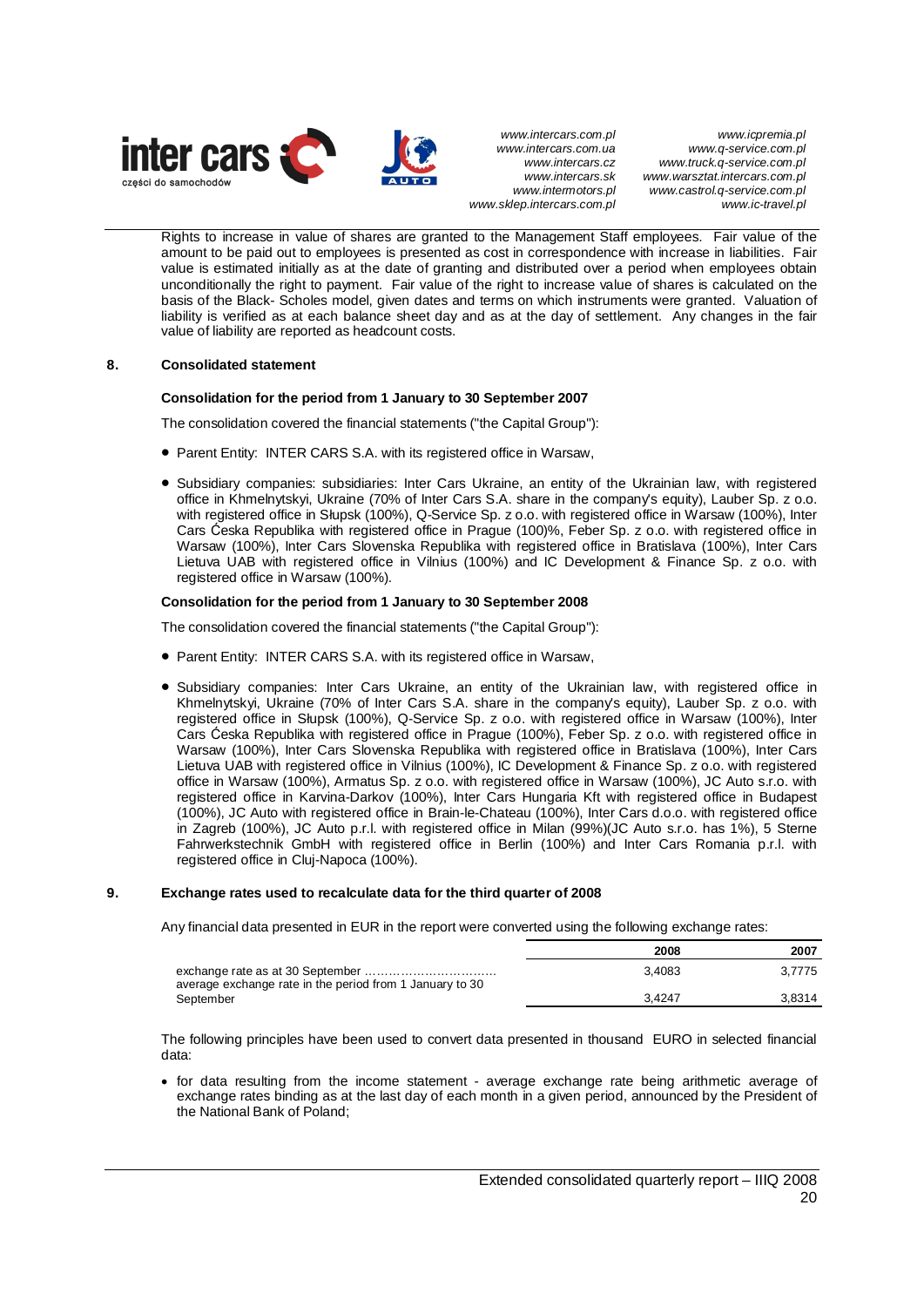Rights to increase in value of shares are granted to the Management Staff employees. Fair value of the amount to be paid out to employees is presented as cost in correspondence with increase in liabilities. Fair value is estimated initially as at the date of granting and distributed over a period when employees obtain unconditionally the right to payment. Fair value of the right to increase value of shares is calculated on the basis of the Black- Scholes model, given dates and terms on which instruments were granted. Valuation of liability is verified as at each balance sheet day and as at the day of settlement. Any changes in the fair value of liability are reported as headcount costs.

## 8. Consolidated statement

**Consolidation for the period from 1 January to 30 September 2007**

The consolidation covered the financial statements ("the Capital Group"):

- Parent Entity: INTER CARS S.A. with its registered office in Warsaw,
- Subsidiary companies: subsidiaries: Inter Cars Ukraine, an entity of the Ukrainian law, with registered office in Khmelnytskyi, Ukraine (70% of Inter Cars S.A. share in the company's equity), Lauber Sp. z o.o. with registered office in Słupsk (100%), Q-Service Sp. z o.o. with registered office in Warsaw (100%), Inter Cars Ćeska Republika with registered office in Prague (100)%, Feber Sp. z o.o. with registered office in Warsaw (100%), Inter Cars Slovenska Republika with registered office in Bratislava (100%), Inter Cars Lietuva UAB with registered office in Vilnius (100%) and IC Development & Finance Sp. z o.o. with registered office in Warsaw (100%).

**Consolidation for the period from 1 January to 30 September 2008**

The consolidation covered the financial statements ("the Capital Group"):

- Parent Entity: INTER CARS S.A. with its registered office in Warsaw,
- Subsidiary companies: Inter Cars Ukraine, an entity of the Ukrainian law, with registered office in Khmelnytskyi, Ukraine (70% of Inter Cars S.A. share in the company's equity), Lauber Sp. z o.o. with registered office in Słupsk (100%), Q-Service Sp. z o.o. with registered office in Warsaw (100%), Inter Cars Ćeska Republika with registered office in Prague (100%), Feber Sp. z o.o. with registered office in Warsaw (100%), Inter Cars Slovenska Republika with registered office in Bratislava (100%), Inter Cars Lietuva UAB with registered office in Vilnius (100%), IC Development & Finance Sp. z o.o. with registered office in Warsaw (100%), Armatus Sp. z o.o. with registered office in Warsaw (100%), JC Auto s.r.o. with registered office in Karvina-Darkov (100%), Inter Cars Hungaria Kft with registered office in Budapest (100%), JC Auto with registered office in Brain-le-Chateau (100%), Inter Cars d.o.o. with registered office in Zagreb (100%), JC Auto p.r.l. with registered office in Milan (99%)(JC Auto s.r.o. has 1%), 5 Sterne Fahrwerkstechnik GmbH with registered office in Berlin (100%) and Inter Cars Romania p.r.l. with registered office in Cluj-Napoca (100%).

## 9. Exchange rates used to recalculate data for the third quarter of 2008

Any financial data presented in EUR in the report were converted using the following exchange rates:

| | 2008 | 2007 |
|---|---|---|
| exchange rate as at 30 September ……………………………. | 3,4083 | 3,7775 |
| average exchange rate in the period from 1 January to 30 September | 3,4247 | 3,8314 |

The following principles have been used to convert data presented in thousand EURO in selected financial data:

- for data resulting from the income statement - average exchange rate being arithmetic average of exchange rates binding as at the last day of each month in a given period, announced by the President of the National Bank of Poland;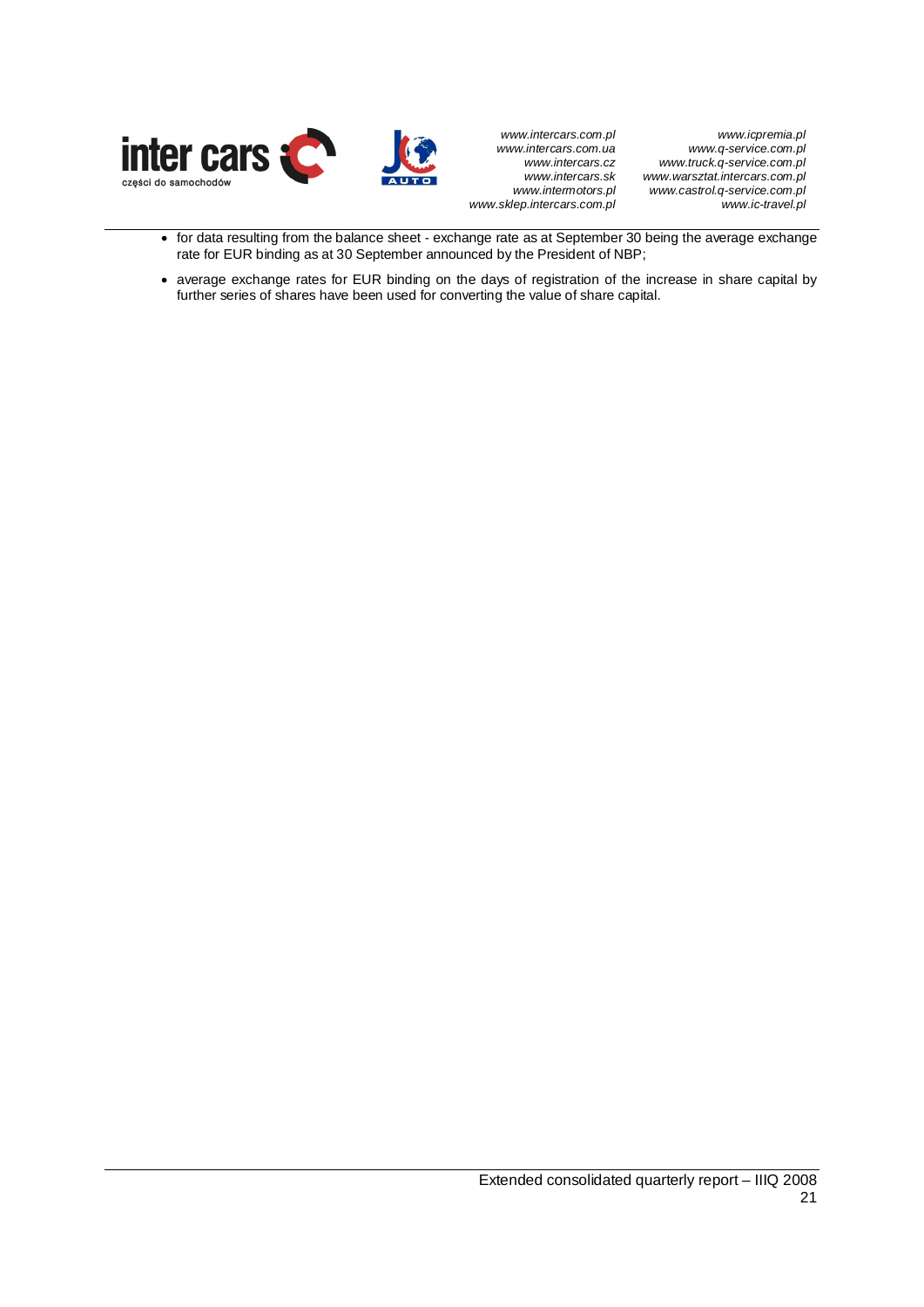- for data resulting from the balance sheet - exchange rate as at September 30 being the average exchange rate for EUR binding as at 30 September announced by the President of NBP;
- average exchange rates for EUR binding on the days of registration of the increase in share capital by further series of shares have been used for converting the value of share capital.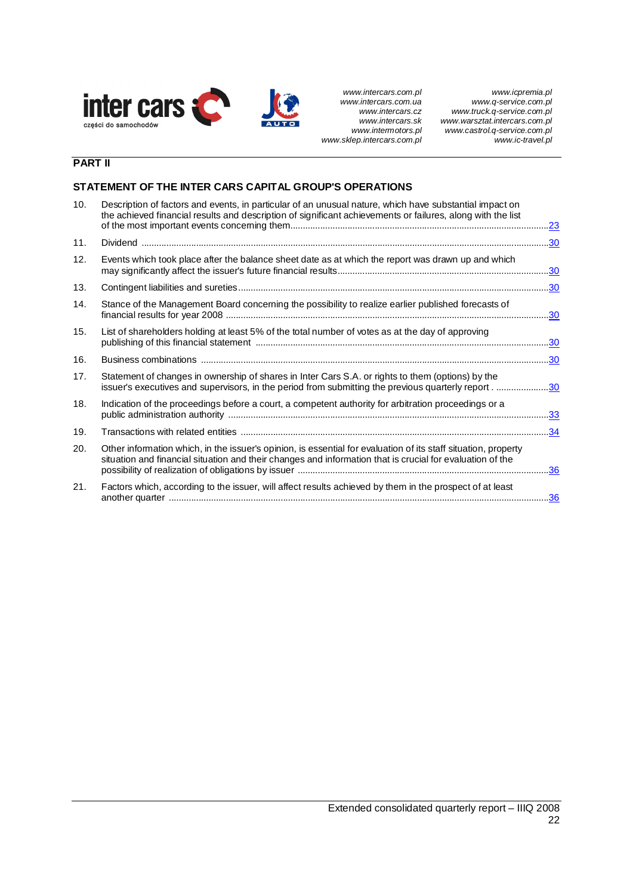## PART II

### STATEMENT OF THE INTER CARS CAPITAL GROUP'S OPERATIONS

10. Description of factors and events, in particular of an unusual nature, which have substantial impact on the achieved financial results and description of significant achievements or failures, along with the list of the most important events concerning them .......... 23
11. Dividend .......... 30
12. Events which took place after the balance sheet date as at which the report was drawn up and which may significantly affect the issuer's future financial results .......... 30
13. Contingent liabilities and sureties .......... 30
14. Stance of the Management Board concerning the possibility to realize earlier published forecasts of financial results for year 2008 .......... 30
15. List of shareholders holding at least 5% of the total number of votes as at the day of approving publishing of this financial statement .......... 30
16. Business combinations .......... 30
17. Statement of changes in ownership of shares in Inter Cars S.A. or rights to them (options) by the issuer's executives and supervisors, in the period from submitting the previous quarterly report .......... 30
18. Indication of the proceedings before a court, a competent authority for arbitration proceedings or a public administration authority .......... 33
19. Transactions with related entities .......... 34
20. Other information which, in the issuer's opinion, is essential for evaluation of its staff situation, property situation and financial situation and their changes and information that is crucial for evaluation of the possibility of realization of obligations by issuer .......... 36
21. Factors which, according to the issuer, will affect results achieved by them in the prospect of at least another quarter .......... 36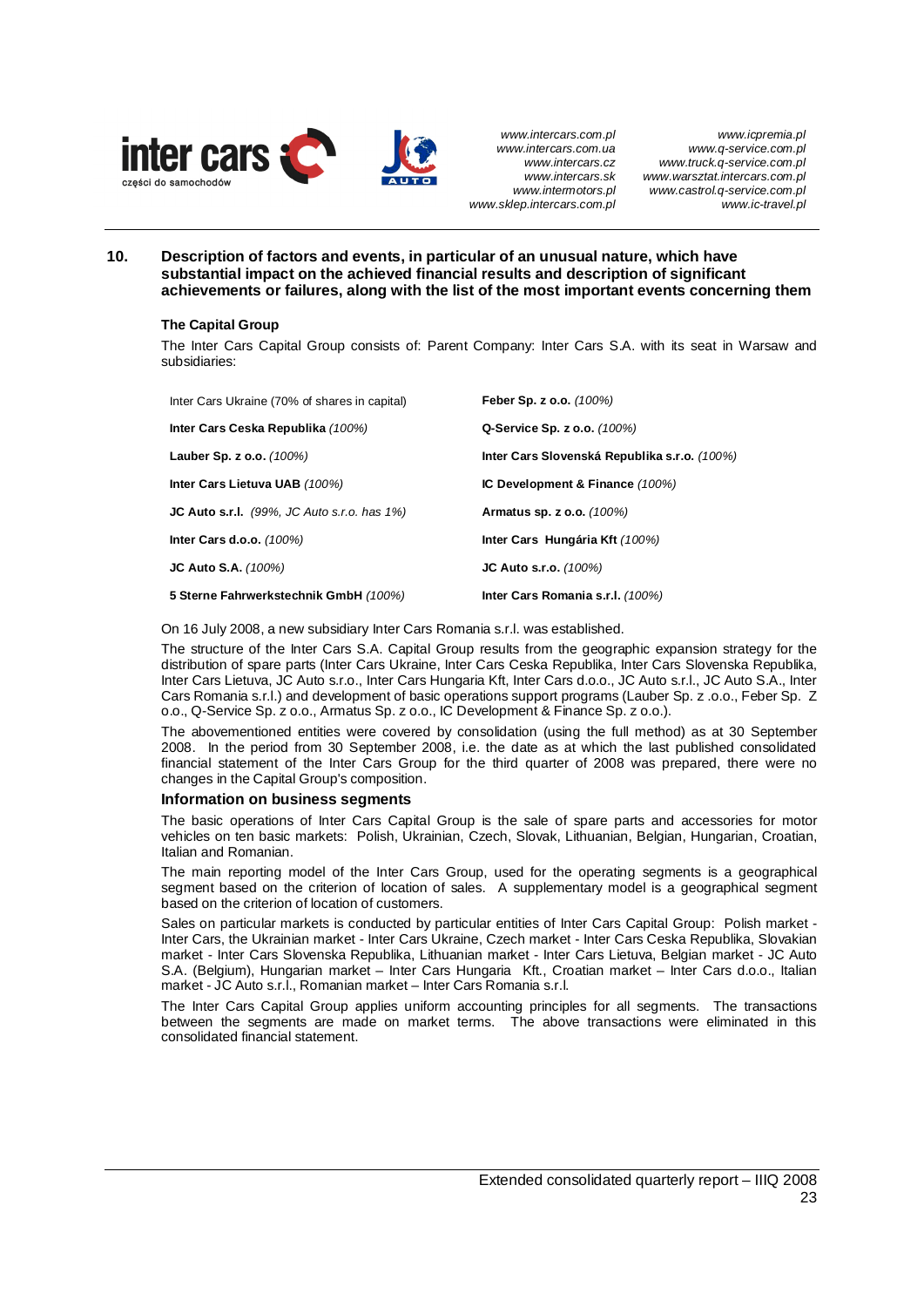## 10. Description of factors and events, in particular of an unusual nature, which have substantial impact on the achieved financial results and description of significant achievements or failures, along with the list of the most important events concerning them

### The Capital Group

The Inter Cars Capital Group consists of: Parent Company: Inter Cars S.A. with its seat in Warsaw and subsidiaries:

| | |
|---|---|
| Inter Cars Ukraine (70% of shares in capital) | **Feber Sp. z o.o.** *(100%)* |
| **Inter Cars Ceska Republika** *(100%)* | **Q-Service Sp. z o.o.** *(100%)* |
| **Lauber Sp. z o.o.** *(100%)* | **Inter Cars Slovenská Republika s.r.o.** *(100%)* |
| **Inter Cars Lietuva UAB** *(100%)* | **IC Development & Finance** *(100%)* |
| **JC Auto s.r.l.** *(99%, JC Auto s.r.o. has 1%)* | **Armatus sp. z o.o.** *(100%)* |
| **Inter Cars d.o.o.** *(100%)* | **Inter Cars Hungária Kft** *(100%)* |
| **JC Auto S.A.** *(100%)* | **JC Auto s.r.o.** *(100%)* |
| **5 Sterne Fahrwerkstechnik GmbH** *(100%)* | **Inter Cars Romania s.r.l.** *(100%)* |

On 16 July 2008, a new subsidiary Inter Cars Romania s.r.l. was established.

The structure of the Inter Cars S.A. Capital Group results from the geographic expansion strategy for the distribution of spare parts (Inter Cars Ukraine, Inter Cars Ceska Republika, Inter Cars Slovenska Republika, Inter Cars Lietuva, JC Auto s.r.o., Inter Cars Hungaria Kft, Inter Cars d.o.o., JC Auto s.r.l., JC Auto S.A., Inter Cars Romania s.r.l.) and development of basic operations support programs (Lauber Sp. z .o.o., Feber Sp. Z o.o., Q-Service Sp. z o.o., Armatus Sp. z o.o., IC Development & Finance Sp. z o.o.).

The abovementioned entities were covered by consolidation (using the full method) as at 30 September 2008. In the period from 30 September 2008, i.e. the date as at which the last published consolidated financial statement of the Inter Cars Group for the third quarter of 2008 was prepared, there were no changes in the Capital Group's composition.

### Information on business segments

The basic operations of Inter Cars Capital Group is the sale of spare parts and accessories for motor vehicles on ten basic markets: Polish, Ukrainian, Czech, Slovak, Lithuanian, Belgian, Hungarian, Croatian, Italian and Romanian.

The main reporting model of the Inter Cars Group, used for the operating segments is a geographical segment based on the criterion of location of sales. A supplementary model is a geographical segment based on the criterion of location of customers.

Sales on particular markets is conducted by particular entities of Inter Cars Capital Group: Polish market - Inter Cars, the Ukrainian market - Inter Cars Ukraine, Czech market - Inter Cars Ceska Republika, Slovakian market - Inter Cars Slovenska Republika, Lithuanian market - Inter Cars Lietuva, Belgian market - JC Auto S.A. (Belgium), Hungarian market – Inter Cars Hungaria Kft., Croatian market – Inter Cars d.o.o., Italian market - JC Auto s.r.l., Romanian market – Inter Cars Romania s.r.l.

The Inter Cars Capital Group applies uniform accounting principles for all segments. The transactions between the segments are made on market terms. The above transactions were eliminated in this consolidated financial statement.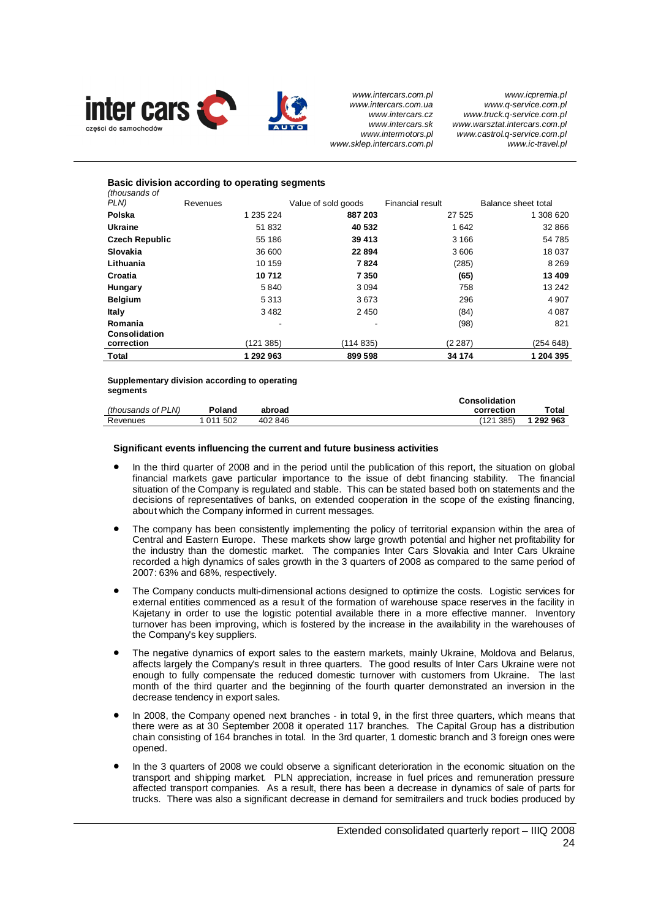### Basic division according to operating segments

| (thousands of PLN) | Revenues | Value of sold goods | Financial result | Balance sheet total |
|---|---|---|---|---|
| **Polska** | 1 235 224 | **887 203** | 27 525 | 1 308 620 |
| **Ukraine** | 51 832 | **40 532** | 1 642 | 32 866 |
| **Czech Republic** | 55 186 | **39 413** | 3 166 | 54 785 |
| **Slovakia** | 36 600 | **22 894** | 3 606 | 18 037 |
| **Lithuania** | 10 159 | **7 824** | (285) | 8 269 |
| **Croatia** | **10 712** | **7 350** | **(65)** | **13 409** |
| **Hungary** | 5 840 | 3 094 | 758 | 13 242 |
| **Belgium** | 5 313 | 3 673 | 296 | 4 907 |
| **Italy** | 3 482 | 2 450 | (84) | 4 087 |
| **Romania** | - | - | (98) | 821 |
| **Consolidation correction** | (121 385) | (114 835) | (2 287) | (254 648) |
| **Total** | **1 292 963** | **899 598** | **34 174** | **1 204 395** |

### Supplementary division according to operating segments

| *(thousands of PLN)* | **Poland** | **abroad** | **Consolidation correction** | **Total** |
|---|---|---|---|---|
| Revenues | 1 011 502 | 402 846 | (121 385) | **1 292 963** |

### Significant events influencing the current and future business activities

- In the third quarter of 2008 and in the period until the publication of this report, the situation on global financial markets gave particular importance to the issue of debt financing stability. The financial situation of the Company is regulated and stable. This can be stated based both on statements and the decisions of representatives of banks, on extended cooperation in the scope of the existing financing, about which the Company informed in current messages.
- The company has been consistently implementing the policy of territorial expansion within the area of Central and Eastern Europe. These markets show large growth potential and higher net profitability for the industry than the domestic market. The companies Inter Cars Slovakia and Inter Cars Ukraine recorded a high dynamics of sales growth in the 3 quarters of 2008 as compared to the same period of 2007: 63% and 68%, respectively.
- The Company conducts multi-dimensional actions designed to optimize the costs. Logistic services for external entities commenced as a result of the formation of warehouse space reserves in the facility in Kajetany in order to use the logistic potential available there in a more effective manner. Inventory turnover has been improving, which is fostered by the increase in the availability in the warehouses of the Company's key suppliers.
- The negative dynamics of export sales to the eastern markets, mainly Ukraine, Moldova and Belarus, affects largely the Company's result in three quarters. The good results of Inter Cars Ukraine were not enough to fully compensate the reduced domestic turnover with customers from Ukraine. The last month of the third quarter and the beginning of the fourth quarter demonstrated an inversion in the decrease tendency in export sales.
- In 2008, the Company opened next branches - in total 9, in the first three quarters, which means that there were as at 30 September 2008 it operated 117 branches. The Capital Group has a distribution chain consisting of 164 branches in total. In the 3rd quarter, 1 domestic branch and 3 foreign ones were opened.
- In the 3 quarters of 2008 we could observe a significant deterioration in the economic situation on the transport and shipping market. PLN appreciation, increase in fuel prices and remuneration pressure affected transport companies. As a result, there has been a decrease in dynamics of sale of parts for trucks. There was also a significant decrease in demand for semitrailers and truck bodies produced by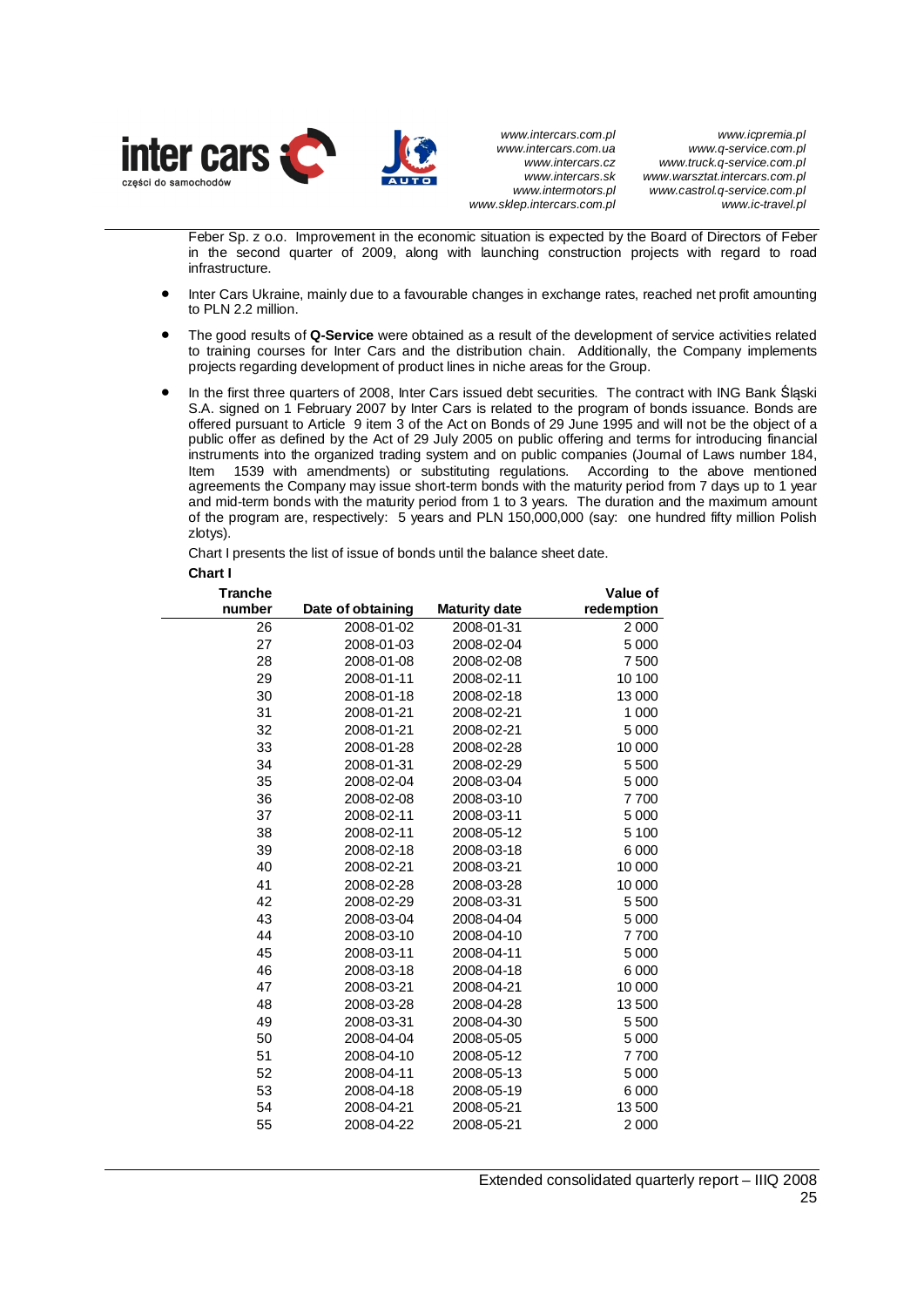Feber Sp. z o.o. Improvement in the economic situation is expected by the Board of Directors of Feber in the second quarter of 2009, along with launching construction projects with regard to road infrastructure.

- Inter Cars Ukraine, mainly due to a favourable changes in exchange rates, reached net profit amounting to PLN 2.2 million.
- The good results of **Q-Service** were obtained as a result of the development of service activities related to training courses for Inter Cars and the distribution chain. Additionally, the Company implements projects regarding development of product lines in niche areas for the Group.
- In the first three quarters of 2008, Inter Cars issued debt securities. The contract with ING Bank Śląski S.A. signed on 1 February 2007 by Inter Cars is related to the program of bonds issuance. Bonds are offered pursuant to Article 9 item 3 of the Act on Bonds of 29 June 1995 and will not be the object of a public offer as defined by the Act of 29 July 2005 on public offering and terms for introducing financial instruments into the organized trading system and on public companies (Journal of Laws number 184, Item 1539 with amendments) or substituting regulations. According to the above mentioned agreements the Company may issue short-term bonds with the maturity period from 7 days up to 1 year and mid-term bonds with the maturity period from 1 to 3 years. The duration and the maximum amount of the program are, respectively: 5 years and PLN 150,000,000 (say: one hundred fifty million Polish zlotys).

Chart I presents the list of issue of bonds until the balance sheet date.

**Chart I**

| Tranche number | Date of obtaining | Maturity date | Value of redemption |
|---|---|---|---|
| 26 | 2008-01-02 | 2008-01-31 | 2 000 |
| 27 | 2008-01-03 | 2008-02-04 | 5 000 |
| 28 | 2008-01-08 | 2008-02-08 | 7 500 |
| 29 | 2008-01-11 | 2008-02-11 | 10 100 |
| 30 | 2008-01-18 | 2008-02-18 | 13 000 |
| 31 | 2008-01-21 | 2008-02-21 | 1 000 |
| 32 | 2008-01-21 | 2008-02-21 | 5 000 |
| 33 | 2008-01-28 | 2008-02-28 | 10 000 |
| 34 | 2008-01-31 | 2008-02-29 | 5 500 |
| 35 | 2008-02-04 | 2008-03-04 | 5 000 |
| 36 | 2008-02-08 | 2008-03-10 | 7 700 |
| 37 | 2008-02-11 | 2008-03-11 | 5 000 |
| 38 | 2008-02-11 | 2008-05-12 | 5 100 |
| 39 | 2008-02-18 | 2008-03-18 | 6 000 |
| 40 | 2008-02-21 | 2008-03-21 | 10 000 |
| 41 | 2008-02-28 | 2008-03-28 | 10 000 |
| 42 | 2008-02-29 | 2008-03-31 | 5 500 |
| 43 | 2008-03-04 | 2008-04-04 | 5 000 |
| 44 | 2008-03-10 | 2008-04-10 | 7 700 |
| 45 | 2008-03-11 | 2008-04-11 | 5 000 |
| 46 | 2008-03-18 | 2008-04-18 | 6 000 |
| 47 | 2008-03-21 | 2008-04-21 | 10 000 |
| 48 | 2008-03-28 | 2008-04-28 | 13 500 |
| 49 | 2008-03-31 | 2008-04-30 | 5 500 |
| 50 | 2008-04-04 | 2008-05-05 | 5 000 |
| 51 | 2008-04-10 | 2008-05-12 | 7 700 |
| 52 | 2008-04-11 | 2008-05-13 | 5 000 |
| 53 | 2008-04-18 | 2008-05-19 | 6 000 |
| 54 | 2008-04-21 | 2008-05-21 | 13 500 |
| 55 | 2008-04-22 | 2008-05-21 | 2 000 |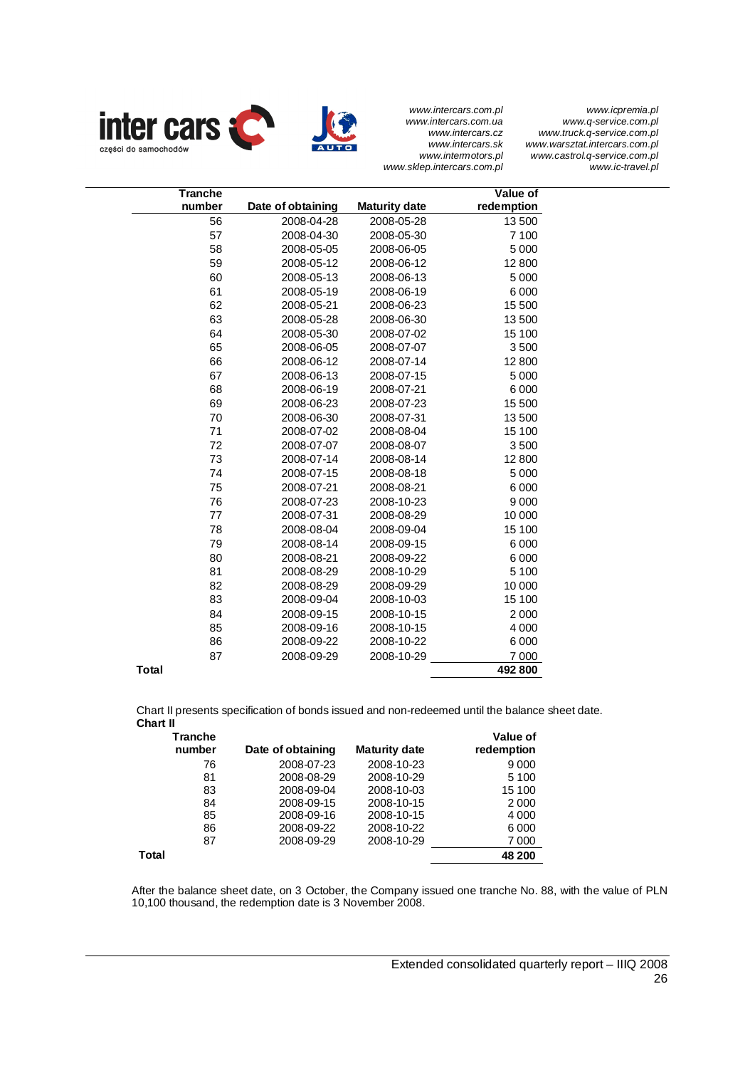| Tranche number | Date of obtaining | Maturity date | Value of redemption |
|---|---|---|---|
| 56 | 2008-04-28 | 2008-05-28 | 13 500 |
| 57 | 2008-04-30 | 2008-05-30 | 7 100 |
| 58 | 2008-05-05 | 2008-06-05 | 5 000 |
| 59 | 2008-05-12 | 2008-06-12 | 12 800 |
| 60 | 2008-05-13 | 2008-06-13 | 5 000 |
| 61 | 2008-05-19 | 2008-06-19 | 6 000 |
| 62 | 2008-05-21 | 2008-06-23 | 15 500 |
| 63 | 2008-05-28 | 2008-06-30 | 13 500 |
| 64 | 2008-05-30 | 2008-07-02 | 15 100 |
| 65 | 2008-06-05 | 2008-07-07 | 3 500 |
| 66 | 2008-06-12 | 2008-07-14 | 12 800 |
| 67 | 2008-06-13 | 2008-07-15 | 5 000 |
| 68 | 2008-06-19 | 2008-07-21 | 6 000 |
| 69 | 2008-06-23 | 2008-07-23 | 15 500 |
| 70 | 2008-06-30 | 2008-07-31 | 13 500 |
| 71 | 2008-07-02 | 2008-08-04 | 15 100 |
| 72 | 2008-07-07 | 2008-08-07 | 3 500 |
| 73 | 2008-07-14 | 2008-08-14 | 12 800 |
| 74 | 2008-07-15 | 2008-08-18 | 5 000 |
| 75 | 2008-07-21 | 2008-08-21 | 6 000 |
| 76 | 2008-07-23 | 2008-10-23 | 9 000 |
| 77 | 2008-07-31 | 2008-08-29 | 10 000 |
| 78 | 2008-08-04 | 2008-09-04 | 15 100 |
| 79 | 2008-08-14 | 2008-09-15 | 6 000 |
| 80 | 2008-08-21 | 2008-09-22 | 6 000 |
| 81 | 2008-08-29 | 2008-10-29 | 5 100 |
| 82 | 2008-08-29 | 2008-09-29 | 10 000 |
| 83 | 2008-09-04 | 2008-10-03 | 15 100 |
| 84 | 2008-09-15 | 2008-10-15 | 2 000 |
| 85 | 2008-09-16 | 2008-10-15 | 4 000 |
| 86 | 2008-09-22 | 2008-10-22 | 6 000 |
| 87 | 2008-09-29 | 2008-10-29 | 7 000 |
| **Total** | | | **492 800** |

Chart II presents specification of bonds issued and non-redeemed until the balance sheet date.

**Chart II**

| Tranche number | Date of obtaining | Maturity date | Value of redemption |
|---|---|---|---|
| 76 | 2008-07-23 | 2008-10-23 | 9 000 |
| 81 | 2008-08-29 | 2008-10-29 | 5 100 |
| 83 | 2008-09-04 | 2008-10-03 | 15 100 |
| 84 | 2008-09-15 | 2008-10-15 | 2 000 |
| 85 | 2008-09-16 | 2008-10-15 | 4 000 |
| 86 | 2008-09-22 | 2008-10-22 | 6 000 |
| 87 | 2008-09-29 | 2008-10-29 | 7 000 |
| **Total** | | | **48 200** |

After the balance sheet date, on 3 October, the Company issued one tranche No. 88, with the value of PLN 10,100 thousand, the redemption date is 3 November 2008.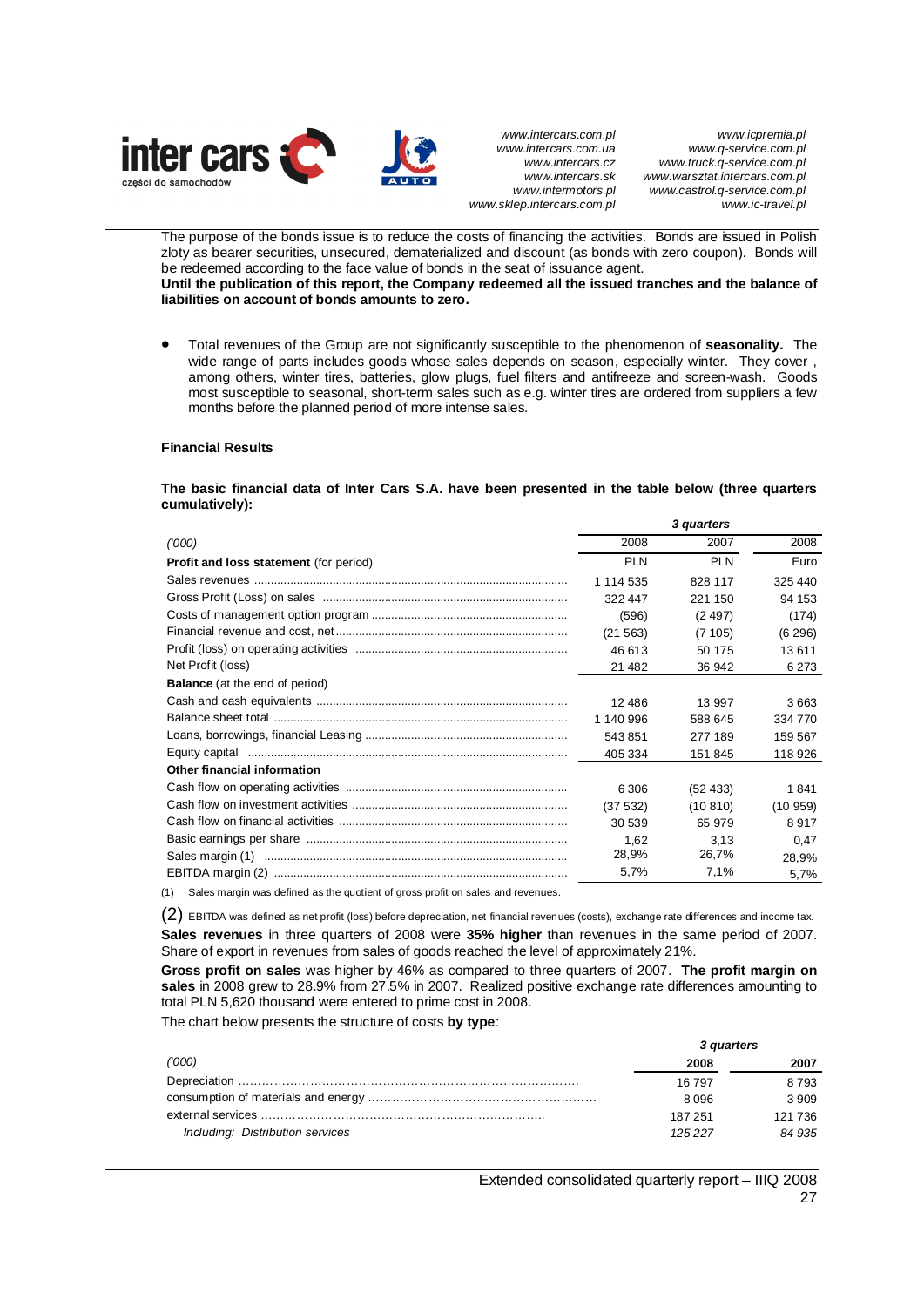The purpose of the bonds issue is to reduce the costs of financing the activities. Bonds are issued in Polish zloty as bearer securities, unsecured, dematerialized and discount (as bonds with zero coupon). Bonds will be redeemed according to the face value of bonds in the seat of issuance agent.
**Until the publication of this report, the Company redeemed all the issued tranches and the balance of liabilities on account of bonds amounts to zero.**

- Total revenues of the Group are not significantly susceptible to the phenomenon of **seasonality.** The wide range of parts includes goods whose sales depends on season, especially winter. They cover , among others, winter tires, batteries, glow plugs, fuel filters and antifreeze and screen-wash. Goods most susceptible to seasonal, short-term sales such as e.g. winter tires are ordered from suppliers a few months before the planned period of more intense sales.

**Financial Results**

**The basic financial data of Inter Cars S.A. have been presented in the table below (three quarters cumulatively):**

| | *3 quarters* | | |
|---|---|---|---|
| *('000)* | 2008 | 2007 | 2008 |
| **Profit and loss statement** (for period) | PLN | PLN | Euro |
| Sales revenues | 1 114 535 | 828 117 | 325 440 |
| Gross Profit (Loss) on sales | 322 447 | 221 150 | 94 153 |
| Costs of management option program | (596) | (2 497) | (174) |
| Financial revenue and cost, net | (21 563) | (7 105) | (6 296) |
| Profit (loss) on operating activities | 46 613 | 50 175 | 13 611 |
| Net Profit (loss) | 21 482 | 36 942 | 6 273 |
| **Balance** (at the end of period) | | | |
| Cash and cash equivalents | 12 486 | 13 997 | 3 663 |
| Balance sheet total | 1 140 996 | 588 645 | 334 770 |
| Loans, borrowings, financial Leasing | 543 851 | 277 189 | 159 567 |
| Equity capital | 405 334 | 151 845 | 118 926 |
| **Other financial information** | | | |
| Cash flow on operating activities | 6 306 | (52 433) | 1 841 |
| Cash flow on investment activities | (37 532) | (10 810) | (10 959) |
| Cash flow on financial activities | 30 539 | 65 979 | 8 917 |
| Basic earnings per share | 1,62 | 3,13 | 0,47 |
| Sales margin (1) | 28,9% | 26,7% | 28,9% |
| EBITDA margin (2) | 5,7% | 7,1% | 5,7% |

(1) Sales margin was defined as the quotient of gross profit on sales and revenues.

(2) EBITDA was defined as net profit (loss) before depreciation, net financial revenues (costs), exchange rate differences and income tax.

**Sales revenues** in three quarters of 2008 were **35% higher** than revenues in the same period of 2007. Share of export in revenues from sales of goods reached the level of approximately 21%.

**Gross profit on sales** was higher by 46% as compared to three quarters of 2007. **The profit margin on sales** in 2008 grew to 28.9% from 27.5% in 2007. Realized positive exchange rate differences amounting to total PLN 5,620 thousand were entered to prime cost in 2008.

The chart below presents the structure of costs **by type**:

| | *3 quarters* | |
|---|---|---|
| *('000)* | **2008** | **2007** |
| Depreciation | 16 797 | 8 793 |
| consumption of materials and energy | 8 096 | 3 909 |
| external services | 187 251 | 121 736 |
| *Including: Distribution services* | *125 227* | *84 935* |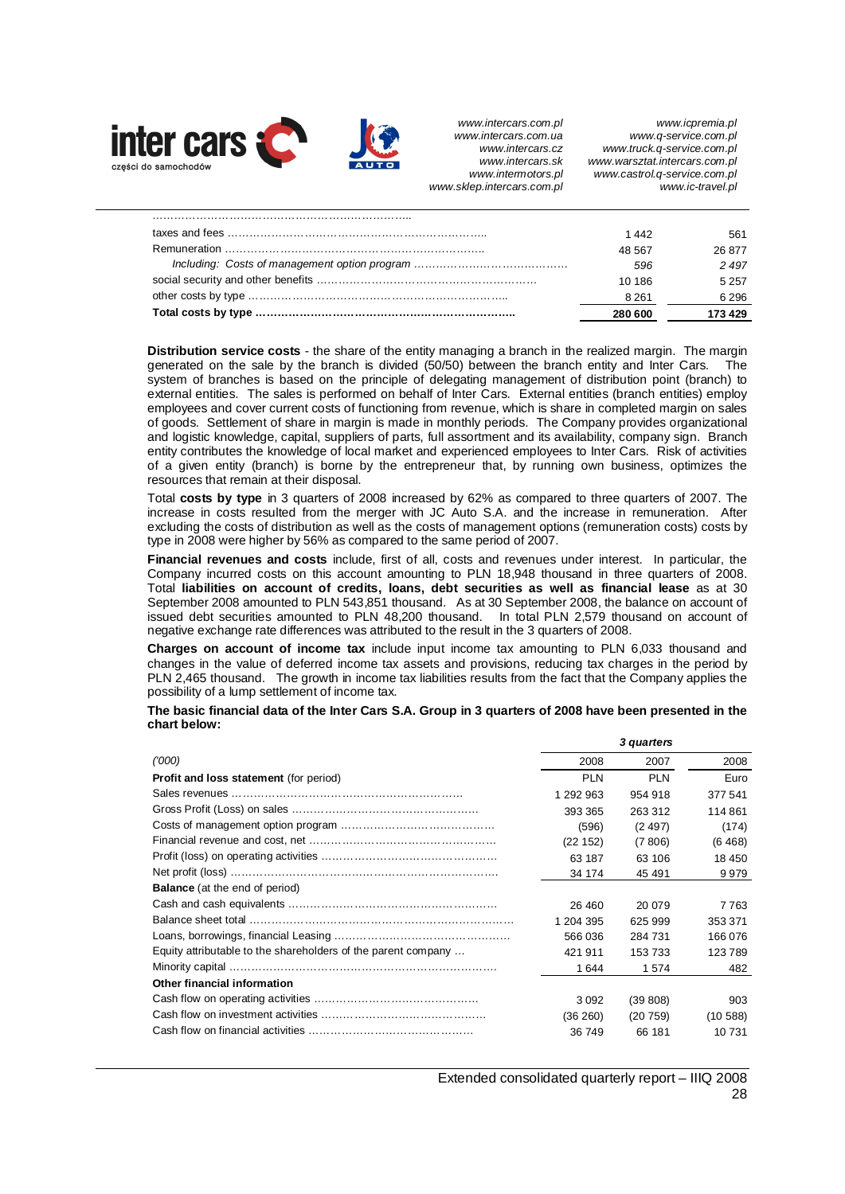| | | |
|---|---|---|
| ………………………………………………………….. | | |
| taxes and fees ……………………………………………………………. | 1 442 | 561 |
| Remuneration ……………………………………………………………. | 48 567 | 26 877 |
| *Including: Costs of management option program …………………………………* | *596* | *2 497* |
| social security and other benefits ………………………………………………… | 10 186 | 5 257 |
| other costs by type …………………………………………………………… | 8 261 | 6 296 |
| **Total costs by type ……………………………………………………………** | **280 600** | **173 429** |

**Distribution service costs** - the share of the entity managing a branch in the realized margin. The margin generated on the sale by the branch is divided (50/50) between the branch entity and Inter Cars. The system of branches is based on the principle of delegating management of distribution point (branch) to external entities. The sales is performed on behalf of Inter Cars. External entities (branch entities) employ employees and cover current costs of functioning from revenue, which is share in completed margin on sales of goods. Settlement of share in margin is made in monthly periods. The Company provides organizational and logistic knowledge, capital, suppliers of parts, full assortment and its availability, company sign. Branch entity contributes the knowledge of local market and experienced employees to Inter Cars. Risk of activities of a given entity (branch) is borne by the entrepreneur that, by running own business, optimizes the resources that remain at their disposal.

Total **costs by type** in 3 quarters of 2008 increased by 62% as compared to three quarters of 2007. The increase in costs resulted from the merger with JC Auto S.A. and the increase in remuneration. After excluding the costs of distribution as well as the costs of management options (remuneration costs) costs by type in 2008 were higher by 56% as compared to the same period of 2007.

**Financial revenues and costs** include, first of all, costs and revenues under interest. In particular, the Company incurred costs on this account amounting to PLN 18,948 thousand in three quarters of 2008. Total **liabilities on account of credits, loans, debt securities as well as financial lease** as at 30 September 2008 amounted to PLN 543,851 thousand. As at 30 September 2008, the balance on account of issued debt securities amounted to PLN 48,200 thousand. In total PLN 2,579 thousand on account of negative exchange rate differences was attributed to the result in the 3 quarters of 2008.

**Charges on account of income tax** include input income tax amounting to PLN 6,033 thousand and changes in the value of deferred income tax assets and provisions, reducing tax charges in the period by PLN 2,465 thousand. The growth in income tax liabilities results from the fact that the Company applies the possibility of a lump settlement of income tax.

**The basic financial data of the Inter Cars S.A. Group in 3 quarters of 2008 have been presented in the chart below:**

| | ***3 quarters*** | | |
|---|---|---|---|
| *('000)* | 2008 | 2007 | 2008 |
| **Profit and loss statement** (for period) | PLN | PLN | Euro |
| Sales revenues ……………………………………………………… | 1 292 963 | 954 918 | 377 541 |
| Gross Profit (Loss) on sales ………………………………………… | 393 365 | 263 312 | 114 861 |
| Costs of management option program …………………………… | (596) | (2 497) | (174) |
| Financial revenue and cost, net …………………………………… | (22 152) | (7 806) | (6 468) |
| Profit (loss) on operating activities ………………………………… | 63 187 | 63 106 | 18 450 |
| Net profit (loss) ……………………………………………………… | 34 174 | 45 491 | 9 979 |
| **Balance** (at the end of period) | | | |
| Cash and cash equivalents ………………………………………… | 26 460 | 20 079 | 7 763 |
| Balance sheet total ………………………………………………… | 1 204 395 | 625 999 | 353 371 |
| Loans, borrowings, financial Leasing ……………………………… | 566 036 | 284 731 | 166 076 |
| Equity attributable to the shareholders of the parent company … | 421 911 | 153 733 | 123 789 |
| Minority capital ……………………………………………………… | 1 644 | 1 574 | 482 |
| **Other financial information** | | | |
| Cash flow on operating activities ………………………………… | 3 092 | (39 808) | 903 |
| Cash flow on investment activities ………………………………… | (36 260) | (20 759) | (10 588) |
| Cash flow on financial activities …………………………………… | 36 749 | 66 181 | 10 731 |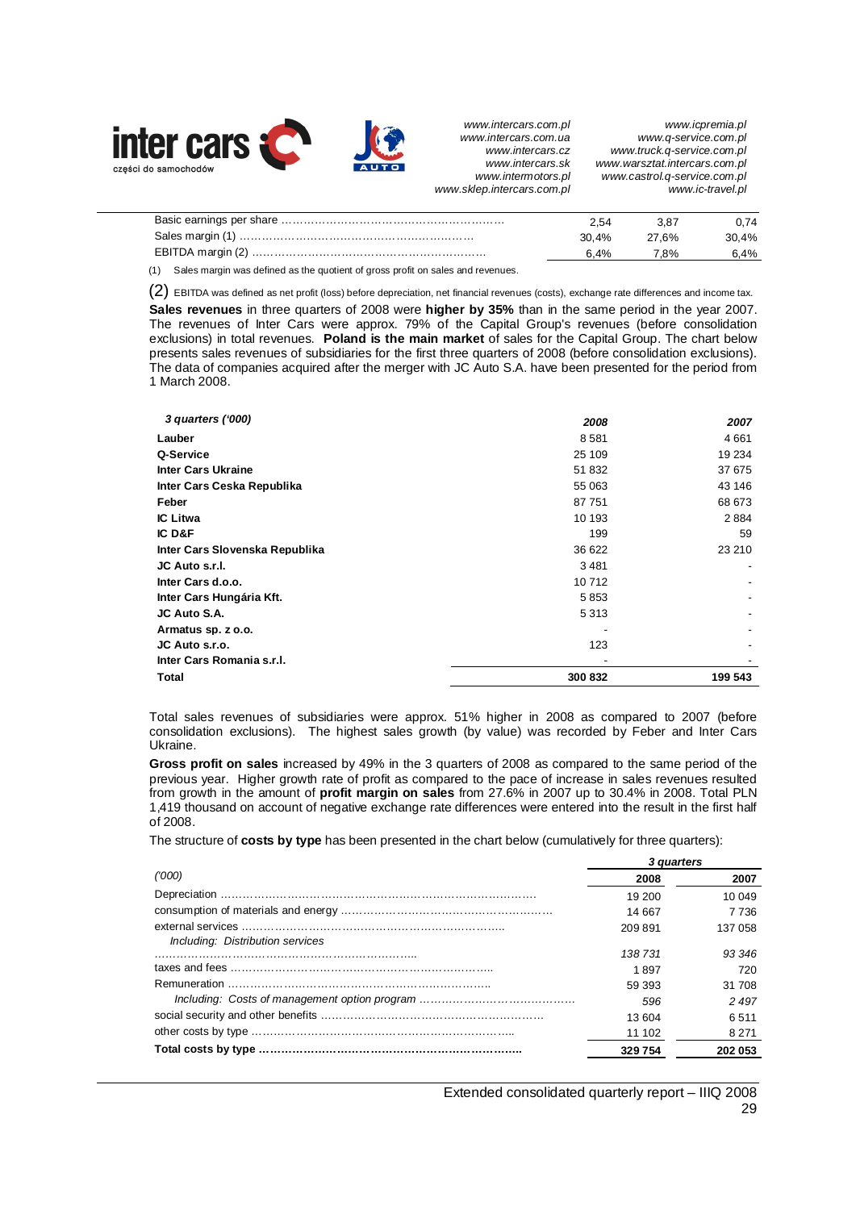| | | | |
|---|---|---|---|
| Basic earnings per share | 2,54 | 3,87 | 0,74 |
| Sales margin (1) | 30,4% | 27,6% | 30,4% |
| EBITDA margin (2) | 6,4% | 7,8% | 6,4% |

(1) Sales margin was defined as the quotient of gross profit on sales and revenues.

(2) EBITDA was defined as net profit (loss) before depreciation, net financial revenues (costs), exchange rate differences and income tax.

**Sales revenues** in three quarters of 2008 were **higher by 35%** than in the same period in the year 2007. The revenues of Inter Cars were approx. 79% of the Capital Group's revenues (before consolidation exclusions) in total revenues. **Poland is the main market** of sales for the Capital Group. The chart below presents sales revenues of subsidiaries for the first three quarters of 2008 (before consolidation exclusions). The data of companies acquired after the merger with JC Auto S.A. have been presented for the period from 1 March 2008.

| *3 quarters ('000)* | *2008* | *2007* |
|---|---|---|
| **Lauber** | 8 581 | 4 661 |
| **Q-Service** | 25 109 | 19 234 |
| **Inter Cars Ukraine** | 51 832 | 37 675 |
| **Inter Cars Ceska Republika** | 55 063 | 43 146 |
| **Feber** | 87 751 | 68 673 |
| **IC Litwa** | 10 193 | 2 884 |
| **IC D&F** | 199 | 59 |
| **Inter Cars Slovenska Republika** | 36 622 | 23 210 |
| **JC Auto s.r.l.** | 3 481 | - |
| **Inter Cars d.o.o.** | 10 712 | - |
| **Inter Cars Hungária Kft.** | 5 853 | - |
| **JC Auto S.A.** | 5 313 | - |
| **Armatus sp. z o.o.** | - | - |
| **JC Auto s.r.o.** | 123 | - |
| **Inter Cars Romania s.r.l.** | - | - |
| **Total** | **300 832** | **199 543** |

Total sales revenues of subsidiaries were approx. 51% higher in 2008 as compared to 2007 (before consolidation exclusions). The highest sales growth (by value) was recorded by Feber and Inter Cars Ukraine.

**Gross profit on sales** increased by 49% in the 3 quarters of 2008 as compared to the same period of the previous year. Higher growth rate of profit as compared to the pace of increase in sales revenues resulted from growth in the amount of **profit margin on sales** from 27.6% in 2007 up to 30.4% in 2008. Total PLN 1,419 thousand on account of negative exchange rate differences were entered into the result in the first half of 2008.

The structure of **costs by type** has been presented in the chart below (cumulatively for three quarters):

| | *3 quarters* | |
|---|---|---|
| *('000)* | **2008** | **2007** |
| Depreciation | 19 200 | 10 049 |
| consumption of materials and energy | 14 667 | 7 736 |
| external services | 209 891 | 137 058 |
| *Including: Distribution services* | *138 731* | *93 346* |
| taxes and fees | 1 897 | 720 |
| Remuneration | 59 393 | 31 708 |
| *Including: Costs of management option program* | *596* | *2 497* |
| social security and other benefits | 13 604 | 6 511 |
| other costs by type | 11 102 | 8 271 |
| **Total costs by type** | **329 754** | **202 053** |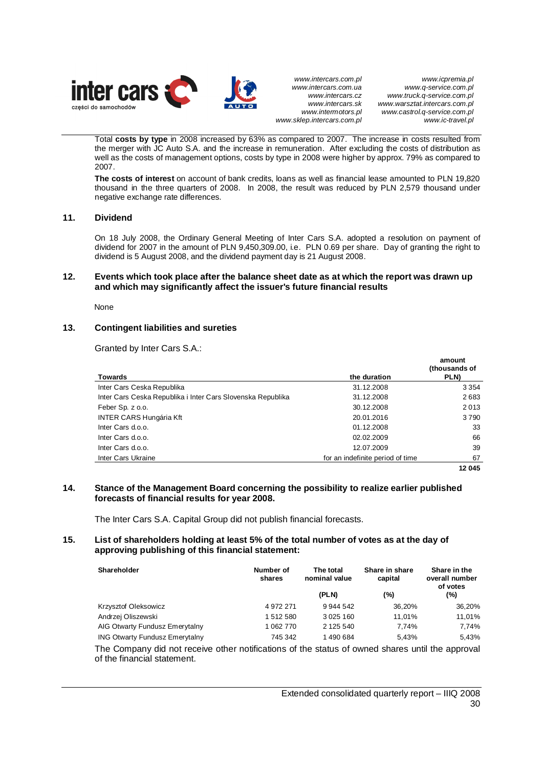Total **costs by type** in 2008 increased by 63% as compared to 2007. The increase in costs resulted from the merger with JC Auto S.A. and the increase in remuneration. After excluding the costs of distribution as well as the costs of management options, costs by type in 2008 were higher by approx. 79% as compared to 2007.

**The costs of interest** on account of bank credits, loans as well as financial lease amounted to PLN 19,820 thousand in the three quarters of 2008. In 2008, the result was reduced by PLN 2,579 thousand under negative exchange rate differences.

## 11. Dividend

On 18 July 2008, the Ordinary General Meeting of Inter Cars S.A. adopted a resolution on payment of dividend for 2007 in the amount of PLN 9,450,309.00, i.e. PLN 0.69 per share. Day of granting the right to dividend is 5 August 2008, and the dividend payment day is 21 August 2008.

## 12. Events which took place after the balance sheet date as at which the report was drawn up and which may significantly affect the issuer's future financial results

None

## 13. Contingent liabilities and sureties

Granted by Inter Cars S.A.:

| Towards | the duration | amount (thousands of PLN) |
|---|---|---|
| Inter Cars Ceska Republika | 31.12.2008 | 3 354 |
| Inter Cars Ceska Republika i Inter Cars Slovenska Republika | 31.12.2008 | 2 683 |
| Feber Sp. z o.o. | 30.12.2008 | 2 013 |
| INTER CARS Hungária Kft | 20.01.2016 | 3 790 |
| Inter Cars d.o.o. | 01.12.2008 | 33 |
| Inter Cars d.o.o. | 02.02.2009 | 66 |
| Inter Cars d.o.o. | 12.07.2009 | 39 |
| Inter Cars Ukraine | for an indefinite period of time | 67 |
| | | **12 045** |

## 14. Stance of the Management Board concerning the possibility to realize earlier published forecasts of financial results for year 2008.

The Inter Cars S.A. Capital Group did not publish financial forecasts.

## 15. List of shareholders holding at least 5% of the total number of votes as at the day of approving publishing of this financial statement:

| Shareholder | Number of shares | The total nominal value (PLN) | Share in share capital (%) | Share in the overall number of votes (%) |
|---|---|---|---|---|
| Krzysztof Oleksowicz | 4 972 271 | 9 944 542 | 36,20% | 36,20% |
| Andrzej Oliszewski | 1 512 580 | 3 025 160 | 11,01% | 11,01% |
| AIG Otwarty Fundusz Emerytalny | 1 062 770 | 2 125 540 | 7,74% | 7,74% |
| ING Otwarty Fundusz Emerytalny | 745 342 | 1 490 684 | 5,43% | 5,43% |

The Company did not receive other notifications of the status of owned shares until the approval of the financial statement.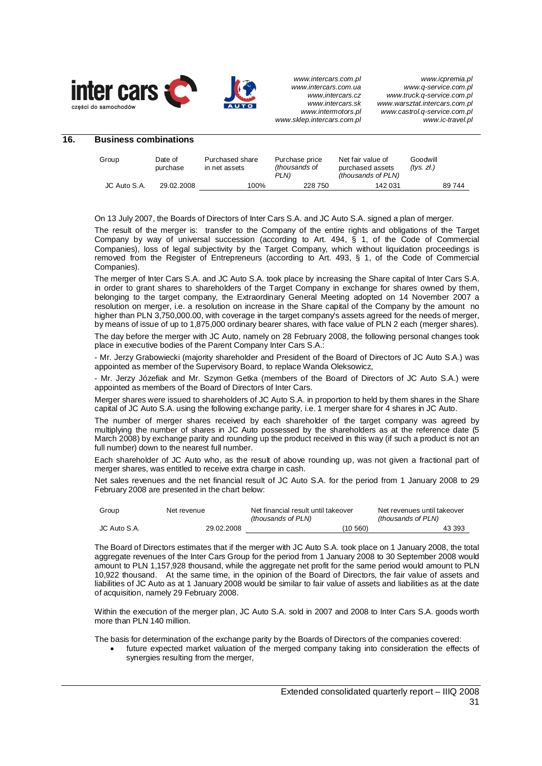## 16. Business combinations

| Group | Date of purchase | Purchased share in net assets | Purchase price *(thousands of PLN)* | Net fair value of purchased assets *(thousands of PLN)* | Goodwill *(tys. zł.)* |
|---|---|---|---|---|---|
| JC Auto S.A. | 29.02.2008 | 100% | 228 750 | 142 031 | 89 744 |

On 13 July 2007, the Boards of Directors of Inter Cars S.A. and JC Auto S.A. signed a plan of merger.

The result of the merger is: transfer to the Company of the entire rights and obligations of the Target Company by way of universal succession (according to Art. 494, § 1, of the Code of Commercial Companies), loss of legal subjectivity by the Target Company, which without liquidation proceedings is removed from the Register of Entrepreneurs (according to Art. 493, § 1, of the Code of Commercial Companies).

The merger of Inter Cars S.A. and JC Auto S.A. took place by increasing the Share capital of Inter Cars S.A. in order to grant shares to shareholders of the Target Company in exchange for shares owned by them, belonging to the target company, the Extraordinary General Meeting adopted on 14 November 2007 a resolution on merger, i.e. a resolution on increase in the Share capital of the Company by the amount no higher than PLN 3,750,000.00, with coverage in the target company's assets agreed for the needs of merger, by means of issue of up to 1,875,000 ordinary bearer shares, with face value of PLN 2 each (merger shares).

The day before the merger with JC Auto, namely on 28 February 2008, the following personal changes took place in executive bodies of the Parent Company Inter Cars S.A.:

- Mr. Jerzy Grabowiecki (majority shareholder and President of the Board of Directors of JC Auto S.A.) was appointed as member of the Supervisory Board, to replace Wanda Oleksowicz,

- Mr. Jerzy Józefiak and Mr. Szymon Getka (members of the Board of Directors of JC Auto S.A.) were appointed as members of the Board of Directors of Inter Cars.

Merger shares were issued to shareholders of JC Auto S.A. in proportion to held by them shares in the Share capital of JC Auto S.A. using the following exchange parity, i.e. 1 merger share for 4 shares in JC Auto.

The number of merger shares received by each shareholder of the target company was agreed by multiplying the number of shares in JC Auto possessed by the shareholders as at the reference date (5 March 2008) by exchange parity and rounding up the product received in this way (if such a product is not an full number) down to the nearest full number.

Each shareholder of JC Auto who, as the result of above rounding up, was not given a fractional part of merger shares, was entitled to receive extra charge in cash.

Net sales revenues and the net financial result of JC Auto S.A. for the period from 1 January 2008 to 29 February 2008 are presented in the chart below:

| Group | Net revenue | Net financial result until takeover *(thousands of PLN)* | Net revenues until takeover *(thousands of PLN)* |
|---|---|---|---|
| JC Auto S.A. | 29.02.2008 | (10 560) | 43 393 |

The Board of Directors estimates that if the merger with JC Auto S.A. took place on 1 January 2008, the total aggregate revenues of the Inter Cars Group for the period from 1 January 2008 to 30 September 2008 would amount to PLN 1,157,928 thousand, while the aggregate net profit for the same period would amount to PLN 10,922 thousand. At the same time, in the opinion of the Board of Directors, the fair value of assets and liabilities of JC Auto as at 1 January 2008 would be similar to fair value of assets and liabilities as at the date of acquisition, namely 29 February 2008.

Within the execution of the merger plan, JC Auto S.A. sold in 2007 and 2008 to Inter Cars S.A. goods worth more than PLN 140 million.

The basis for determination of the exchange parity by the Boards of Directors of the companies covered:

- future expected market valuation of the merged company taking into consideration the effects of synergies resulting from the merger,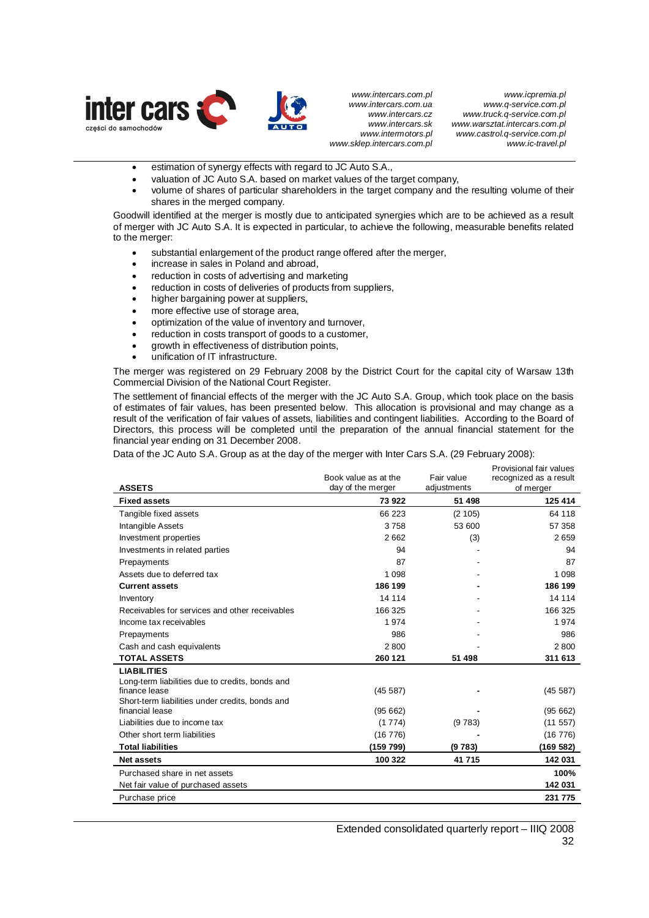- estimation of synergy effects with regard to JC Auto S.A.,
- valuation of JC Auto S.A. based on market values of the target company,
- volume of shares of particular shareholders in the target company and the resulting volume of their shares in the merged company.

Goodwill identified at the merger is mostly due to anticipated synergies which are to be achieved as a result of merger with JC Auto S.A. It is expected in particular, to achieve the following, measurable benefits related to the merger:

- substantial enlargement of the product range offered after the merger,
- increase in sales in Poland and abroad,
- reduction in costs of advertising and marketing
- reduction in costs of deliveries of products from suppliers,
- higher bargaining power at suppliers,
- more effective use of storage area,
- optimization of the value of inventory and turnover,
- reduction in costs transport of goods to a customer,
- growth in effectiveness of distribution points,
- unification of IT infrastructure.

The merger was registered on 29 February 2008 by the District Court for the capital city of Warsaw 13th Commercial Division of the National Court Register.

The settlement of financial effects of the merger with the JC Auto S.A. Group, which took place on the basis of estimates of fair values, has been presented below. This allocation is provisional and may change as a result of the verification of fair values of assets, liabilities and contingent liabilities. According to the Board of Directors, this process will be completed until the preparation of the annual financial statement for the financial year ending on 31 December 2008.

Data of the JC Auto S.A. Group as at the day of the merger with Inter Cars S.A. (29 February 2008):

| ASSETS | Book value as at the day of the merger | Fair value adjustments | Provisional fair values recognized as a result of merger |
|---|---|---|---|
| **Fixed assets** | **73 922** | **51 498** | **125 414** |
| Tangible fixed assets | 66 223 | (2 105) | 64 118 |
| Intangible Assets | 3 758 | 53 600 | 57 358 |
| Investment properties | 2 662 | (3) | 2 659 |
| Investments in related parties | 94 | - | 94 |
| Prepayments | 87 | - | 87 |
| Assets due to deferred tax | 1 098 | - | 1 098 |
| **Current assets** | **186 199** | **-** | **186 199** |
| Inventory | 14 114 | - | 14 114 |
| Receivables for services and other receivables | 166 325 | - | 166 325 |
| Income tax receivables | 1 974 | - | 1 974 |
| Prepayments | 986 | - | 986 |
| Cash and cash equivalents | 2 800 | - | 2 800 |
| **TOTAL ASSETS** | **260 121** | **51 498** | **311 613** |
| **LIABILITIES** | | | |
| Long-term liabilities due to credits, bonds and finance lease | (45 587) | - | (45 587) |
| Short-term liabilities under credits, bonds and financial lease | (95 662) | - | (95 662) |
| Liabilities due to income tax | (1 774) | (9 783) | (11 557) |
| Other short term liabilities | (16 776) | - | (16 776) |
| **Total liabilities** | **(159 799)** | **(9 783)** | **(169 582)** |
| **Net assets** | **100 322** | **41 715** | **142 031** |
| Purchased share in net assets | | | **100%** |
| Net fair value of purchased assets | | | **142 031** |
| Purchase price | | | **231 775** |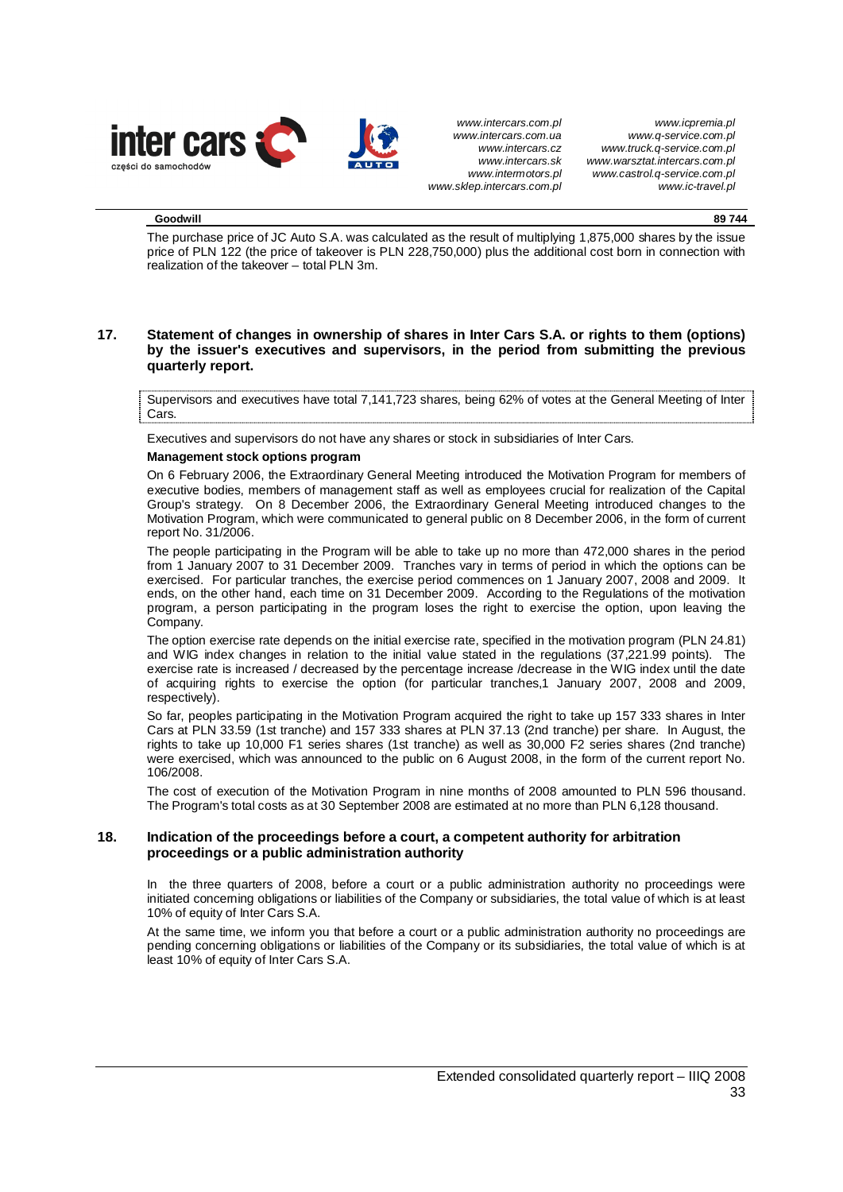| Goodwill | 89 744 |
|---|---|

The purchase price of JC Auto S.A. was calculated as the result of multiplying 1,875,000 shares by the issue price of PLN 122 (the price of takeover is PLN 228,750,000) plus the additional cost born in connection with realization of the takeover – total PLN 3m.

## 17. Statement of changes in ownership of shares in Inter Cars S.A. or rights to them (options) by the issuer's executives and supervisors, in the period from submitting the previous quarterly report.

Supervisors and executives have total 7,141,723 shares, being 62% of votes at the General Meeting of Inter Cars.

Executives and supervisors do not have any shares or stock in subsidiaries of Inter Cars.

**Management stock options program**

On 6 February 2006, the Extraordinary General Meeting introduced the Motivation Program for members of executive bodies, members of management staff as well as employees crucial for realization of the Capital Group's strategy. On 8 December 2006, the Extraordinary General Meeting introduced changes to the Motivation Program, which were communicated to general public on 8 December 2006, in the form of current report No. 31/2006.

The people participating in the Program will be able to take up no more than 472,000 shares in the period from 1 January 2007 to 31 December 2009. Tranches vary in terms of period in which the options can be exercised. For particular tranches, the exercise period commences on 1 January 2007, 2008 and 2009. It ends, on the other hand, each time on 31 December 2009. According to the Regulations of the motivation program, a person participating in the program loses the right to exercise the option, upon leaving the Company.

The option exercise rate depends on the initial exercise rate, specified in the motivation program (PLN 24.81) and WIG index changes in relation to the initial value stated in the regulations (37,221.99 points). The exercise rate is increased / decreased by the percentage increase /decrease in the WIG index until the date of acquiring rights to exercise the option (for particular tranches,1 January 2007, 2008 and 2009, respectively).

So far, peoples participating in the Motivation Program acquired the right to take up 157 333 shares in Inter Cars at PLN 33.59 (1st tranche) and 157 333 shares at PLN 37.13 (2nd tranche) per share. In August, the rights to take up 10,000 F1 series shares (1st tranche) as well as 30,000 F2 series shares (2nd tranche) were exercised, which was announced to the public on 6 August 2008, in the form of the current report No. 106/2008.

The cost of execution of the Motivation Program in nine months of 2008 amounted to PLN 596 thousand. The Program's total costs as at 30 September 2008 are estimated at no more than PLN 6,128 thousand.

## 18. Indication of the proceedings before a court, a competent authority for arbitration proceedings or a public administration authority

In the three quarters of 2008, before a court or a public administration authority no proceedings were initiated concerning obligations or liabilities of the Company or subsidiaries, the total value of which is at least 10% of equity of Inter Cars S.A.

At the same time, we inform you that before a court or a public administration authority no proceedings are pending concerning obligations or liabilities of the Company or its subsidiaries, the total value of which is at least 10% of equity of Inter Cars S.A.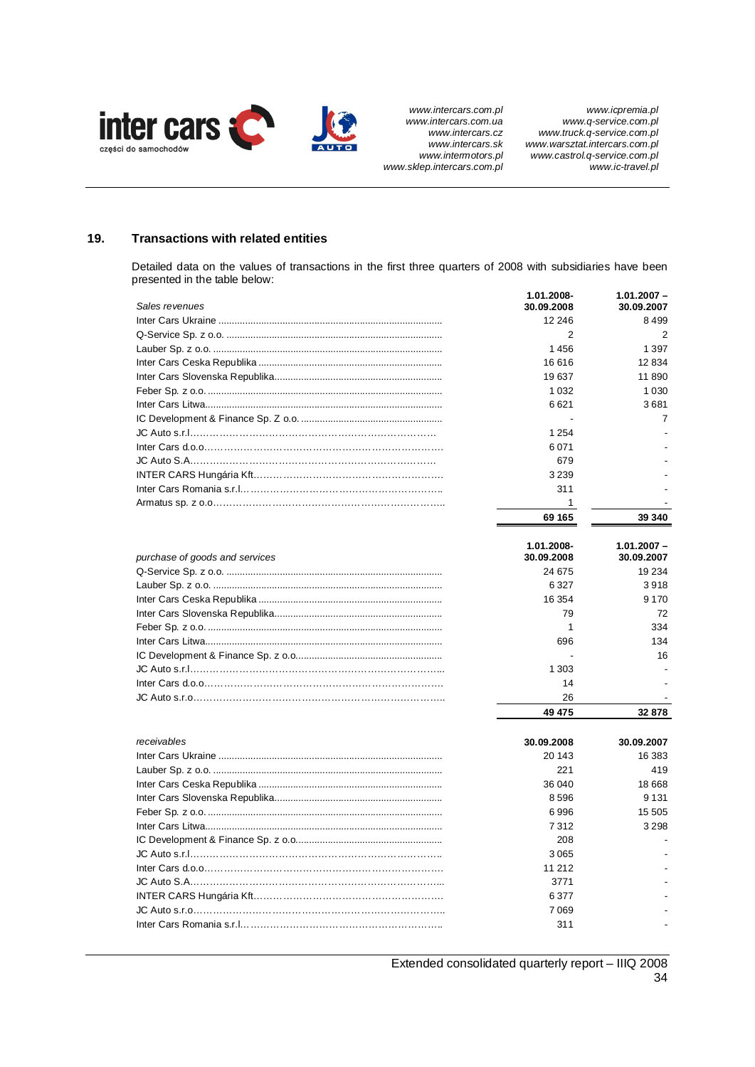## 19. Transactions with related entities

Detailed data on the values of transactions in the first three quarters of 2008 with subsidiaries have been presented in the table below:

| *Sales revenues* | 1.01.2008-30.09.2008 | 1.01.2007 – 30.09.2007 |
|---|---|---|
| Inter Cars Ukraine | 12 246 | 8 499 |
| Q-Service Sp. z o.o. | 2 | 2 |
| Lauber Sp. z o.o. | 1 456 | 1 397 |
| Inter Cars Ceska Republika | 16 616 | 12 834 |
| Inter Cars Slovenska Republika | 19 637 | 11 890 |
| Feber Sp. z o.o. | 1 032 | 1 030 |
| Inter Cars Litwa | 6 621 | 3 681 |
| IC Development & Finance Sp. Z o.o. | - | 7 |
| JC Auto s.r.l | 1 254 | - |
| Inter Cars d.o.o | 6 071 | - |
| JC Auto S.A. | 679 | - |
| INTER CARS Hungária Kft | 3 239 | - |
| Inter Cars Romania s.r.l. | 311 | - |
| Armatus sp. z o.o | 1 | - |
| | **69 165** | **39 340** |

| *purchase of goods and services* | 1.01.2008-30.09.2008 | 1.01.2007 – 30.09.2007 |
|---|---|---|
| Q-Service Sp. z o.o. | 24 675 | 19 234 |
| Lauber Sp. z o.o. | 6 327 | 3 918 |
| Inter Cars Ceska Republika | 16 354 | 9 170 |
| Inter Cars Slovenska Republika | 79 | 72 |
| Feber Sp. z o.o. | 1 | 334 |
| Inter Cars Litwa | 696 | 134 |
| IC Development & Finance Sp. z o.o. | - | 16 |
| JC Auto s.r.l | 1 303 | - |
| Inter Cars d.o.o | 14 | - |
| JC Auto s.r.o | 26 | - |
| | **49 475** | **32 878** |

| *receivables* | 30.09.2008 | 30.09.2007 |
|---|---|---|
| Inter Cars Ukraine | 20 143 | 16 383 |
| Lauber Sp. z o.o. | 221 | 419 |
| Inter Cars Ceska Republika | 36 040 | 18 668 |
| Inter Cars Slovenska Republika | 8 596 | 9 131 |
| Feber Sp. z o.o. | 6 996 | 15 505 |
| Inter Cars Litwa | 7 312 | 3 298 |
| IC Development & Finance Sp. z o.o. | 208 | - |
| JC Auto s.r.l | 3 065 | - |
| Inter Cars d.o.o | 11 212 | - |
| JC Auto S.A. | 3771 | - |
| INTER CARS Hungária Kft | 6 377 | - |
| JC Auto s.r.o | 7 069 | - |
| Inter Cars Romania s.r.l. | 311 | - |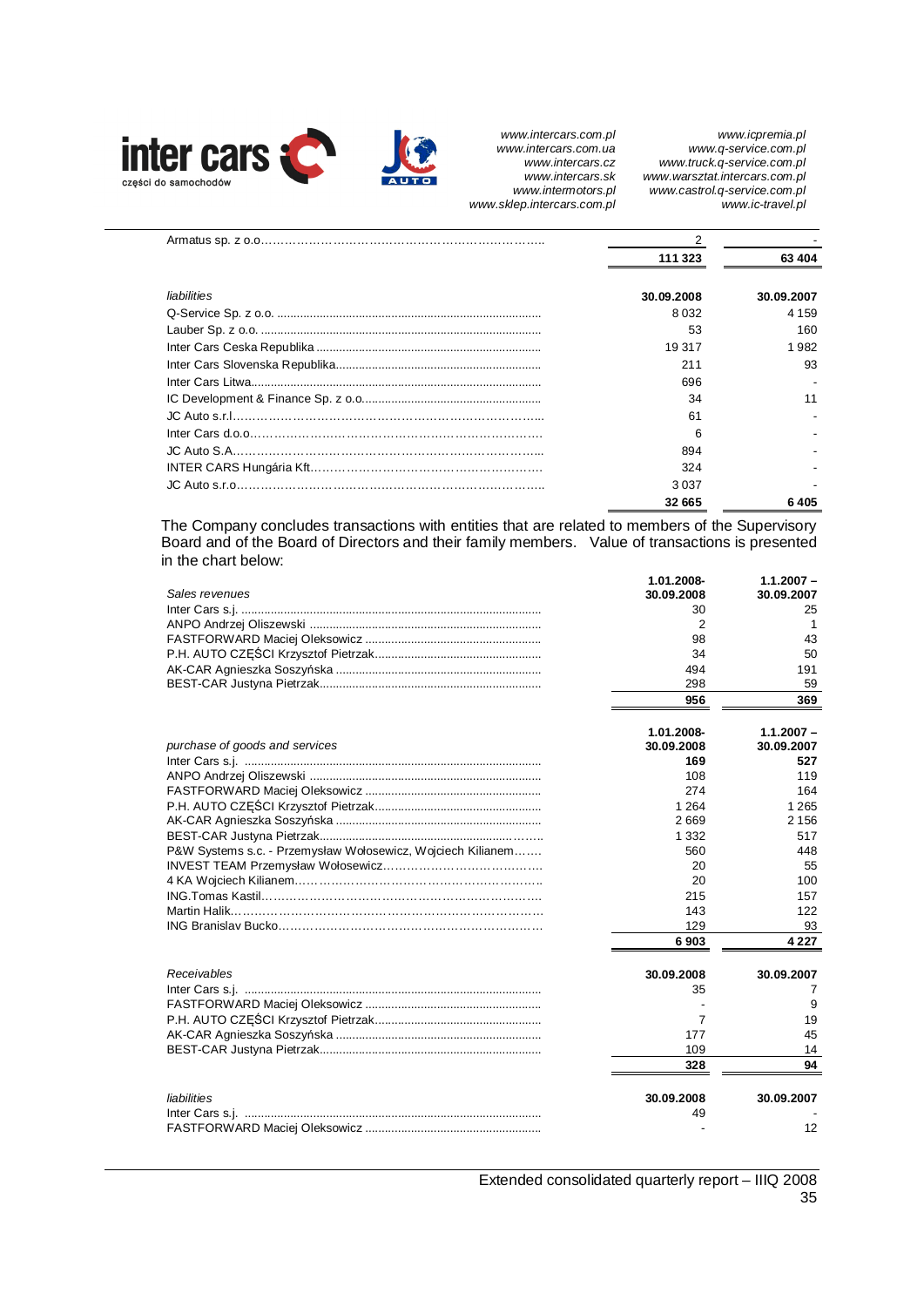| | | |
|---|---|---|
| Armatus sp. z o.o. | 2 | - |
| | **111 323** | **63 404** |

| *liabilities* | **30.09.2008** | **30.09.2007** |
|---|---|---|
| Q-Service Sp. z o.o. | 8 032 | 4 159 |
| Lauber Sp. z o.o. | 53 | 160 |
| Inter Cars Ceska Republika | 19 317 | 1 982 |
| Inter Cars Slovenska Republika | 211 | 93 |
| Inter Cars Litwa | 696 | - |
| IC Development & Finance Sp. z o.o. | 34 | 11 |
| JC Auto s.r.l. | 61 | - |
| Inter Cars d.o.o. | 6 | - |
| JC Auto S.A. | 894 | - |
| INTER CARS Hungária Kft. | 324 | - |
| JC Auto s.r.o. | 3 037 | - |
| | **32 665** | **6 405** |

The Company concludes transactions with entities that are related to members of the Supervisory Board and of the Board of Directors and their family members. Value of transactions is presented in the chart below:

| *Sales revenues* | **1.01.2008-30.09.2008** | **1.1.2007 – 30.09.2007** |
|---|---|---|
| Inter Cars s.j. | 30 | 25 |
| ANPO Andrzej Oliszewski | 2 | 1 |
| FASTFORWARD Maciej Oleksowicz | 98 | 43 |
| P.H. AUTO CZĘŚCI Krzysztof Pietrzak | 34 | 50 |
| AK-CAR Agnieszka Soszyńska | 494 | 191 |
| BEST-CAR Justyna Pietrzak | 298 | 59 |
| | **956** | **369** |

| *purchase of goods and services* | **1.01.2008-30.09.2008** | **1.1.2007 – 30.09.2007** |
|---|---|---|
| Inter Cars s.j. | **169** | **527** |
| ANPO Andrzej Oliszewski | 108 | 119 |
| FASTFORWARD Maciej Oleksowicz | 274 | 164 |
| P.H. AUTO CZĘŚCI Krzysztof Pietrzak | 1 264 | 1 265 |
| AK-CAR Agnieszka Soszyńska | 2 669 | 2 156 |
| BEST-CAR Justyna Pietrzak | 1 332 | 517 |
| P&W Systems s.c. - Przemysław Wołosewicz, Wojciech Kilianem | 560 | 448 |
| INVEST TEAM Przemysław Wołosewicz | 20 | 55 |
| 4 KA Wojciech Kilianem | 20 | 100 |
| ING.Tomas Kastil | 215 | 157 |
| Martin Halik | 143 | 122 |
| ING Branislav Bucko | 129 | 93 |
| | **6 903** | **4 227** |

| *Receivables* | **30.09.2008** | **30.09.2007** |
|---|---|---|
| Inter Cars s.j. | 35 | 7 |
| FASTFORWARD Maciej Oleksowicz | - | 9 |
| P.H. AUTO CZĘŚCI Krzysztof Pietrzak | 7 | 19 |
| AK-CAR Agnieszka Soszyńska | 177 | 45 |
| BEST-CAR Justyna Pietrzak | 109 | 14 |
| | **328** | **94** |

| *liabilities* | **30.09.2008** | **30.09.2007** |
|---|---|---|
| Inter Cars s.j. | 49 | - |
| FASTFORWARD Maciej Oleksowicz | - | 12 |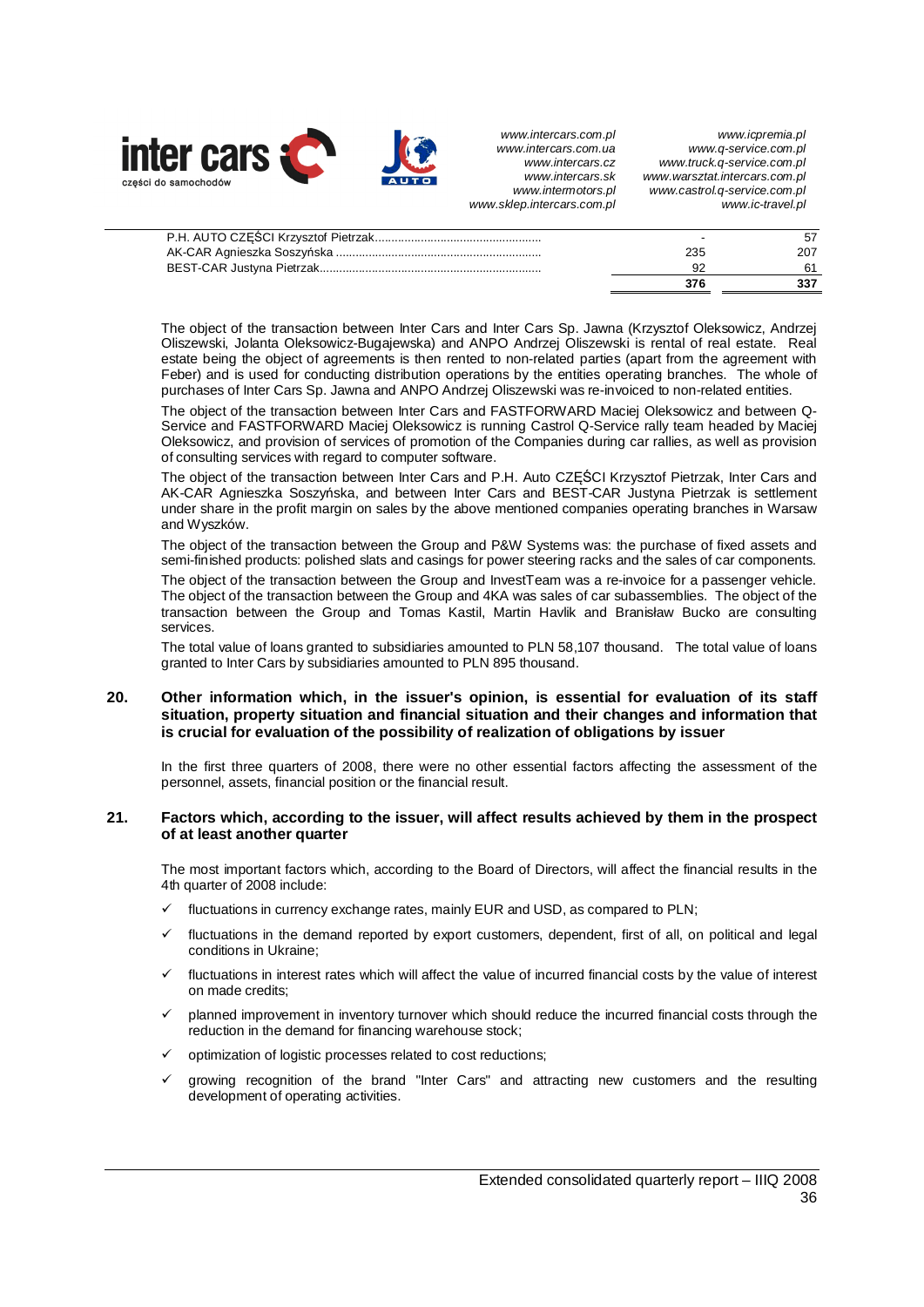| | | |
|---|---|---|
| P.H. AUTO CZĘŚCI Krzysztof Pietrzak | - | 57 |
| AK-CAR Agnieszka Soszyńska | 235 | 207 |
| BEST-CAR Justyna Pietrzak | 92 | 61 |
| | **376** | **337** |

The object of the transaction between Inter Cars and Inter Cars Sp. Jawna (Krzysztof Oleksowicz, Andrzej Oliszewski, Jolanta Oleksowicz-Bugajewska) and ANPO Andrzej Oliszewski is rental of real estate. Real estate being the object of agreements is then rented to non-related parties (apart from the agreement with Feber) and is used for conducting distribution operations by the entities operating branches. The whole of purchases of Inter Cars Sp. Jawna and ANPO Andrzej Oliszewski was re-invoiced to non-related entities.

The object of the transaction between Inter Cars and FASTFORWARD Maciej Oleksowicz and between Q-Service and FASTFORWARD Maciej Oleksowicz is running Castrol Q-Service rally team headed by Maciej Oleksowicz, and provision of services of promotion of the Companies during car rallies, as well as provision of consulting services with regard to computer software.

The object of the transaction between Inter Cars and P.H. Auto CZĘŚCI Krzysztof Pietrzak, Inter Cars and AK-CAR Agnieszka Soszyńska, and between Inter Cars and BEST-CAR Justyna Pietrzak is settlement under share in the profit margin on sales by the above mentioned companies operating branches in Warsaw and Wyszków.

The object of the transaction between the Group and P&W Systems was: the purchase of fixed assets and semi-finished products: polished slats and casings for power steering racks and the sales of car components.

The object of the transaction between the Group and InvestTeam was a re-invoice for a passenger vehicle. The object of the transaction between the Group and 4KA was sales of car subassemblies. The object of the transaction between the Group and Tomas Kastil, Martin Havlik and Branisław Bucko are consulting services.

The total value of loans granted to subsidiaries amounted to PLN 58,107 thousand. The total value of loans granted to Inter Cars by subsidiaries amounted to PLN 895 thousand.

## 20. Other information which, in the issuer's opinion, is essential for evaluation of its staff situation, property situation and financial situation and their changes and information that is crucial for evaluation of the possibility of realization of obligations by issuer

In the first three quarters of 2008, there were no other essential factors affecting the assessment of the personnel, assets, financial position or the financial result.

## 21. Factors which, according to the issuer, will affect results achieved by them in the prospect of at least another quarter

The most important factors which, according to the Board of Directors, will affect the financial results in the 4th quarter of 2008 include:

- ✓ fluctuations in currency exchange rates, mainly EUR and USD, as compared to PLN;
- ✓ fluctuations in the demand reported by export customers, dependent, first of all, on political and legal conditions in Ukraine;
- ✓ fluctuations in interest rates which will affect the value of incurred financial costs by the value of interest on made credits;
- ✓ planned improvement in inventory turnover which should reduce the incurred financial costs through the reduction in the demand for financing warehouse stock;
- ✓ optimization of logistic processes related to cost reductions;
- ✓ growing recognition of the brand "Inter Cars" and attracting new customers and the resulting development of operating activities.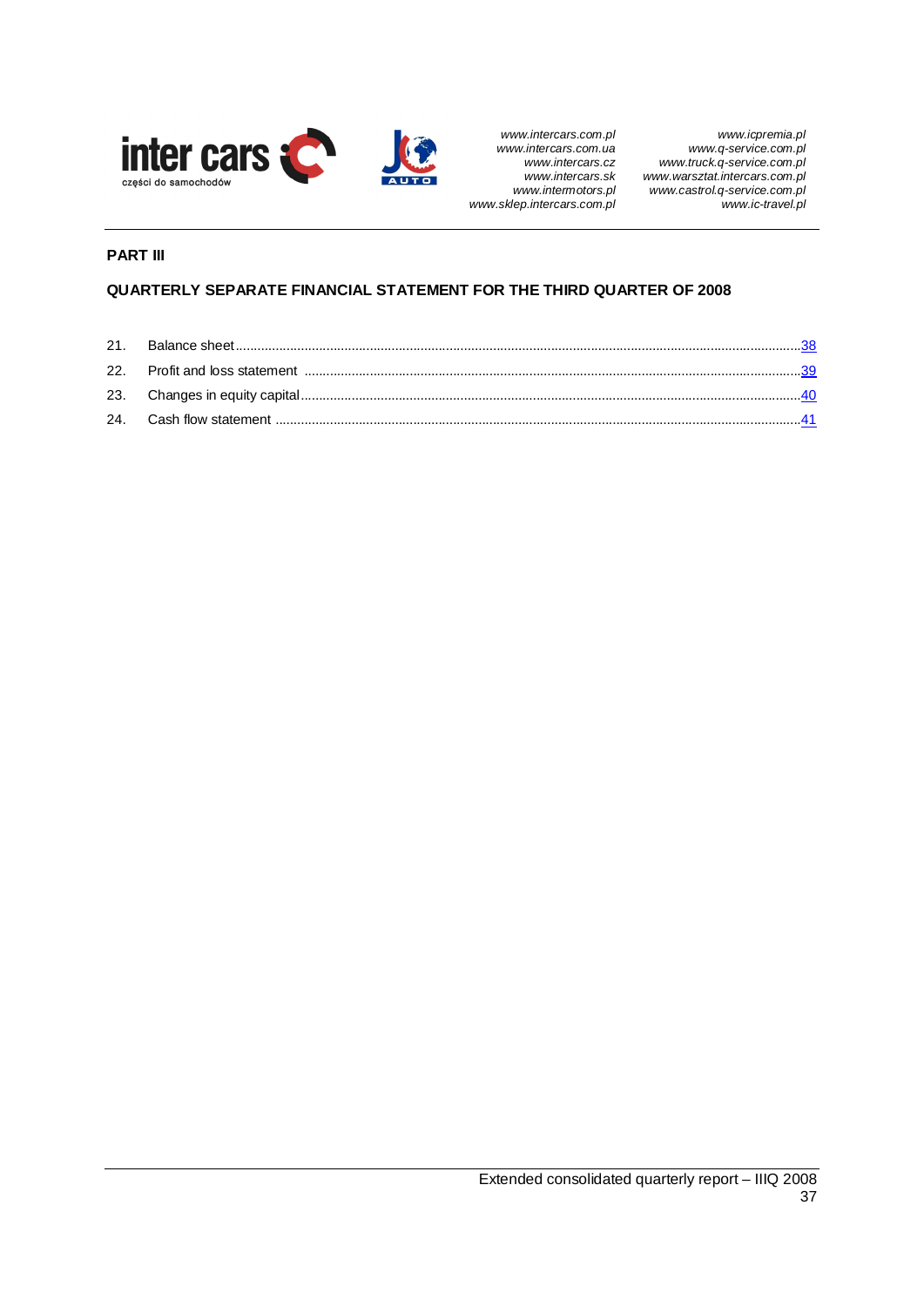**PART III**

**QUARTERLY SEPARATE FINANCIAL STATEMENT FOR THE THIRD QUARTER OF 2008**

21. Balance sheet ........................................................................................................................ 38
22. Profit and loss statement ......................................................................................................... 39
23. Changes in equity capital ........................................................................................................ 40
24. Cash flow statement ............................................................................................................... 41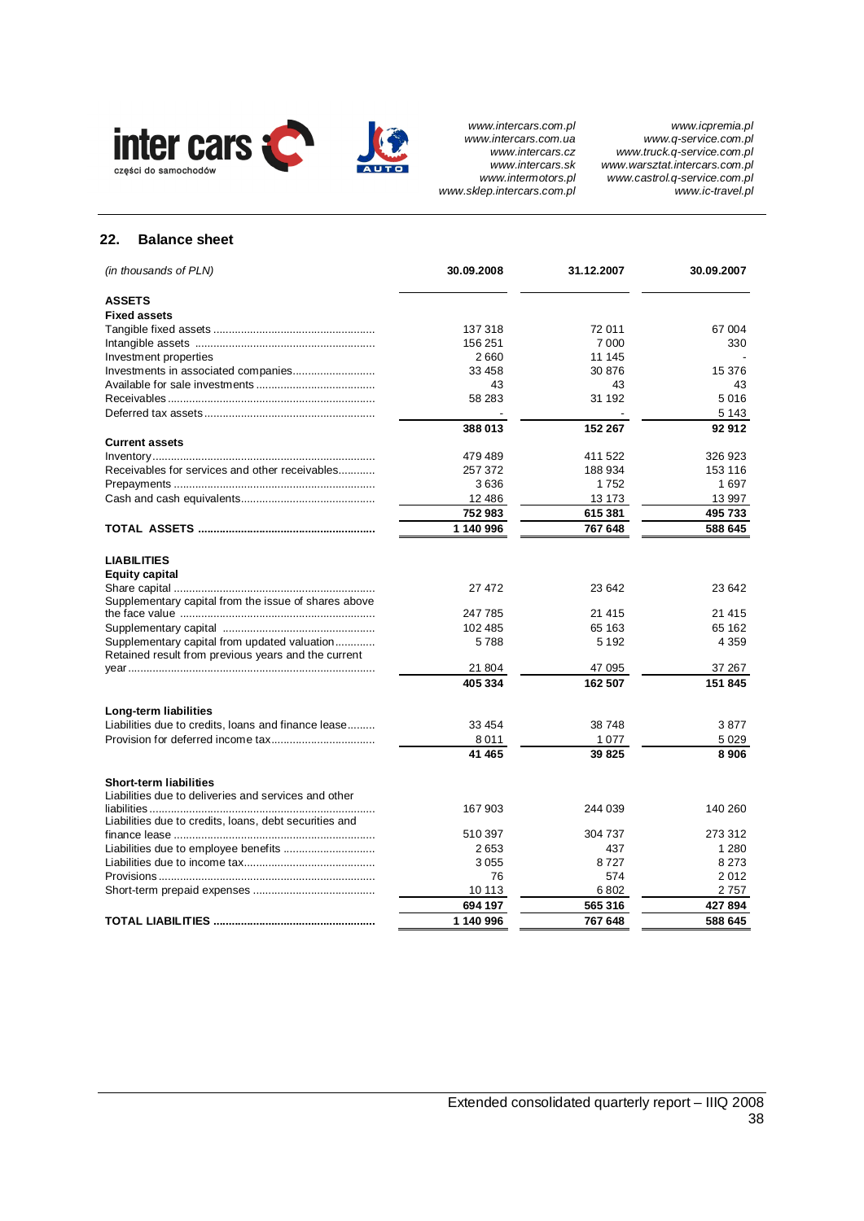## 22. Balance sheet

| *(in thousands of PLN)* | 30.09.2008 | 31.12.2007 | 30.09.2007 |
|---|---|---|---|
| **ASSETS** | | | |
| **Fixed assets** | | | |
| Tangible fixed assets | 137 318 | 72 011 | 67 004 |
| Intangible assets | 156 251 | 7 000 | 330 |
| Investment properties | 2 660 | 11 145 | - |
| Investments in associated companies | 33 458 | 30 876 | 15 376 |
| Available for sale investments | 43 | 43 | 43 |
| Receivables | 58 283 | 31 192 | 5 016 |
| Deferred tax assets | - | - | 5 143 |
| | **388 013** | **152 267** | **92 912** |
| **Current assets** | | | |
| Inventory | 479 489 | 411 522 | 326 923 |
| Receivables for services and other receivables | 257 372 | 188 934 | 153 116 |
| Prepayments | 3 636 | 1 752 | 1 697 |
| Cash and cash equivalents | 12 486 | 13 173 | 13 997 |
| | **752 983** | **615 381** | **495 733** |
| **TOTAL ASSETS** | **1 140 996** | **767 648** | **588 645** |
| **LIABILITIES** | | | |
| **Equity capital** | | | |
| Share capital | 27 472 | 23 642 | 23 642 |
| Supplementary capital from the issue of shares above the face value | 247 785 | 21 415 | 21 415 |
| Supplementary capital | 102 485 | 65 163 | 65 162 |
| Supplementary capital from updated valuation | 5 788 | 5 192 | 4 359 |
| Retained result from previous years and the current year | 21 804 | 47 095 | 37 267 |
| | **405 334** | **162 507** | **151 845** |
| **Long-term liabilities** | | | |
| Liabilities due to credits, loans and finance lease | 33 454 | 38 748 | 3 877 |
| Provision for deferred income tax | 8 011 | 1 077 | 5 029 |
| | **41 465** | **39 825** | **8 906** |
| **Short-term liabilities** | | | |
| Liabilities due to deliveries and services and other liabilities | 167 903 | 244 039 | 140 260 |
| Liabilities due to credits, loans, debt securities and finance lease | 510 397 | 304 737 | 273 312 |
| Liabilities due to employee benefits | 2 653 | 437 | 1 280 |
| Liabilities due to income tax | 3 055 | 8 727 | 8 273 |
| Provisions | 76 | 574 | 2 012 |
| Short-term prepaid expenses | 10 113 | 6 802 | 2 757 |
| | **694 197** | **565 316** | **427 894** |
| **TOTAL LIABILITIES** | **1 140 996** | **767 648** | **588 645** |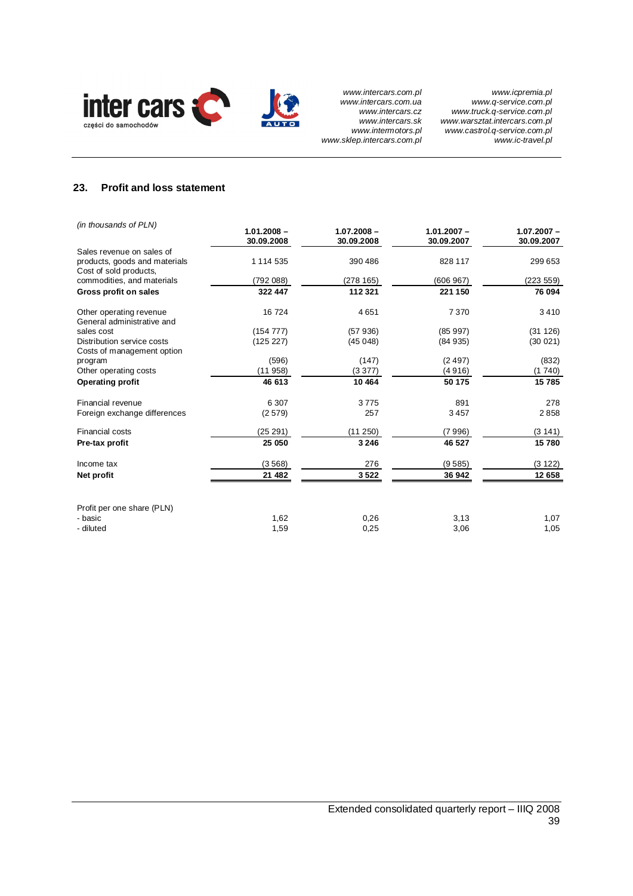## 23. Profit and loss statement

| *(in thousands of PLN)* | 1.01.2008 – 30.09.2008 | 1.07.2008 – 30.09.2008 | 1.01.2007 – 30.09.2007 | 1.07.2007 – 30.09.2007 |
|---|---|---|---|---|
| Sales revenue on sales of products, goods and materials | 1 114 535 | 390 486 | 828 117 | 299 653 |
| Cost of sold products, commodities, and materials | (792 088) | (278 165) | (606 967) | (223 559) |
| **Gross profit on sales** | **322 447** | **112 321** | **221 150** | **76 094** |
| Other operating revenue | 16 724 | 4 651 | 7 370 | 3 410 |
| General administrative and sales cost | (154 777) | (57 936) | (85 997) | (31 126) |
| Distribution service costs | (125 227) | (45 048) | (84 935) | (30 021) |
| Costs of management option program | (596) | (147) | (2 497) | (832) |
| Other operating costs | (11 958) | (3 377) | (4 916) | (1 740) |
| **Operating profit** | **46 613** | **10 464** | **50 175** | **15 785** |
| Financial revenue | 6 307 | 3 775 | 891 | 278 |
| Foreign exchange differences | (2 579) | 257 | 3 457 | 2 858 |
| Financial costs | (25 291) | (11 250) | (7 996) | (3 141) |
| **Pre-tax profit** | **25 050** | **3 246** | **46 527** | **15 780** |
| Income tax | (3 568) | 276 | (9 585) | (3 122) |
| **Net profit** | **21 482** | **3 522** | **36 942** | **12 658** |
| Profit per one share (PLN) | | | | |
| - basic | 1,62 | 0,26 | 3,13 | 1,07 |
| - diluted | 1,59 | 0,25 | 3,06 | 1,05 |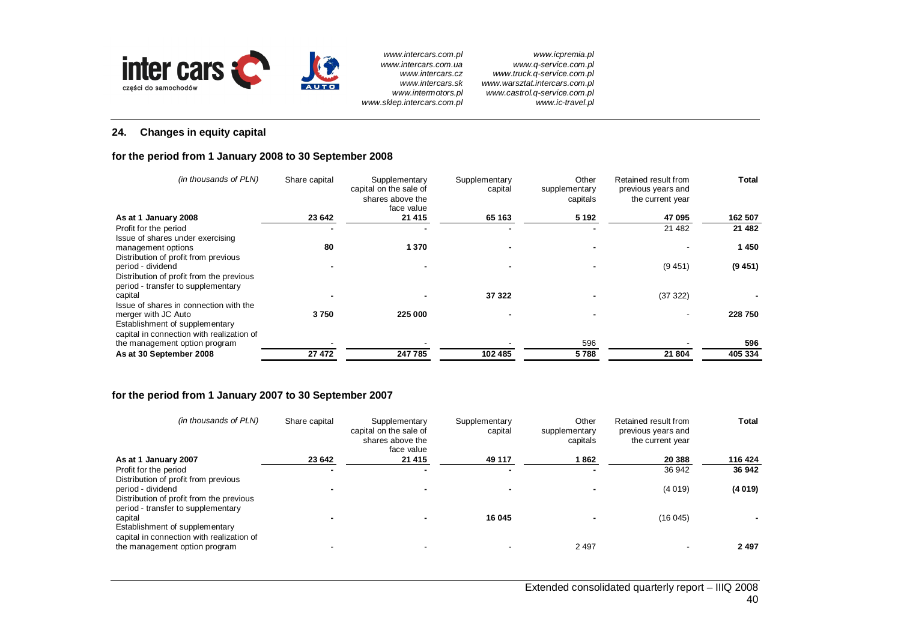## 24. Changes in equity capital

### for the period from 1 January 2008 to 30 September 2008

| *(in thousands of PLN)* | Share capital | Supplementary capital on the sale of shares above the face value | Supplementary capital | Other supplementary capitals | Retained result from previous years and the current year | **Total** |
|---|---|---|---|---|---|---|
| **As at 1 January 2008** | **23 642** | **21 415** | **65 163** | **5 192** | **47 095** | **162 507** |
| Profit for the period | - | - | - | - | 21 482 | **21 482** |
| Issue of shares under exercising management options | **80** | **1 370** | - | - | - | **1 450** |
| Distribution of profit from previous period - dividend | - | - | - | - | (9 451) | **(9 451)** |
| Distribution of profit from the previous period - transfer to supplementary capital | - | - | **37 322** | - | (37 322) | - |
| Issue of shares in connection with the merger with JC Auto | **3 750** | **225 000** | - | - | - | **228 750** |
| Establishment of supplementary capital in connection with realization of the management option program | - | - | - | 596 | - | **596** |
| **As at 30 September 2008** | **27 472** | **247 785** | **102 485** | **5 788** | **21 804** | **405 334** |

### for the period from 1 January 2007 to 30 September 2007

| *(in thousands of PLN)* | Share capital | Supplementary capital on the sale of shares above the face value | Supplementary capital | Other supplementary capitals | Retained result from previous years and the current year | **Total** |
|---|---|---|---|---|---|---|
| **As at 1 January 2007** | **23 642** | **21 415** | **49 117** | **1 862** | **20 388** | **116 424** |
| Profit for the period | - | - | - | - | 36 942 | **36 942** |
| Distribution of profit from previous period - dividend | - | - | - | - | (4 019) | **(4 019)** |
| Distribution of profit from the previous period - transfer to supplementary capital | - | - | **16 045** | - | (16 045) | - |
| Establishment of supplementary capital in connection with realization of the management option program | - | - | - | 2 497 | - | **2 497** |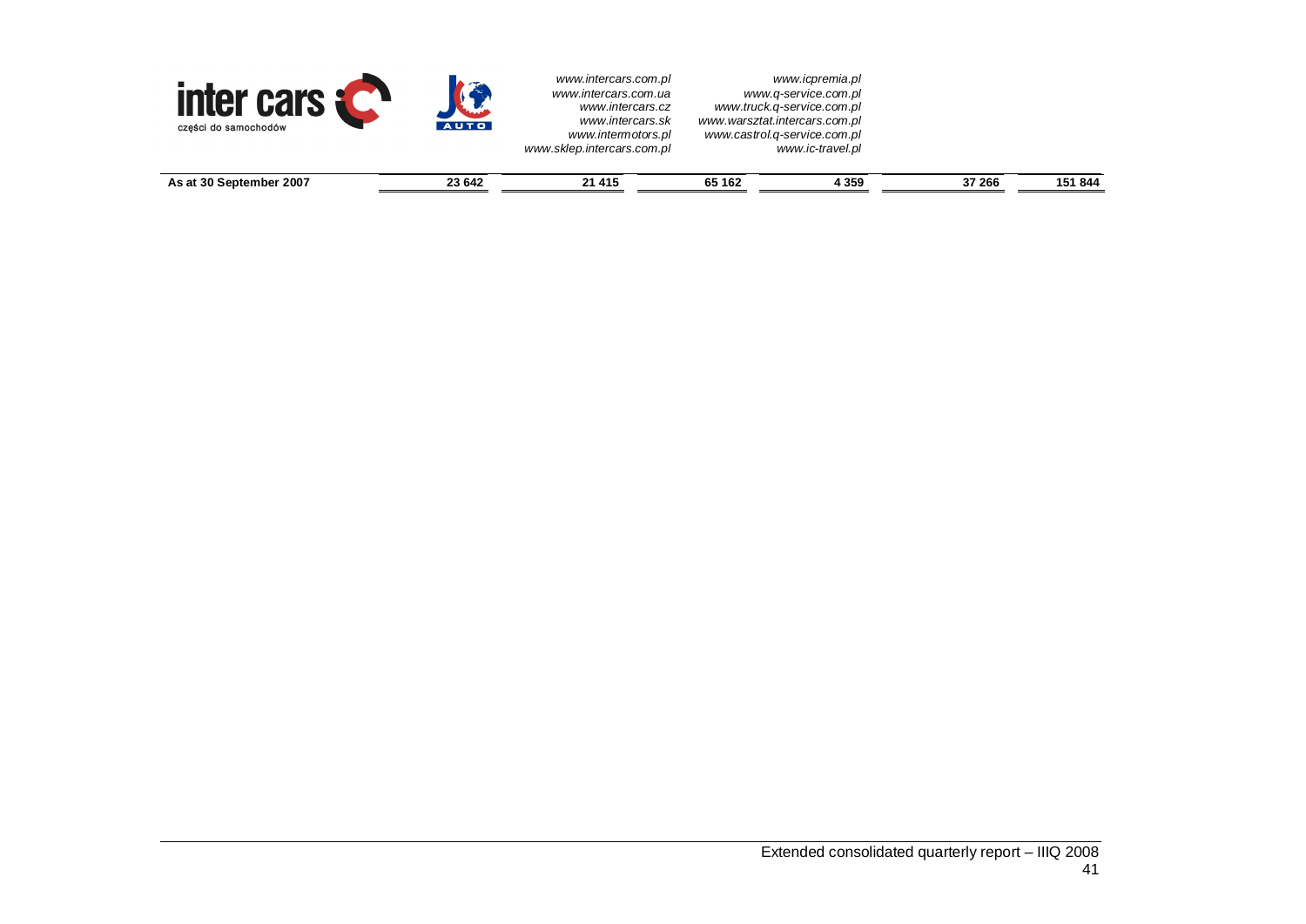| | | | | | | |
|---|---|---|---|---|---|---|
| **As at 30 September 2007** | **23 642** | **21 415** | **65 162** | **4 359** | **37 266** | **151 844** |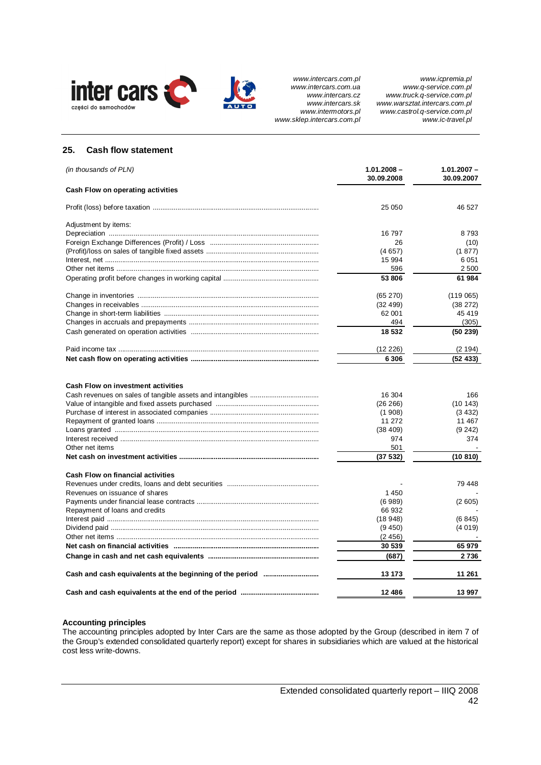## 25. Cash flow statement

| *(in thousands of PLN)* | 1.01.2008 – 30.09.2008 | 1.01.2007 – 30.09.2007 |
|---|---|---|
| **Cash Flow on operating activities** | | |
| Profit (loss) before taxation | 25 050 | 46 527 |
| Adjustment by items: | | |
| Depreciation | 16 797 | 8 793 |
| Foreign Exchange Differences (Profit) / Loss | 26 | (10) |
| (Profit)/loss on sales of tangible fixed assets | (4 657) | (1 877) |
| Interest, net | 15 994 | 6 051 |
| Other net items | 596 | 2 500 |
| Operating profit before changes in working capital | **53 806** | **61 984** |
| Change in inventories | (65 270) | (119 065) |
| Changes in receivables | (32 499) | (38 272) |
| Change in short-term liabilities | 62 001 | 45 419 |
| Changes in accruals and prepayments | 494 | (305) |
| Cash generated on operation activities | **18 532** | **(50 239)** |
| Paid income tax | (12 226) | (2 194) |
| **Net cash flow on operating activities** | **6 306** | **(52 433)** |
| **Cash Flow on investment activities** | | |
| Cash revenues on sales of tangible assets and intangibles | 16 304 | 166 |
| Value of intangible and fixed assets purchased | (26 266) | (10 143) |
| Purchase of interest in associated companies | (1 908) | (3 432) |
| Repayment of granted loans | 11 272 | 11 467 |
| Loans granted | (38 409) | (9 242) |
| Interest received | 974 | 374 |
| Other net items | 501 | - |
| **Net cash on investment activities** | **(37 532)** | **(10 810)** |
| **Cash Flow on financial activities** | | |
| Revenues under credits, loans and debt securities | - | 79 448 |
| Revenues on issuance of shares | 1 450 | - |
| Payments under financial lease contracts | (6 989) | (2 605) |
| Repayment of loans and credits | 66 932 | - |
| Interest paid | (18 948) | (6 845) |
| Dividend paid | (9 450) | (4 019) |
| Other net items | (2 456) | - |
| **Net cash on financial activities** | **30 539** | **65 979** |
| **Change in cash and net cash equivalents** | **(687)** | **2 736** |
| **Cash and cash equivalents at the beginning of the period** | **13 173** | **11 261** |
| **Cash and cash equivalents at the end of the period** | **12 486** | **13 997** |

### Accounting principles

The accounting principles adopted by Inter Cars are the same as those adopted by the Group (described in item 7 of the Group's extended consolidated quarterly report) except for shares in subsidiaries which are valued at the historical cost less write-downs.